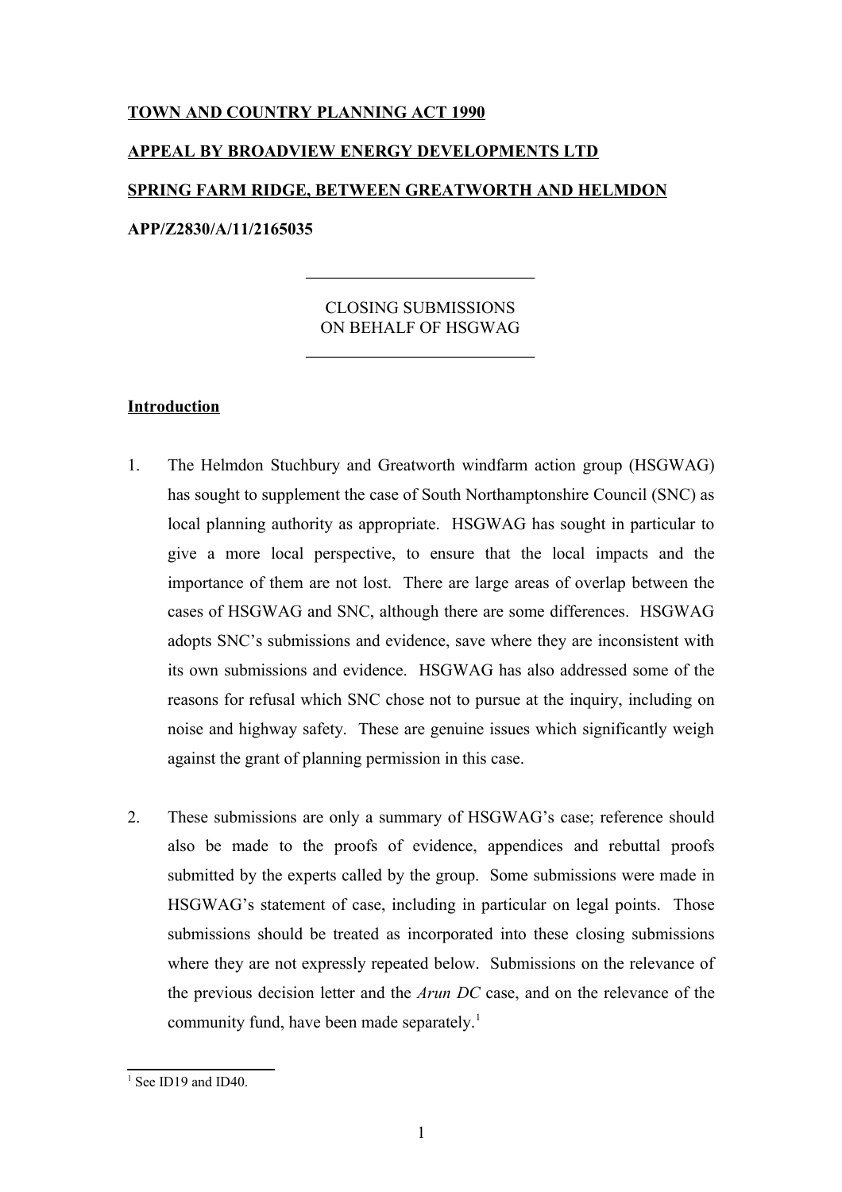**TOWN AND COUNTRY PLANNING ACT 1990**

**APPEAL BY BROADVIEW ENERGY DEVELOPMENTS LTD**

**SPRING FARM RIDGE, BETWEEN GREATWORTH AND HELMDON**

**APP/Z2830/A/11/2165035**

---

CLOSING SUBMISSIONS
ON BEHALF OF HSGWAG

---

## Introduction

1. The Helmdon Stuchbury and Greatworth windfarm action group (HSGWAG) has sought to supplement the case of South Northamptonshire Council (SNC) as local planning authority as appropriate. HSGWAG has sought in particular to give a more local perspective, to ensure that the local impacts and the importance of them are not lost. There are large areas of overlap between the cases of HSGWAG and SNC, although there are some differences. HSGWAG adopts SNC's submissions and evidence, save where they are inconsistent with its own submissions and evidence. HSGWAG has also addressed some of the reasons for refusal which SNC chose not to pursue at the inquiry, including on noise and highway safety. These are genuine issues which significantly weigh against the grant of planning permission in this case.

2. These submissions are only a summary of HSGWAG's case; reference should also be made to the proofs of evidence, appendices and rebuttal proofs submitted by the experts called by the group. Some submissions were made in HSGWAG's statement of case, including in particular on legal points. Those submissions should be treated as incorporated into these closing submissions where they are not expressly repeated below. Submissions on the relevance of the previous decision letter and the *Arun DC* case, and on the relevance of the community fund, have been made separately.[1]

---

[1] See ID19 and ID40.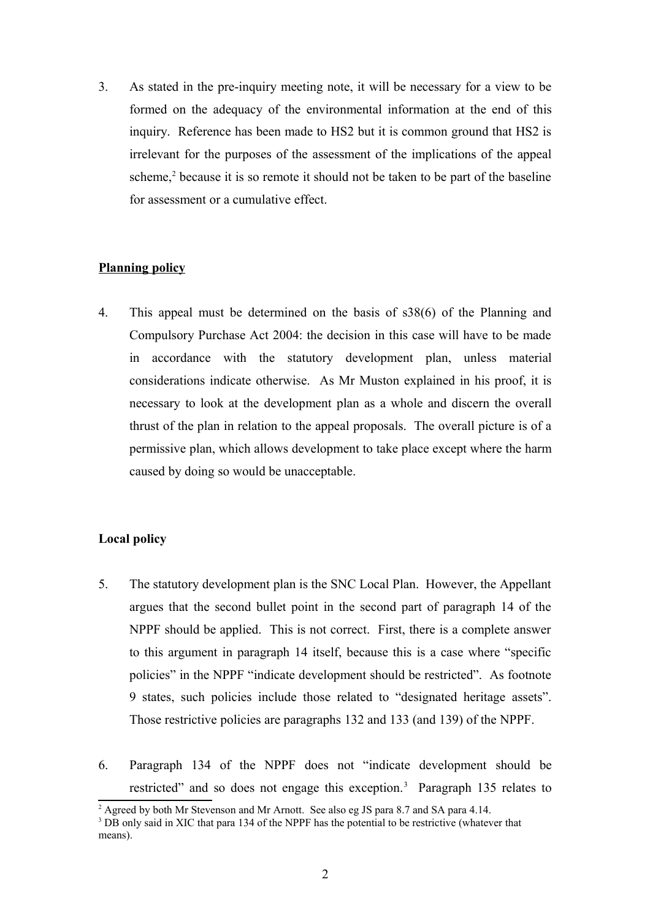3. As stated in the pre-inquiry meeting note, it will be necessary for a view to be formed on the adequacy of the environmental information at the end of this inquiry. Reference has been made to HS2 but it is common ground that HS2 is irrelevant for the purposes of the assessment of the implications of the appeal scheme,[2] because it is so remote it should not be taken to be part of the baseline for assessment or a cumulative effect.

## Planning policy

4. This appeal must be determined on the basis of s38(6) of the Planning and Compulsory Purchase Act 2004: the decision in this case will have to be made in accordance with the statutory development plan, unless material considerations indicate otherwise. As Mr Muston explained in his proof, it is necessary to look at the development plan as a whole and discern the overall thrust of the plan in relation to the appeal proposals. The overall picture is of a permissive plan, which allows development to take place except where the harm caused by doing so would be unacceptable.

### Local policy

5. The statutory development plan is the SNC Local Plan. However, the Appellant argues that the second bullet point in the second part of paragraph 14 of the NPPF should be applied. This is not correct. First, there is a complete answer to this argument in paragraph 14 itself, because this is a case where "specific policies" in the NPPF "indicate development should be restricted". As footnote 9 states, such policies include those related to "designated heritage assets". Those restrictive policies are paragraphs 132 and 133 (and 139) of the NPPF.

6. Paragraph 134 of the NPPF does not "indicate development should be restricted" and so does not engage this exception.[3] Paragraph 135 relates to

---

[2] Agreed by both Mr Stevenson and Mr Arnott. See also eg JS para 8.7 and SA para 4.14.

[3] DB only said in XIC that para 134 of the NPPF has the potential to be restrictive (whatever that means).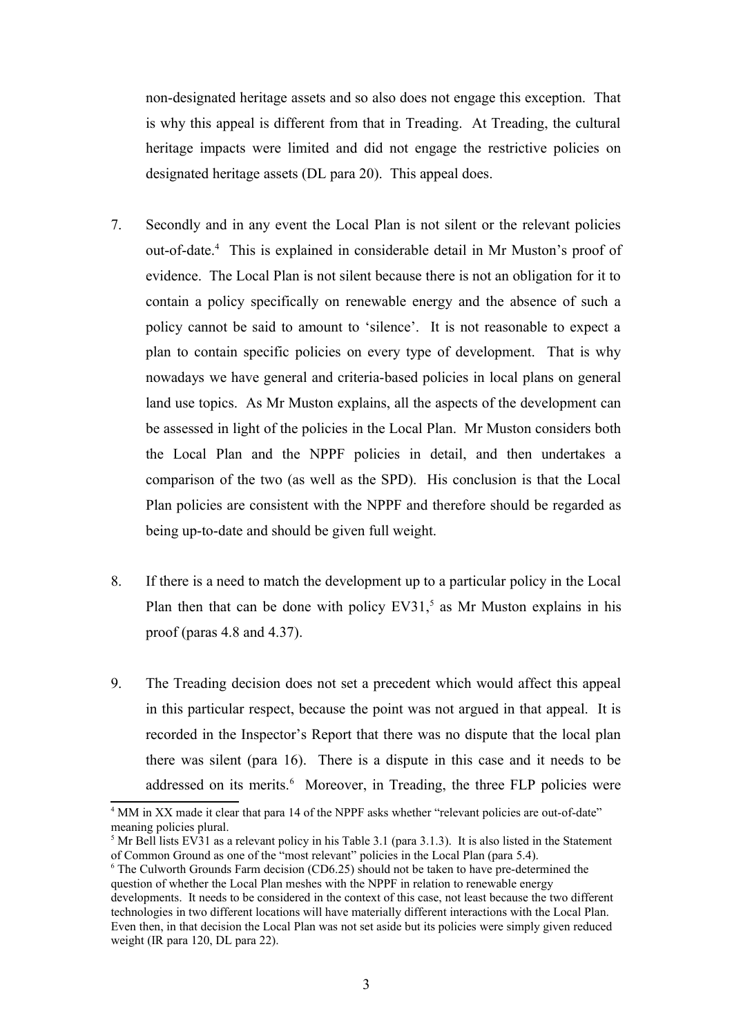non-designated heritage assets and so also does not engage this exception. That is why this appeal is different from that in Treading. At Treading, the cultural heritage impacts were limited and did not engage the restrictive policies on designated heritage assets (DL para 20). This appeal does.

7. Secondly and in any event the Local Plan is not silent or the relevant policies out-of-date.[4] This is explained in considerable detail in Mr Muston's proof of evidence. The Local Plan is not silent because there is not an obligation for it to contain a policy specifically on renewable energy and the absence of such a policy cannot be said to amount to 'silence'. It is not reasonable to expect a plan to contain specific policies on every type of development. That is why nowadays we have general and criteria-based policies in local plans on general land use topics. As Mr Muston explains, all the aspects of the development can be assessed in light of the policies in the Local Plan. Mr Muston considers both the Local Plan and the NPPF policies in detail, and then undertakes a comparison of the two (as well as the SPD). His conclusion is that the Local Plan policies are consistent with the NPPF and therefore should be regarded as being up-to-date and should be given full weight.

8. If there is a need to match the development up to a particular policy in the Local Plan then that can be done with policy EV31,[5] as Mr Muston explains in his proof (paras 4.8 and 4.37).

9. The Treading decision does not set a precedent which would affect this appeal in this particular respect, because the point was not argued in that appeal. It is recorded in the Inspector's Report that there was no dispute that the local plan there was silent (para 16). There is a dispute in this case and it needs to be addressed on its merits.[6] Moreover, in Treading, the three FLP policies were

---

[4] MM in XX made it clear that para 14 of the NPPF asks whether "relevant policies are out-of-date" meaning policies plural.

[5] Mr Bell lists EV31 as a relevant policy in his Table 3.1 (para 3.1.3). It is also listed in the Statement of Common Ground as one of the "most relevant" policies in the Local Plan (para 5.4).

[6] The Culworth Grounds Farm decision (CD6.25) should not be taken to have pre-determined the question of whether the Local Plan meshes with the NPPF in relation to renewable energy developments. It needs to be considered in the context of this case, not least because the two different technologies in two different locations will have materially different interactions with the Local Plan. Even then, in that decision the Local Plan was not set aside but its policies were simply given reduced weight (IR para 120, DL para 22).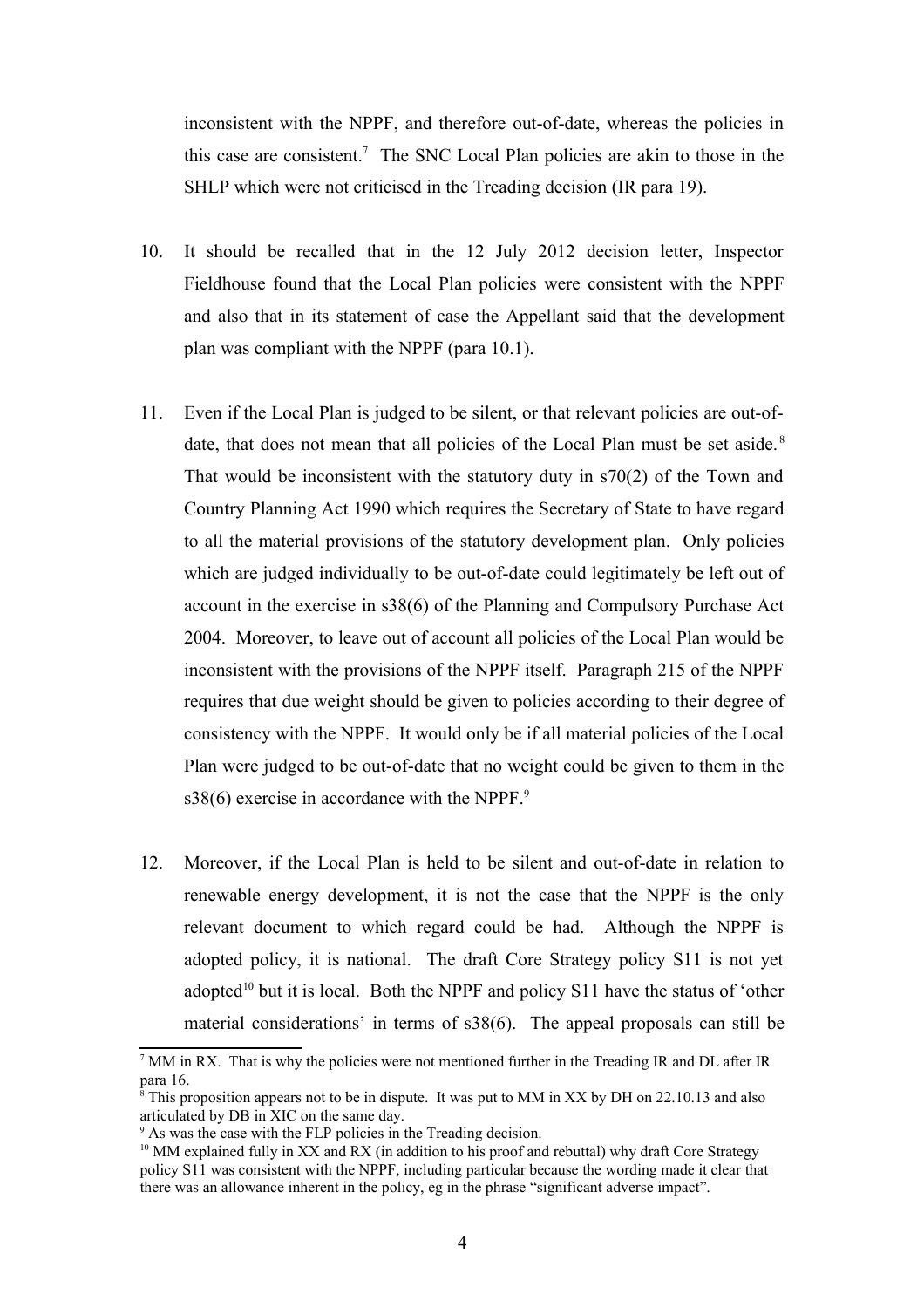inconsistent with the NPPF, and therefore out-of-date, whereas the policies in this case are consistent.[7] The SNC Local Plan policies are akin to those in the SHLP which were not criticised in the Treading decision (IR para 19).

10. It should be recalled that in the 12 July 2012 decision letter, Inspector Fieldhouse found that the Local Plan policies were consistent with the NPPF and also that in its statement of case the Appellant said that the development plan was compliant with the NPPF (para 10.1).

11. Even if the Local Plan is judged to be silent, or that relevant policies are out-of-date, that does not mean that all policies of the Local Plan must be set aside.[8] That would be inconsistent with the statutory duty in s70(2) of the Town and Country Planning Act 1990 which requires the Secretary of State to have regard to all the material provisions of the statutory development plan. Only policies which are judged individually to be out-of-date could legitimately be left out of account in the exercise in s38(6) of the Planning and Compulsory Purchase Act 2004. Moreover, to leave out of account all policies of the Local Plan would be inconsistent with the provisions of the NPPF itself. Paragraph 215 of the NPPF requires that due weight should be given to policies according to their degree of consistency with the NPPF. It would only be if all material policies of the Local Plan were judged to be out-of-date that no weight could be given to them in the s38(6) exercise in accordance with the NPPF.[9]

12. Moreover, if the Local Plan is held to be silent and out-of-date in relation to renewable energy development, it is not the case that the NPPF is the only relevant document to which regard could be had. Although the NPPF is adopted policy, it is national. The draft Core Strategy policy S11 is not yet adopted[10] but it is local. Both the NPPF and policy S11 have the status of 'other material considerations' in terms of s38(6). The appeal proposals can still be

---

[7] MM in RX. That is why the policies were not mentioned further in the Treading IR and DL after IR para 16.

[8] This proposition appears not to be in dispute. It was put to MM in XX by DH on 22.10.13 and also articulated by DB in XIC on the same day.

[9] As was the case with the FLP policies in the Treading decision.

[10] MM explained fully in XX and RX (in addition to his proof and rebuttal) why draft Core Strategy policy S11 was consistent with the NPPF, including particular because the wording made it clear that there was an allowance inherent in the policy, eg in the phrase "significant adverse impact".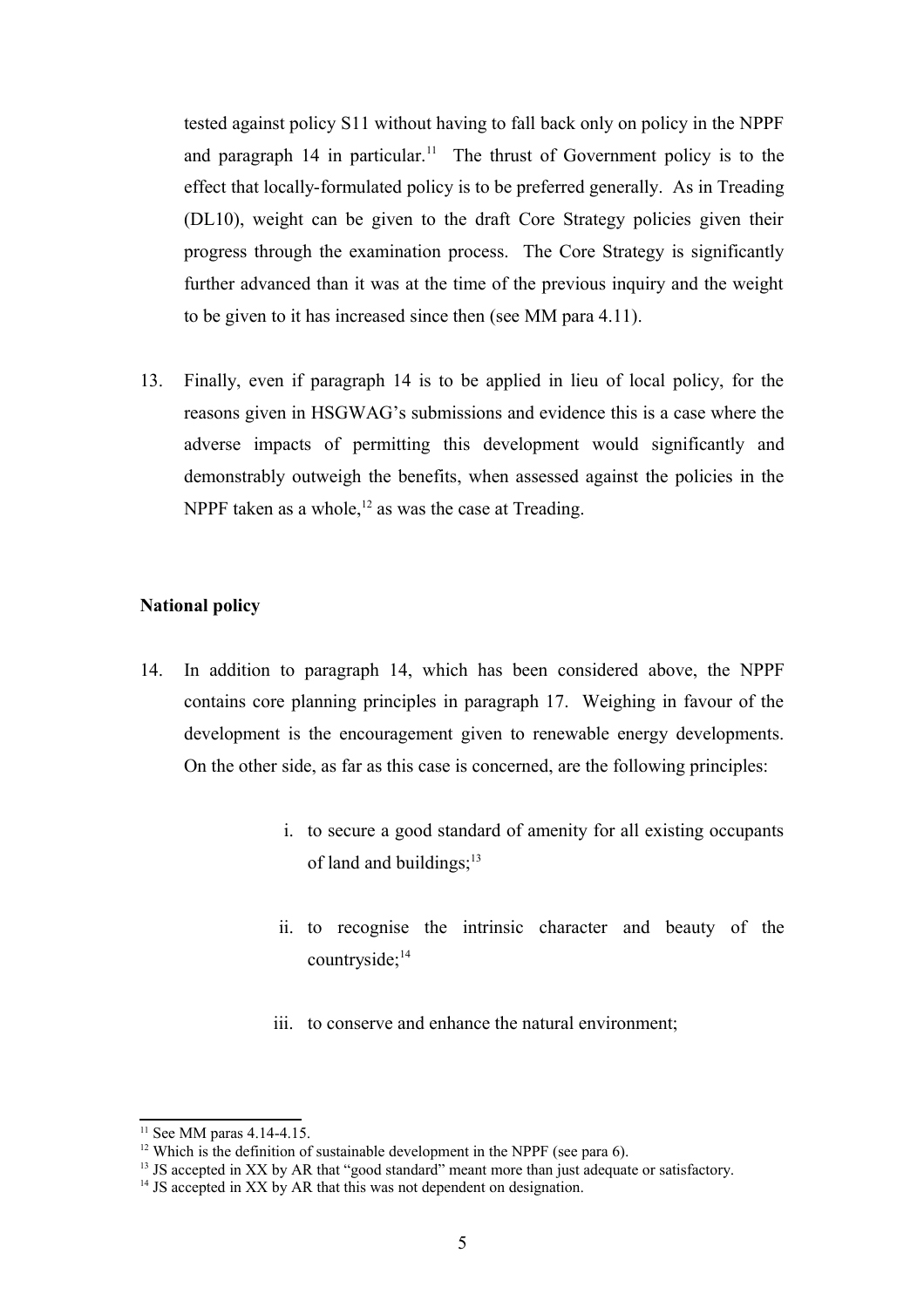tested against policy S11 without having to fall back only on policy in the NPPF and paragraph 14 in particular.[11] The thrust of Government policy is to the effect that locally-formulated policy is to be preferred generally. As in Treading (DL10), weight can be given to the draft Core Strategy policies given their progress through the examination process. The Core Strategy is significantly further advanced than it was at the time of the previous inquiry and the weight to be given to it has increased since then (see MM para 4.11).

13. Finally, even if paragraph 14 is to be applied in lieu of local policy, for the reasons given in HSGWAG's submissions and evidence this is a case where the adverse impacts of permitting this development would significantly and demonstrably outweigh the benefits, when assessed against the policies in the NPPF taken as a whole,[12] as was the case at Treading.

**National policy**

14. In addition to paragraph 14, which has been considered above, the NPPF contains core planning principles in paragraph 17. Weighing in favour of the development is the encouragement given to renewable energy developments. On the other side, as far as this case is concerned, are the following principles:

    i. to secure a good standard of amenity for all existing occupants of land and buildings;[13]

    ii. to recognise the intrinsic character and beauty of the countryside;[14]

    iii. to conserve and enhance the natural environment;

---

[11] See MM paras 4.14-4.15.

[12] Which is the definition of sustainable development in the NPPF (see para 6).

[13] JS accepted in XX by AR that "good standard" meant more than just adequate or satisfactory.

[14] JS accepted in XX by AR that this was not dependent on designation.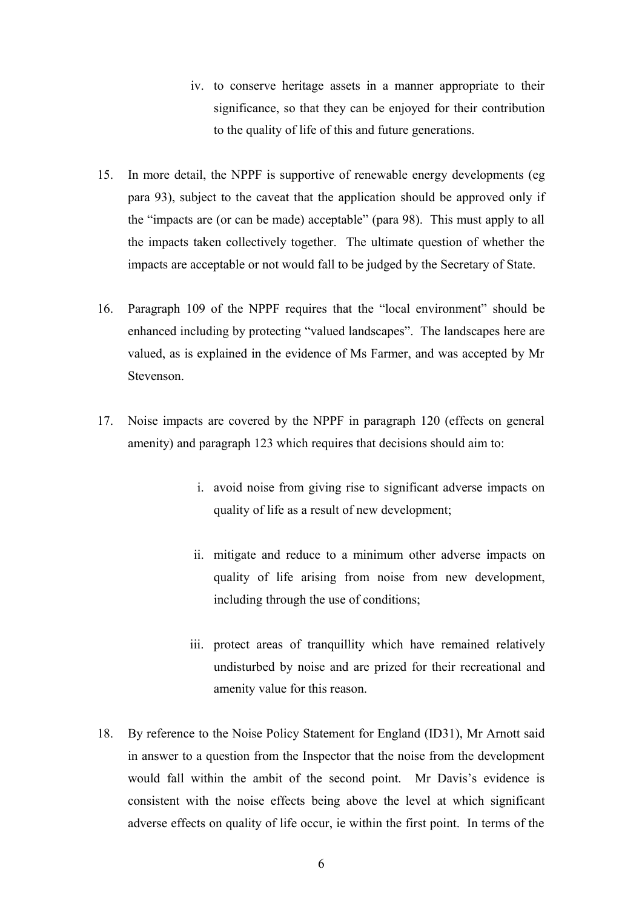iv. to conserve heritage assets in a manner appropriate to their significance, so that they can be enjoyed for their contribution to the quality of life of this and future generations.

15. In more detail, the NPPF is supportive of renewable energy developments (eg para 93), subject to the caveat that the application should be approved only if the "impacts are (or can be made) acceptable" (para 98). This must apply to all the impacts taken collectively together. The ultimate question of whether the impacts are acceptable or not would fall to be judged by the Secretary of State.

16. Paragraph 109 of the NPPF requires that the "local environment" should be enhanced including by protecting "valued landscapes". The landscapes here are valued, as is explained in the evidence of Ms Farmer, and was accepted by Mr Stevenson.

17. Noise impacts are covered by the NPPF in paragraph 120 (effects on general amenity) and paragraph 123 which requires that decisions should aim to:

    i. avoid noise from giving rise to significant adverse impacts on quality of life as a result of new development;

    ii. mitigate and reduce to a minimum other adverse impacts on quality of life arising from noise from new development, including through the use of conditions;

    iii. protect areas of tranquillity which have remained relatively undisturbed by noise and are prized for their recreational and amenity value for this reason.

18. By reference to the Noise Policy Statement for England (ID31), Mr Arnott said in answer to a question from the Inspector that the noise from the development would fall within the ambit of the second point. Mr Davis's evidence is consistent with the noise effects being above the level at which significant adverse effects on quality of life occur, ie within the first point. In terms of the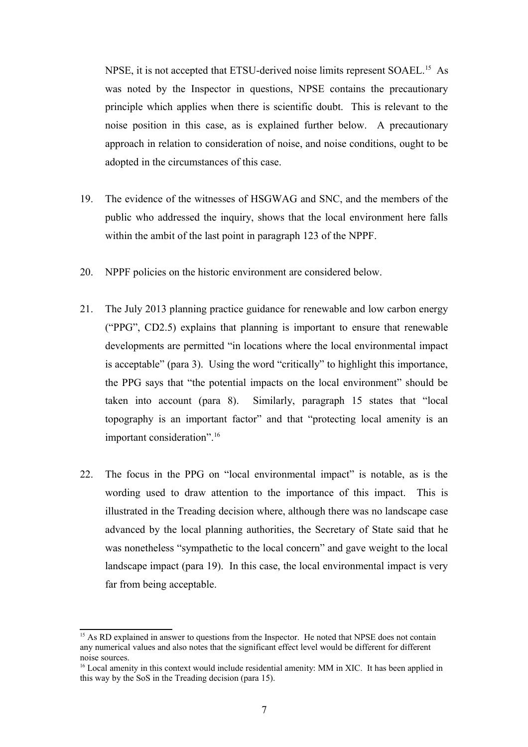NPSE, it is not accepted that ETSU-derived noise limits represent SOAEL.[15] As was noted by the Inspector in questions, NPSE contains the precautionary principle which applies when there is scientific doubt. This is relevant to the noise position in this case, as is explained further below. A precautionary approach in relation to consideration of noise, and noise conditions, ought to be adopted in the circumstances of this case.

19. The evidence of the witnesses of HSGWAG and SNC, and the members of the public who addressed the inquiry, shows that the local environment here falls within the ambit of the last point in paragraph 123 of the NPPF.

20. NPPF policies on the historic environment are considered below.

21. The July 2013 planning practice guidance for renewable and low carbon energy ("PPG", CD2.5) explains that planning is important to ensure that renewable developments are permitted "in locations where the local environmental impact is acceptable" (para 3). Using the word "critically" to highlight this importance, the PPG says that "the potential impacts on the local environment" should be taken into account (para 8). Similarly, paragraph 15 states that "local topography is an important factor" and that "protecting local amenity is an important consideration".[16]

22. The focus in the PPG on "local environmental impact" is notable, as is the wording used to draw attention to the importance of this impact. This is illustrated in the Treading decision where, although there was no landscape case advanced by the local planning authorities, the Secretary of State said that he was nonetheless "sympathetic to the local concern" and gave weight to the local landscape impact (para 19). In this case, the local environmental impact is very far from being acceptable.

---

[15] As RD explained in answer to questions from the Inspector. He noted that NPSE does not contain any numerical values and also notes that the significant effect level would be different for different noise sources.

[16] Local amenity in this context would include residential amenity: MM in XIC. It has been applied in this way by the SoS in the Treading decision (para 15).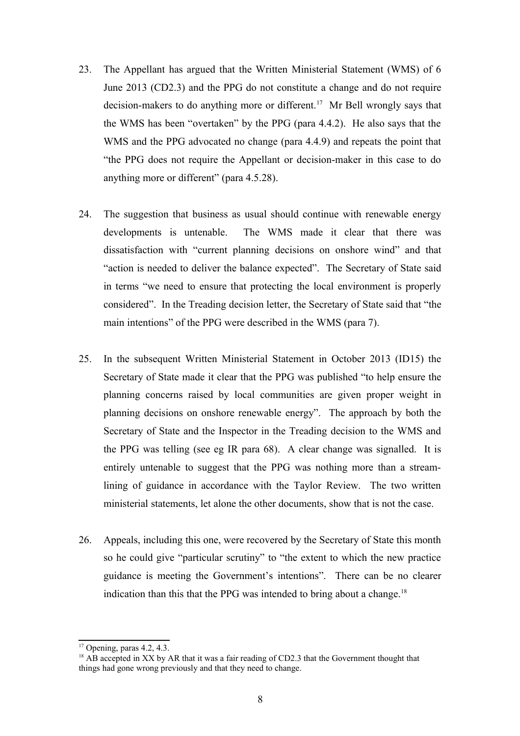23. The Appellant has argued that the Written Ministerial Statement (WMS) of 6 June 2013 (CD2.3) and the PPG do not constitute a change and do not require decision-makers to do anything more or different.[17] Mr Bell wrongly says that the WMS has been "overtaken" by the PPG (para 4.4.2). He also says that the WMS and the PPG advocated no change (para 4.4.9) and repeats the point that "the PPG does not require the Appellant or decision-maker in this case to do anything more or different" (para 4.5.28).

24. The suggestion that business as usual should continue with renewable energy developments is untenable. The WMS made it clear that there was dissatisfaction with "current planning decisions on onshore wind" and that "action is needed to deliver the balance expected". The Secretary of State said in terms "we need to ensure that protecting the local environment is properly considered". In the Treading decision letter, the Secretary of State said that "the main intentions" of the PPG were described in the WMS (para 7).

25. In the subsequent Written Ministerial Statement in October 2013 (ID15) the Secretary of State made it clear that the PPG was published "to help ensure the planning concerns raised by local communities are given proper weight in planning decisions on onshore renewable energy". The approach by both the Secretary of State and the Inspector in the Treading decision to the WMS and the PPG was telling (see eg IR para 68). A clear change was signalled. It is entirely untenable to suggest that the PPG was nothing more than a stream-lining of guidance in accordance with the Taylor Review. The two written ministerial statements, let alone the other documents, show that is not the case.

26. Appeals, including this one, were recovered by the Secretary of State this month so he could give "particular scrutiny" to "the extent to which the new practice guidance is meeting the Government's intentions". There can be no clearer indication than this that the PPG was intended to bring about a change.[18]

---

[17] Opening, paras 4.2, 4.3.

[18] AB accepted in XX by AR that it was a fair reading of CD2.3 that the Government thought that things had gone wrong previously and that they need to change.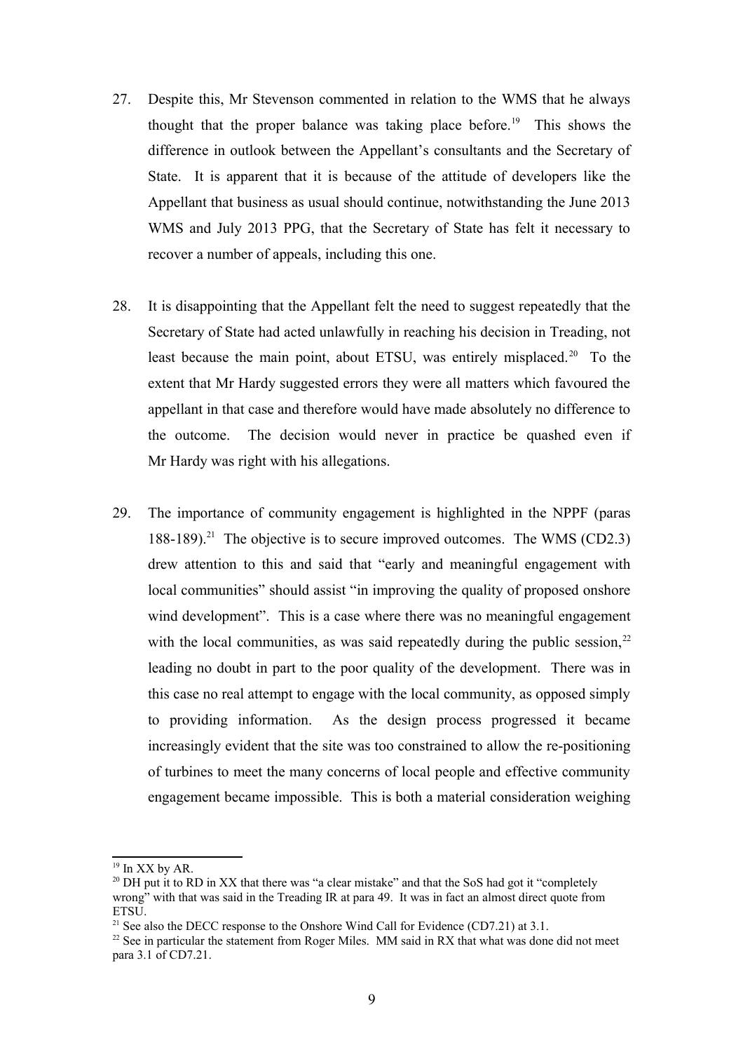27. Despite this, Mr Stevenson commented in relation to the WMS that he always thought that the proper balance was taking place before.[19] This shows the difference in outlook between the Appellant's consultants and the Secretary of State. It is apparent that it is because of the attitude of developers like the Appellant that business as usual should continue, notwithstanding the June 2013 WMS and July 2013 PPG, that the Secretary of State has felt it necessary to recover a number of appeals, including this one.

28. It is disappointing that the Appellant felt the need to suggest repeatedly that the Secretary of State had acted unlawfully in reaching his decision in Treading, not least because the main point, about ETSU, was entirely misplaced.[20] To the extent that Mr Hardy suggested errors they were all matters which favoured the appellant in that case and therefore would have made absolutely no difference to the outcome. The decision would never in practice be quashed even if Mr Hardy was right with his allegations.

29. The importance of community engagement is highlighted in the NPPF (paras 188-189).[21] The objective is to secure improved outcomes. The WMS (CD2.3) drew attention to this and said that "early and meaningful engagement with local communities" should assist "in improving the quality of proposed onshore wind development". This is a case where there was no meaningful engagement with the local communities, as was said repeatedly during the public session,[22] leading no doubt in part to the poor quality of the development. There was in this case no real attempt to engage with the local community, as opposed simply to providing information. As the design process progressed it became increasingly evident that the site was too constrained to allow the re-positioning of turbines to meet the many concerns of local people and effective community engagement became impossible. This is both a material consideration weighing

---

[19] In XX by AR.

[20] DH put it to RD in XX that there was "a clear mistake" and that the SoS had got it "completely wrong" with that was said in the Treading IR at para 49. It was in fact an almost direct quote from ETSU.

[21] See also the DECC response to the Onshore Wind Call for Evidence (CD7.21) at 3.1.

[22] See in particular the statement from Roger Miles. MM said in RX that what was done did not meet para 3.1 of CD7.21.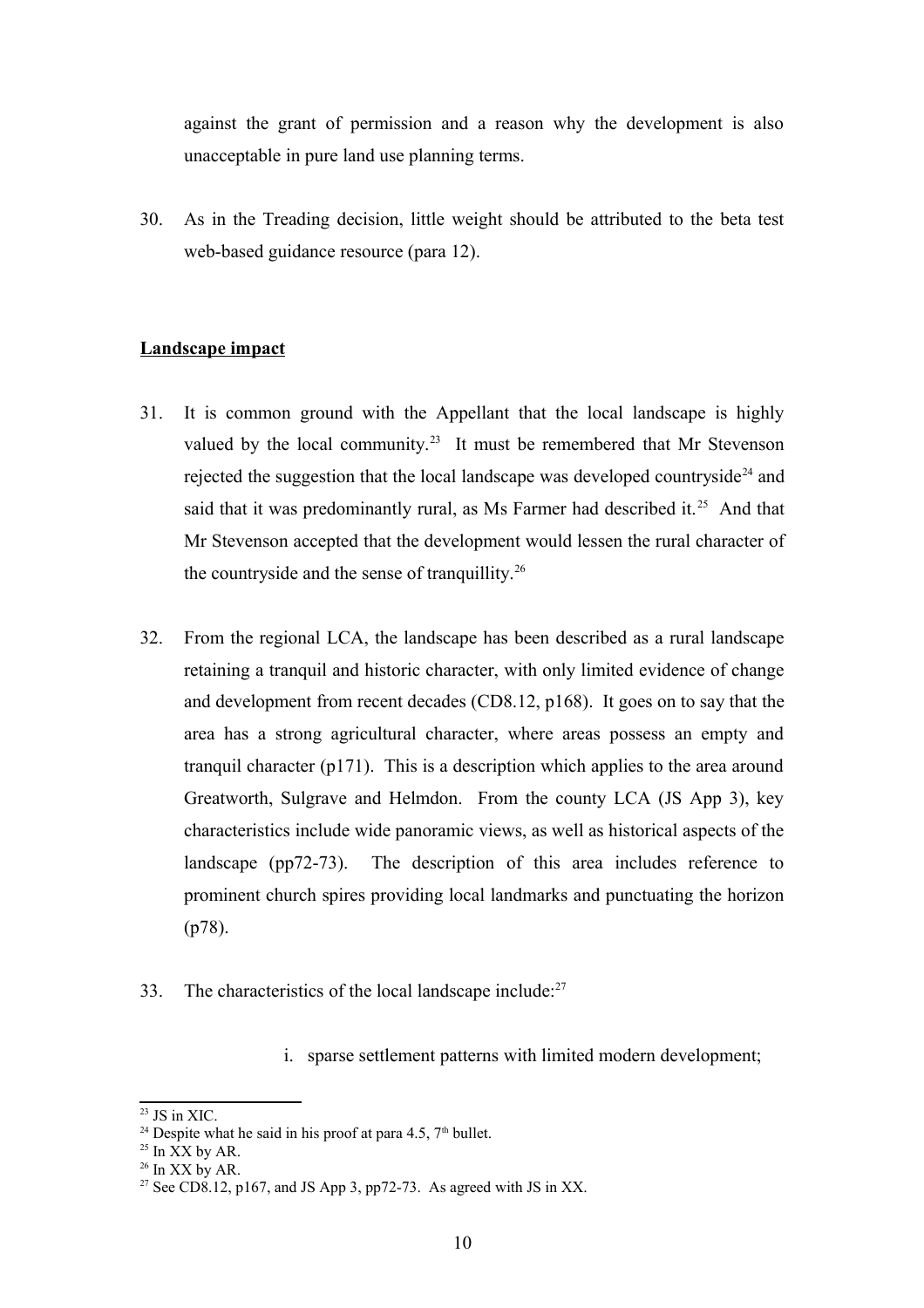against the grant of permission and a reason why the development is also unacceptable in pure land use planning terms.

30. As in the Treading decision, little weight should be attributed to the beta test web-based guidance resource (para 12).

**Landscape impact**

31. It is common ground with the Appellant that the local landscape is highly valued by the local community.[23] It must be remembered that Mr Stevenson rejected the suggestion that the local landscape was developed countryside[24] and said that it was predominantly rural, as Ms Farmer had described it.[25] And that Mr Stevenson accepted that the development would lessen the rural character of the countryside and the sense of tranquillity.[26]

32. From the regional LCA, the landscape has been described as a rural landscape retaining a tranquil and historic character, with only limited evidence of change and development from recent decades (CD8.12, p168). It goes on to say that the area has a strong agricultural character, where areas possess an empty and tranquil character (p171). This is a description which applies to the area around Greatworth, Sulgrave and Helmdon. From the county LCA (JS App 3), key characteristics include wide panoramic views, as well as historical aspects of the landscape (pp72-73). The description of this area includes reference to prominent church spires providing local landmarks and punctuating the horizon (p78).

33. The characteristics of the local landscape include:[27]

    i. sparse settlement patterns with limited modern development;

---

[23] JS in XIC.

[24] Despite what he said in his proof at para 4.5, 7th bullet.

[25] In XX by AR.

[26] In XX by AR.

[27] See CD8.12, p167, and JS App 3, pp72-73. As agreed with JS in XX.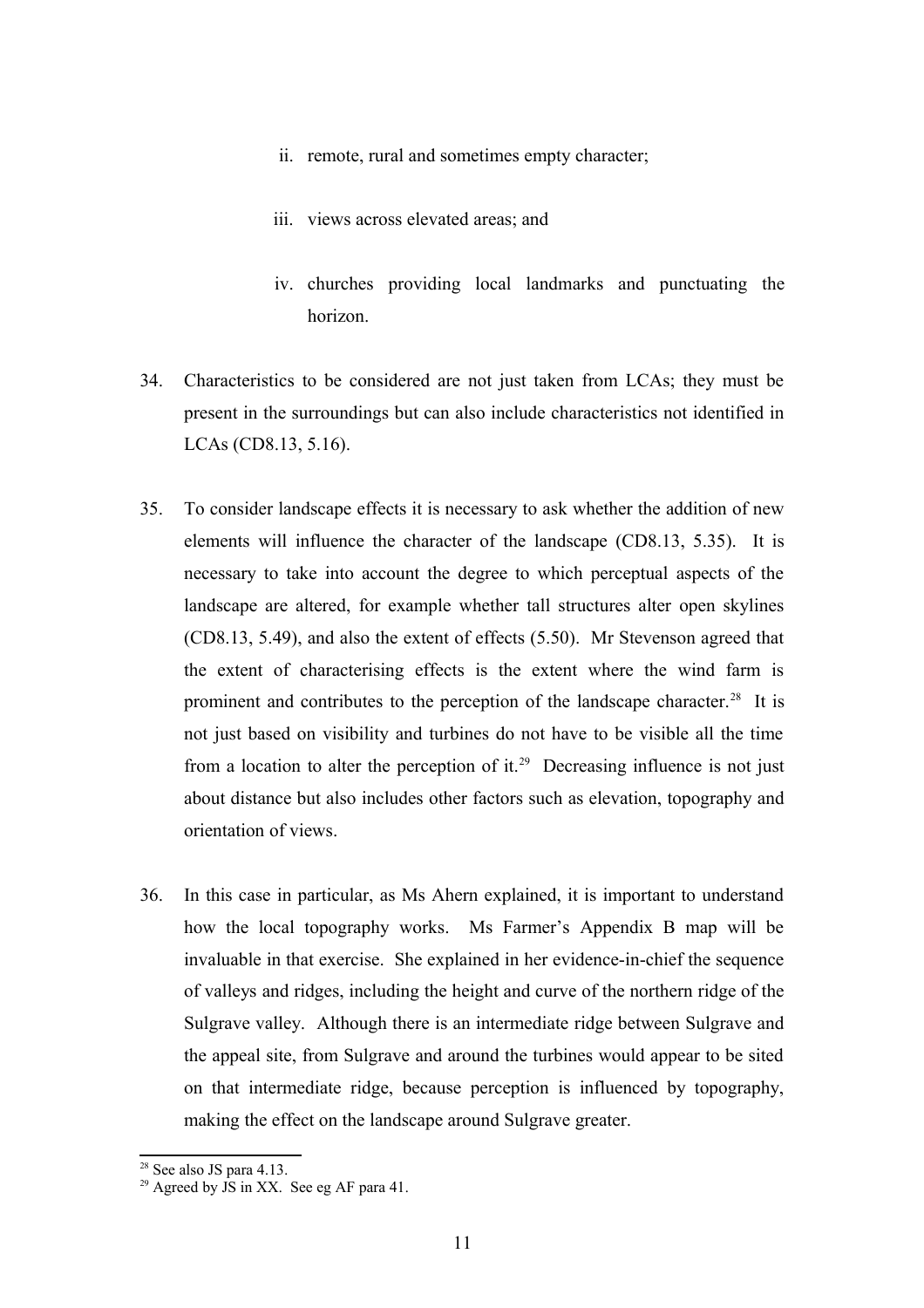ii. remote, rural and sometimes empty character;

iii. views across elevated areas; and

iv. churches providing local landmarks and punctuating the horizon.

34. Characteristics to be considered are not just taken from LCAs; they must be present in the surroundings but can also include characteristics not identified in LCAs (CD8.13, 5.16).

35. To consider landscape effects it is necessary to ask whether the addition of new elements will influence the character of the landscape (CD8.13, 5.35). It is necessary to take into account the degree to which perceptual aspects of the landscape are altered, for example whether tall structures alter open skylines (CD8.13, 5.49), and also the extent of effects (5.50). Mr Stevenson agreed that the extent of characterising effects is the extent where the wind farm is prominent and contributes to the perception of the landscape character.[28] It is not just based on visibility and turbines do not have to be visible all the time from a location to alter the perception of it.[29] Decreasing influence is not just about distance but also includes other factors such as elevation, topography and orientation of views.

36. In this case in particular, as Ms Ahern explained, it is important to understand how the local topography works. Ms Farmer's Appendix B map will be invaluable in that exercise. She explained in her evidence-in-chief the sequence of valleys and ridges, including the height and curve of the northern ridge of the Sulgrave valley. Although there is an intermediate ridge between Sulgrave and the appeal site, from Sulgrave and around the turbines would appear to be sited on that intermediate ridge, because perception is influenced by topography, making the effect on the landscape around Sulgrave greater.

[28] See also JS para 4.13.

[29] Agreed by JS in XX. See eg AF para 41.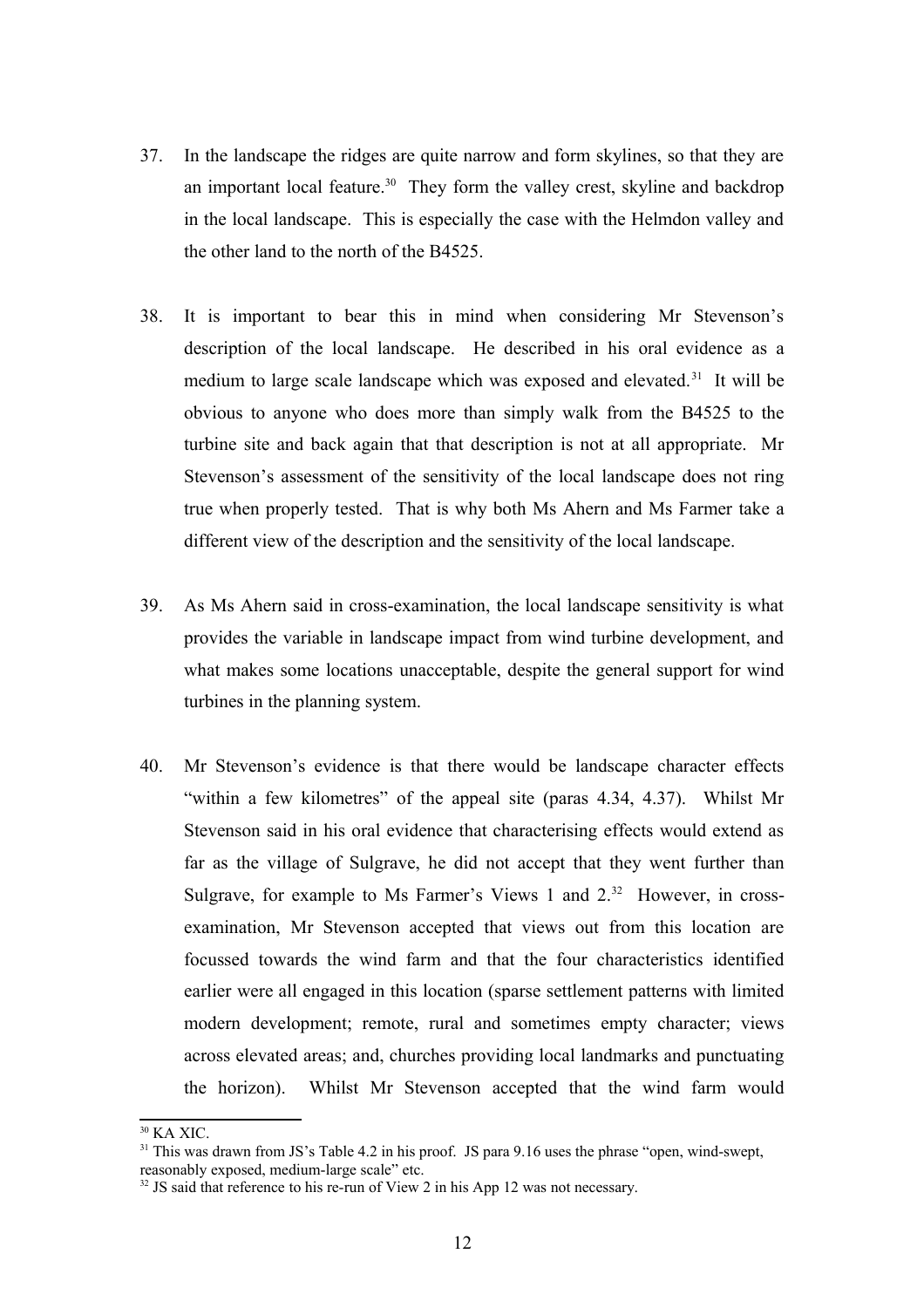37. In the landscape the ridges are quite narrow and form skylines, so that they are an important local feature.[30] They form the valley crest, skyline and backdrop in the local landscape. This is especially the case with the Helmdon valley and the other land to the north of the B4525.

38. It is important to bear this in mind when considering Mr Stevenson's description of the local landscape. He described in his oral evidence as a medium to large scale landscape which was exposed and elevated.[31] It will be obvious to anyone who does more than simply walk from the B4525 to the turbine site and back again that that description is not at all appropriate. Mr Stevenson's assessment of the sensitivity of the local landscape does not ring true when properly tested. That is why both Ms Ahern and Ms Farmer take a different view of the description and the sensitivity of the local landscape.

39. As Ms Ahern said in cross-examination, the local landscape sensitivity is what provides the variable in landscape impact from wind turbine development, and what makes some locations unacceptable, despite the general support for wind turbines in the planning system.

40. Mr Stevenson's evidence is that there would be landscape character effects "within a few kilometres" of the appeal site (paras 4.34, 4.37). Whilst Mr Stevenson said in his oral evidence that characterising effects would extend as far as the village of Sulgrave, he did not accept that they went further than Sulgrave, for example to Ms Farmer's Views 1 and 2.[32] However, in cross-examination, Mr Stevenson accepted that views out from this location are focussed towards the wind farm and that the four characteristics identified earlier were all engaged in this location (sparse settlement patterns with limited modern development; remote, rural and sometimes empty character; views across elevated areas; and, churches providing local landmarks and punctuating the horizon). Whilst Mr Stevenson accepted that the wind farm would

---

[30] KA XIC.

[31] This was drawn from JS's Table 4.2 in his proof. JS para 9.16 uses the phrase "open, wind-swept, reasonably exposed, medium-large scale" etc.

[32] JS said that reference to his re-run of View 2 in his App 12 was not necessary.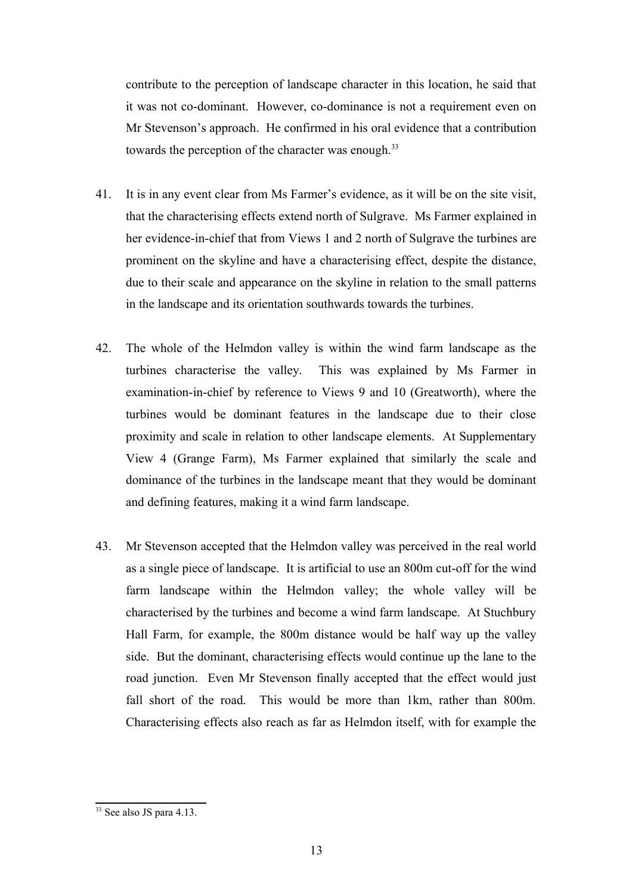contribute to the perception of landscape character in this location, he said that it was not co-dominant. However, co-dominance is not a requirement even on Mr Stevenson's approach. He confirmed in his oral evidence that a contribution towards the perception of the character was enough.[33]

41. It is in any event clear from Ms Farmer's evidence, as it will be on the site visit, that the characterising effects extend north of Sulgrave. Ms Farmer explained in her evidence-in-chief that from Views 1 and 2 north of Sulgrave the turbines are prominent on the skyline and have a characterising effect, despite the distance, due to their scale and appearance on the skyline in relation to the small patterns in the landscape and its orientation southwards towards the turbines.

42. The whole of the Helmdon valley is within the wind farm landscape as the turbines characterise the valley. This was explained by Ms Farmer in examination-in-chief by reference to Views 9 and 10 (Greatworth), where the turbines would be dominant features in the landscape due to their close proximity and scale in relation to other landscape elements. At Supplementary View 4 (Grange Farm), Ms Farmer explained that similarly the scale and dominance of the turbines in the landscape meant that they would be dominant and defining features, making it a wind farm landscape.

43. Mr Stevenson accepted that the Helmdon valley was perceived in the real world as a single piece of landscape. It is artificial to use an 800m cut-off for the wind farm landscape within the Helmdon valley; the whole valley will be characterised by the turbines and become a wind farm landscape. At Stuchbury Hall Farm, for example, the 800m distance would be half way up the valley side. But the dominant, characterising effects would continue up the lane to the road junction. Even Mr Stevenson finally accepted that the effect would just fall short of the road. This would be more than 1km, rather than 800m. Characterising effects also reach as far as Helmdon itself, with for example the

[33] See also JS para 4.13.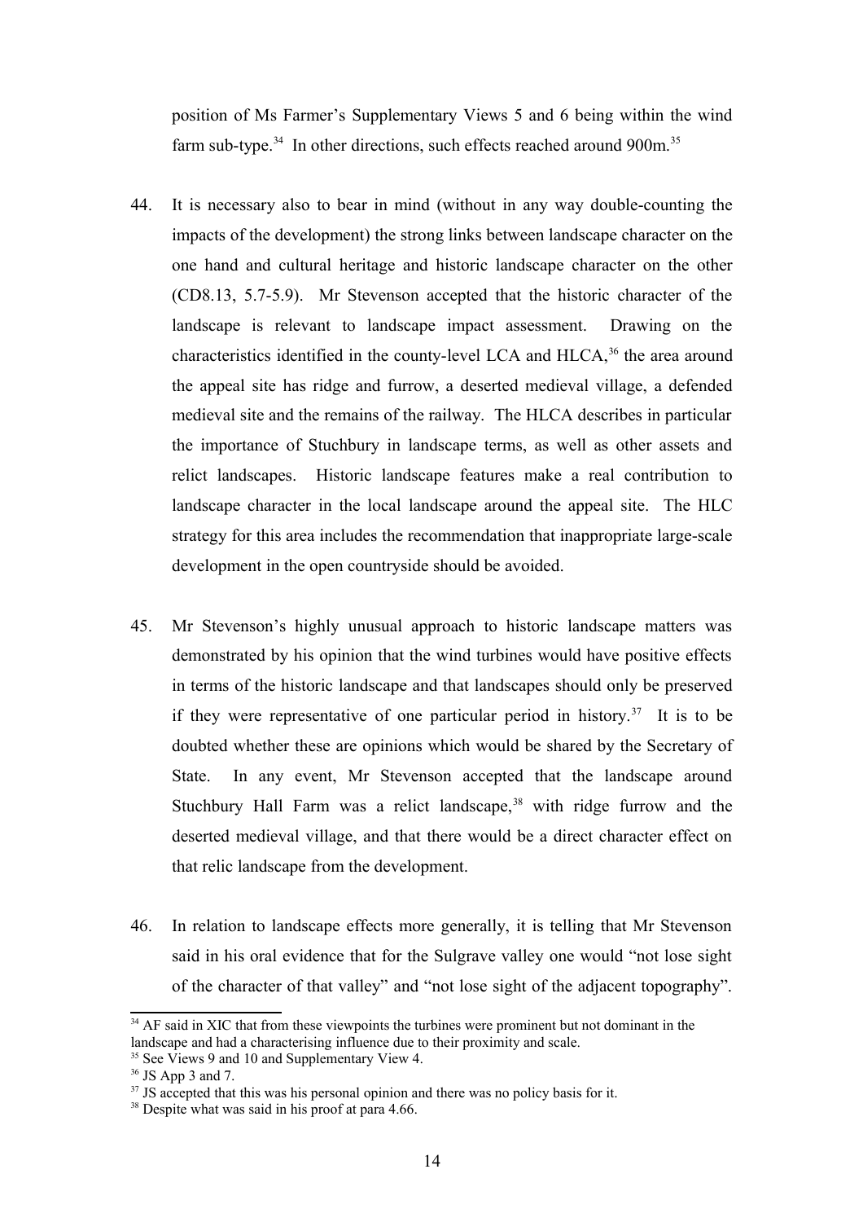position of Ms Farmer's Supplementary Views 5 and 6 being within the wind farm sub-type.[34] In other directions, such effects reached around 900m.[35]

44. It is necessary also to bear in mind (without in any way double-counting the impacts of the development) the strong links between landscape character on the one hand and cultural heritage and historic landscape character on the other (CD8.13, 5.7-5.9). Mr Stevenson accepted that the historic character of the landscape is relevant to landscape impact assessment. Drawing on the characteristics identified in the county-level LCA and HLCA,[36] the area around the appeal site has ridge and furrow, a deserted medieval village, a defended medieval site and the remains of the railway. The HLCA describes in particular the importance of Stuchbury in landscape terms, as well as other assets and relict landscapes. Historic landscape features make a real contribution to landscape character in the local landscape around the appeal site. The HLC strategy for this area includes the recommendation that inappropriate large-scale development in the open countryside should be avoided.

45. Mr Stevenson's highly unusual approach to historic landscape matters was demonstrated by his opinion that the wind turbines would have positive effects in terms of the historic landscape and that landscapes should only be preserved if they were representative of one particular period in history.[37] It is to be doubted whether these are opinions which would be shared by the Secretary of State. In any event, Mr Stevenson accepted that the landscape around Stuchbury Hall Farm was a relict landscape,[38] with ridge furrow and the deserted medieval village, and that there would be a direct character effect on that relic landscape from the development.

46. In relation to landscape effects more generally, it is telling that Mr Stevenson said in his oral evidence that for the Sulgrave valley one would "not lose sight of the character of that valley" and "not lose sight of the adjacent topography".

[34] AF said in XIC that from these viewpoints the turbines were prominent but not dominant in the landscape and had a characterising influence due to their proximity and scale.

[35] See Views 9 and 10 and Supplementary View 4.

[36] JS App 3 and 7.

[37] JS accepted that this was his personal opinion and there was no policy basis for it.

[38] Despite what was said in his proof at para 4.66.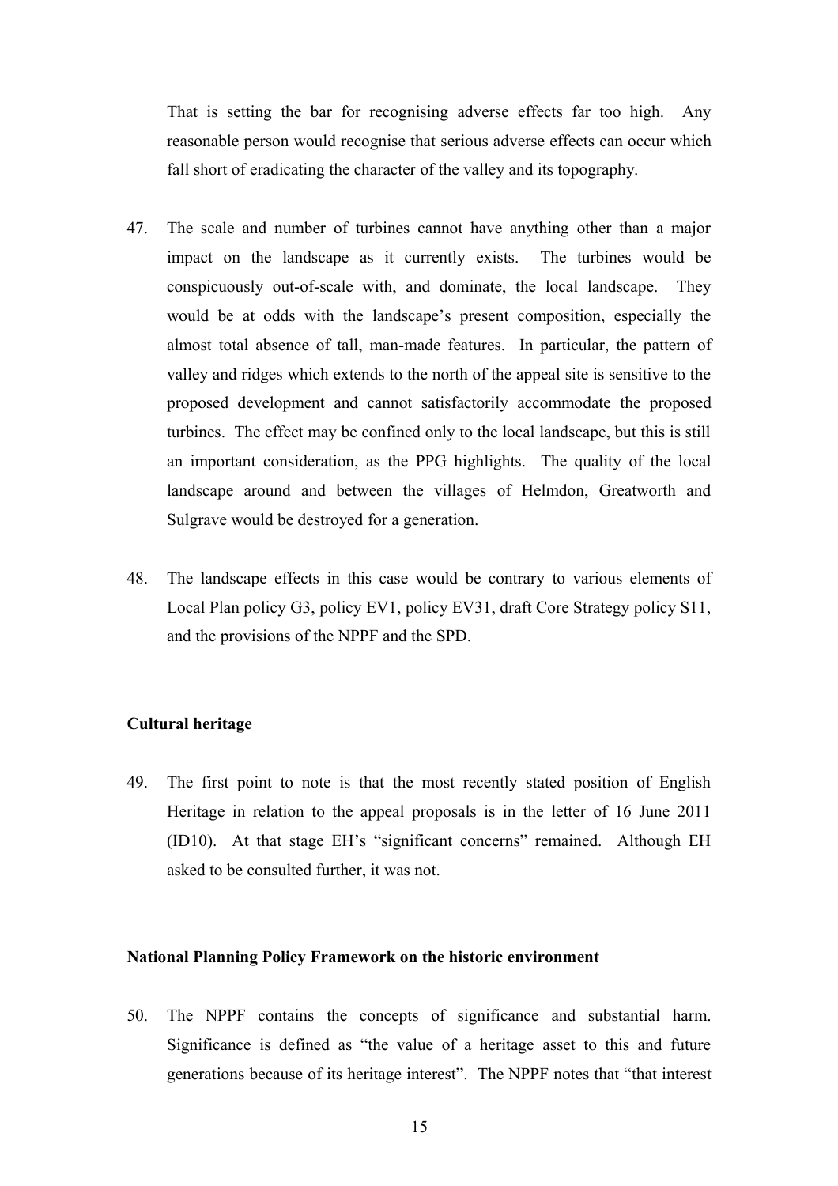That is setting the bar for recognising adverse effects far too high. Any reasonable person would recognise that serious adverse effects can occur which fall short of eradicating the character of the valley and its topography.

47. The scale and number of turbines cannot have anything other than a major impact on the landscape as it currently exists. The turbines would be conspicuously out-of-scale with, and dominate, the local landscape. They would be at odds with the landscape's present composition, especially the almost total absence of tall, man-made features. In particular, the pattern of valley and ridges which extends to the north of the appeal site is sensitive to the proposed development and cannot satisfactorily accommodate the proposed turbines. The effect may be confined only to the local landscape, but this is still an important consideration, as the PPG highlights. The quality of the local landscape around and between the villages of Helmdon, Greatworth and Sulgrave would be destroyed for a generation.

48. The landscape effects in this case would be contrary to various elements of Local Plan policy G3, policy EV1, policy EV31, draft Core Strategy policy S11, and the provisions of the NPPF and the SPD.

## Cultural heritage

49. The first point to note is that the most recently stated position of English Heritage in relation to the appeal proposals is in the letter of 16 June 2011 (ID10). At that stage EH's "significant concerns" remained. Although EH asked to be consulted further, it was not.

### National Planning Policy Framework on the historic environment

50. The NPPF contains the concepts of significance and substantial harm. Significance is defined as "the value of a heritage asset to this and future generations because of its heritage interest". The NPPF notes that "that interest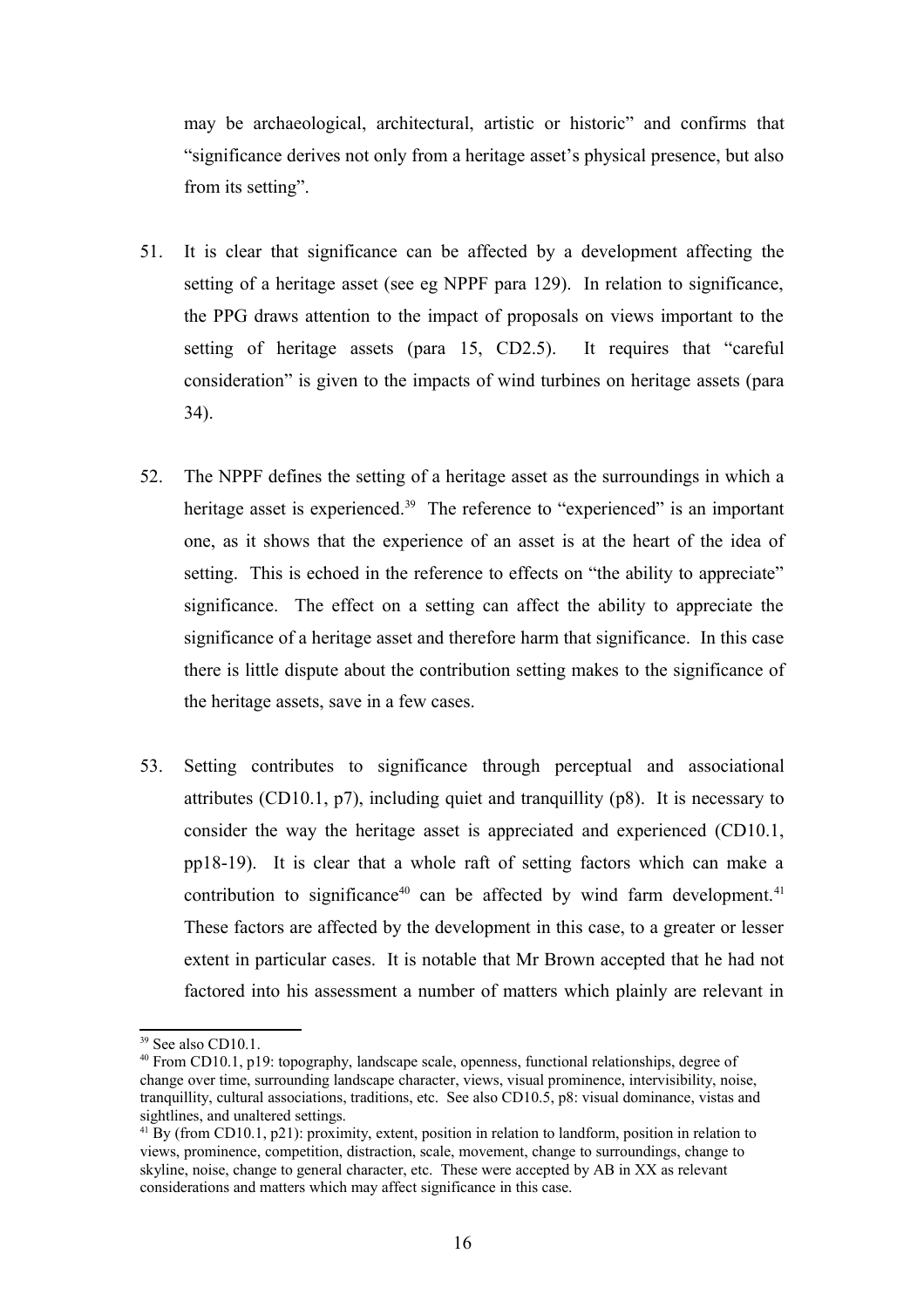may be archaeological, architectural, artistic or historic" and confirms that "significance derives not only from a heritage asset's physical presence, but also from its setting".

51. It is clear that significance can be affected by a development affecting the setting of a heritage asset (see eg NPPF para 129). In relation to significance, the PPG draws attention to the impact of proposals on views important to the setting of heritage assets (para 15, CD2.5). It requires that "careful consideration" is given to the impacts of wind turbines on heritage assets (para 34).

52. The NPPF defines the setting of a heritage asset as the surroundings in which a heritage asset is experienced.[39] The reference to "experienced" is an important one, as it shows that the experience of an asset is at the heart of the idea of setting. This is echoed in the reference to effects on "the ability to appreciate" significance. The effect on a setting can affect the ability to appreciate the significance of a heritage asset and therefore harm that significance. In this case there is little dispute about the contribution setting makes to the significance of the heritage assets, save in a few cases.

53. Setting contributes to significance through perceptual and associational attributes (CD10.1, p7), including quiet and tranquillity (p8). It is necessary to consider the way the heritage asset is appreciated and experienced (CD10.1, pp18-19). It is clear that a whole raft of setting factors which can make a contribution to significance[40] can be affected by wind farm development.[41] These factors are affected by the development in this case, to a greater or lesser extent in particular cases. It is notable that Mr Brown accepted that he had not factored into his assessment a number of matters which plainly are relevant in

---

[39] See also CD10.1.

[40] From CD10.1, p19: topography, landscape scale, openness, functional relationships, degree of change over time, surrounding landscape character, views, visual prominence, intervisibility, noise, tranquillity, cultural associations, traditions, etc. See also CD10.5, p8: visual dominance, vistas and sightlines, and unaltered settings.

[41] By (from CD10.1, p21): proximity, extent, position in relation to landform, position in relation to views, prominence, competition, distraction, scale, movement, change to surroundings, change to skyline, noise, change to general character, etc. These were accepted by AB in XX as relevant considerations and matters which may affect significance in this case.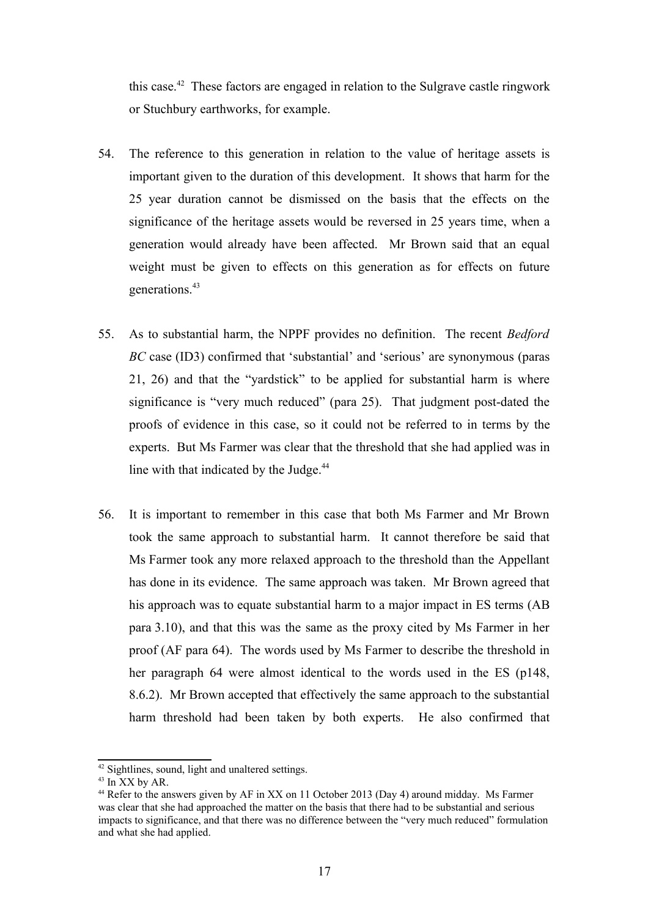this case.[42] These factors are engaged in relation to the Sulgrave castle ringwork or Stuchbury earthworks, for example.

54. The reference to this generation in relation to the value of heritage assets is important given to the duration of this development. It shows that harm for the 25 year duration cannot be dismissed on the basis that the effects on the significance of the heritage assets would be reversed in 25 years time, when a generation would already have been affected. Mr Brown said that an equal weight must be given to effects on this generation as for effects on future generations.[43]

55. As to substantial harm, the NPPF provides no definition. The recent *Bedford BC* case (ID3) confirmed that 'substantial' and 'serious' are synonymous (paras 21, 26) and that the "yardstick" to be applied for substantial harm is where significance is "very much reduced" (para 25). That judgment post-dated the proofs of evidence in this case, so it could not be referred to in terms by the experts. But Ms Farmer was clear that the threshold that she had applied was in line with that indicated by the Judge.[44]

56. It is important to remember in this case that both Ms Farmer and Mr Brown took the same approach to substantial harm. It cannot therefore be said that Ms Farmer took any more relaxed approach to the threshold than the Appellant has done in its evidence. The same approach was taken. Mr Brown agreed that his approach was to equate substantial harm to a major impact in ES terms (AB para 3.10), and that this was the same as the proxy cited by Ms Farmer in her proof (AF para 64). The words used by Ms Farmer to describe the threshold in her paragraph 64 were almost identical to the words used in the ES (p148, 8.6.2). Mr Brown accepted that effectively the same approach to the substantial harm threshold had been taken by both experts. He also confirmed that

---

[42] Sightlines, sound, light and unaltered settings.

[43] In XX by AR.

[44] Refer to the answers given by AF in XX on 11 October 2013 (Day 4) around midday. Ms Farmer was clear that she had approached the matter on the basis that there had to be substantial and serious impacts to significance, and that there was no difference between the "very much reduced" formulation and what she had applied.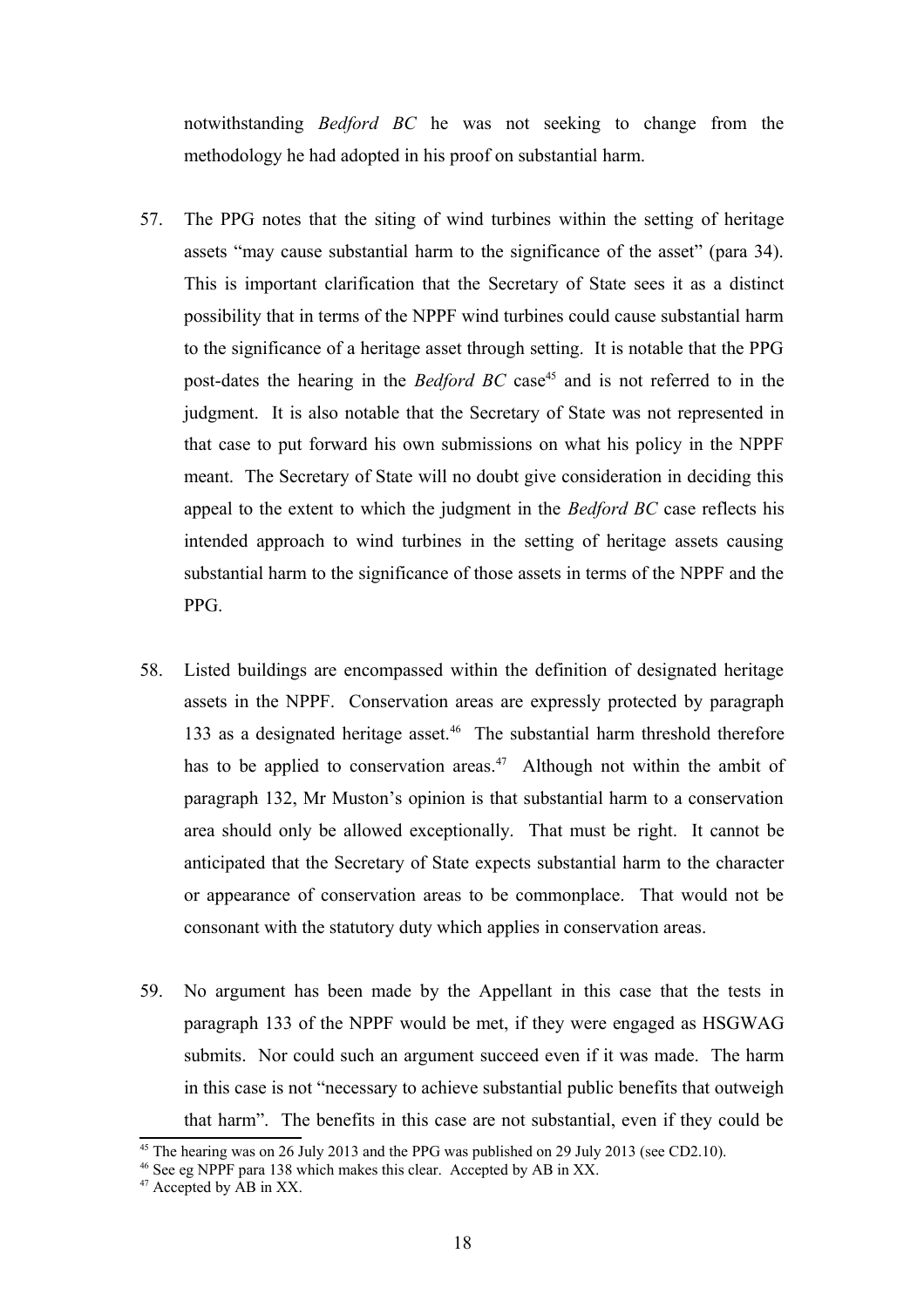notwithstanding *Bedford BC* he was not seeking to change from the methodology he had adopted in his proof on substantial harm.

57. The PPG notes that the siting of wind turbines within the setting of heritage assets "may cause substantial harm to the significance of the asset" (para 34). This is important clarification that the Secretary of State sees it as a distinct possibility that in terms of the NPPF wind turbines could cause substantial harm to the significance of a heritage asset through setting. It is notable that the PPG post-dates the hearing in the *Bedford BC* case[45] and is not referred to in the judgment. It is also notable that the Secretary of State was not represented in that case to put forward his own submissions on what his policy in the NPPF meant. The Secretary of State will no doubt give consideration in deciding this appeal to the extent to which the judgment in the *Bedford BC* case reflects his intended approach to wind turbines in the setting of heritage assets causing substantial harm to the significance of those assets in terms of the NPPF and the PPG.

58. Listed buildings are encompassed within the definition of designated heritage assets in the NPPF. Conservation areas are expressly protected by paragraph 133 as a designated heritage asset.[46] The substantial harm threshold therefore has to be applied to conservation areas.[47] Although not within the ambit of paragraph 132, Mr Muston's opinion is that substantial harm to a conservation area should only be allowed exceptionally. That must be right. It cannot be anticipated that the Secretary of State expects substantial harm to the character or appearance of conservation areas to be commonplace. That would not be consonant with the statutory duty which applies in conservation areas.

59. No argument has been made by the Appellant in this case that the tests in paragraph 133 of the NPPF would be met, if they were engaged as HSGWAG submits. Nor could such an argument succeed even if it was made. The harm in this case is not "necessary to achieve substantial public benefits that outweigh that harm". The benefits in this case are not substantial, even if they could be

[45] The hearing was on 26 July 2013 and the PPG was published on 29 July 2013 (see CD2.10).

[46] See eg NPPF para 138 which makes this clear. Accepted by AB in XX.

[47] Accepted by AB in XX.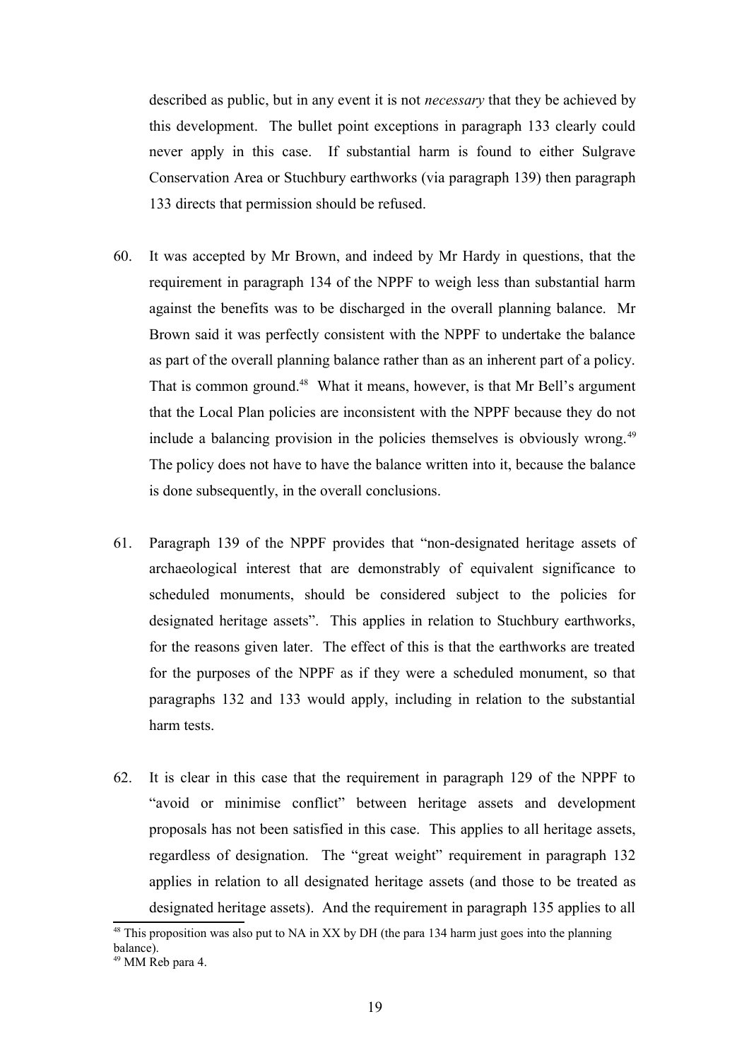described as public, but in any event it is not *necessary* that they be achieved by this development. The bullet point exceptions in paragraph 133 clearly could never apply in this case. If substantial harm is found to either Sulgrave Conservation Area or Stuchbury earthworks (via paragraph 139) then paragraph 133 directs that permission should be refused.

60. It was accepted by Mr Brown, and indeed by Mr Hardy in questions, that the requirement in paragraph 134 of the NPPF to weigh less than substantial harm against the benefits was to be discharged in the overall planning balance. Mr Brown said it was perfectly consistent with the NPPF to undertake the balance as part of the overall planning balance rather than as an inherent part of a policy. That is common ground.[48] What it means, however, is that Mr Bell's argument that the Local Plan policies are inconsistent with the NPPF because they do not include a balancing provision in the policies themselves is obviously wrong.[49] The policy does not have to have the balance written into it, because the balance is done subsequently, in the overall conclusions.

61. Paragraph 139 of the NPPF provides that "non-designated heritage assets of archaeological interest that are demonstrably of equivalent significance to scheduled monuments, should be considered subject to the policies for designated heritage assets". This applies in relation to Stuchbury earthworks, for the reasons given later. The effect of this is that the earthworks are treated for the purposes of the NPPF as if they were a scheduled monument, so that paragraphs 132 and 133 would apply, including in relation to the substantial harm tests.

62. It is clear in this case that the requirement in paragraph 129 of the NPPF to "avoid or minimise conflict" between heritage assets and development proposals has not been satisfied in this case. This applies to all heritage assets, regardless of designation. The "great weight" requirement in paragraph 132 applies in relation to all designated heritage assets (and those to be treated as designated heritage assets). And the requirement in paragraph 135 applies to all

[48] This proposition was also put to NA in XX by DH (the para 134 harm just goes into the planning balance).

[49] MM Reb para 4.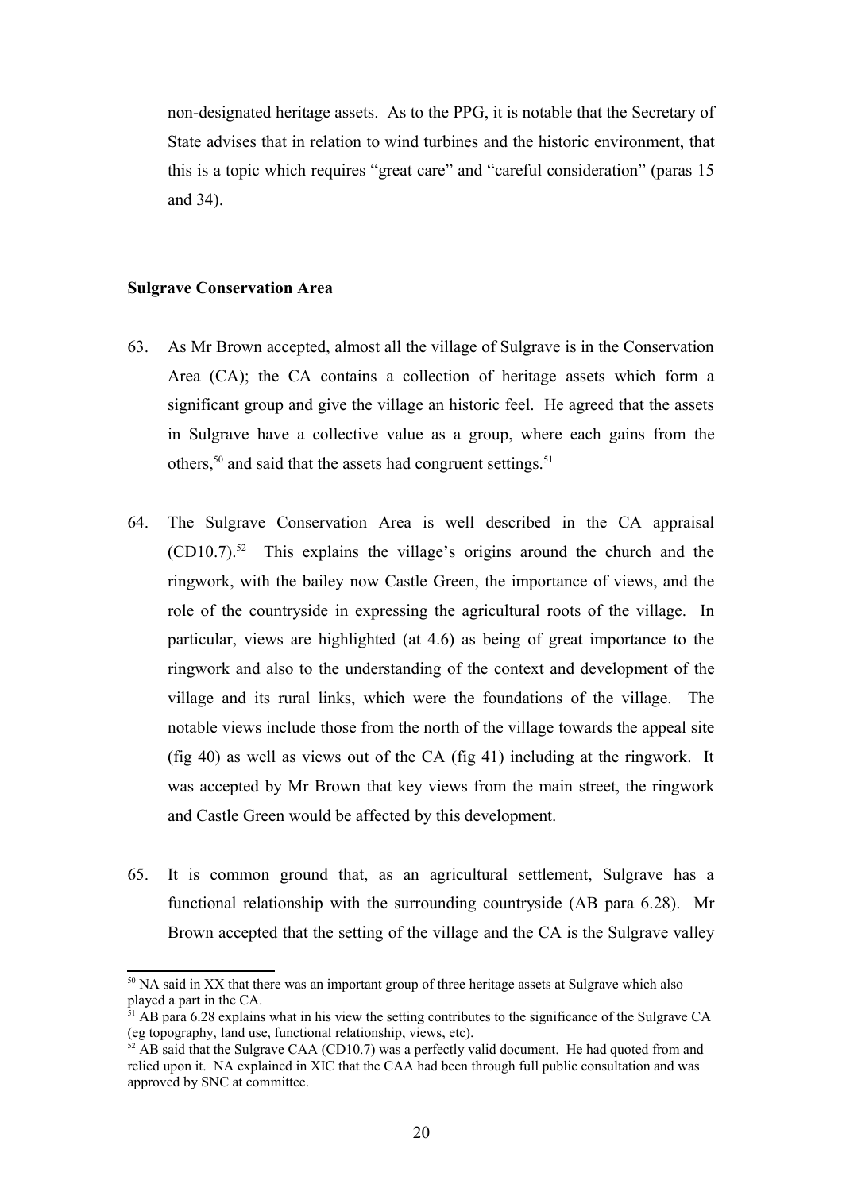non-designated heritage assets. As to the PPG, it is notable that the Secretary of State advises that in relation to wind turbines and the historic environment, that this is a topic which requires "great care" and "careful consideration" (paras 15 and 34).

**Sulgrave Conservation Area**

63. As Mr Brown accepted, almost all the village of Sulgrave is in the Conservation Area (CA); the CA contains a collection of heritage assets which form a significant group and give the village an historic feel. He agreed that the assets in Sulgrave have a collective value as a group, where each gains from the others,[50] and said that the assets had congruent settings.[51]

64. The Sulgrave Conservation Area is well described in the CA appraisal (CD10.7).[52] This explains the village's origins around the church and the ringwork, with the bailey now Castle Green, the importance of views, and the role of the countryside in expressing the agricultural roots of the village. In particular, views are highlighted (at 4.6) as being of great importance to the ringwork and also to the understanding of the context and development of the village and its rural links, which were the foundations of the village. The notable views include those from the north of the village towards the appeal site (fig 40) as well as views out of the CA (fig 41) including at the ringwork. It was accepted by Mr Brown that key views from the main street, the ringwork and Castle Green would be affected by this development.

65. It is common ground that, as an agricultural settlement, Sulgrave has a functional relationship with the surrounding countryside (AB para 6.28). Mr Brown accepted that the setting of the village and the CA is the Sulgrave valley

---

[50] NA said in XX that there was an important group of three heritage assets at Sulgrave which also played a part in the CA.

[51] AB para 6.28 explains what in his view the setting contributes to the significance of the Sulgrave CA (eg topography, land use, functional relationship, views, etc).

[52] AB said that the Sulgrave CAA (CD10.7) was a perfectly valid document. He had quoted from and relied upon it. NA explained in XIC that the CAA had been through full public consultation and was approved by SNC at committee.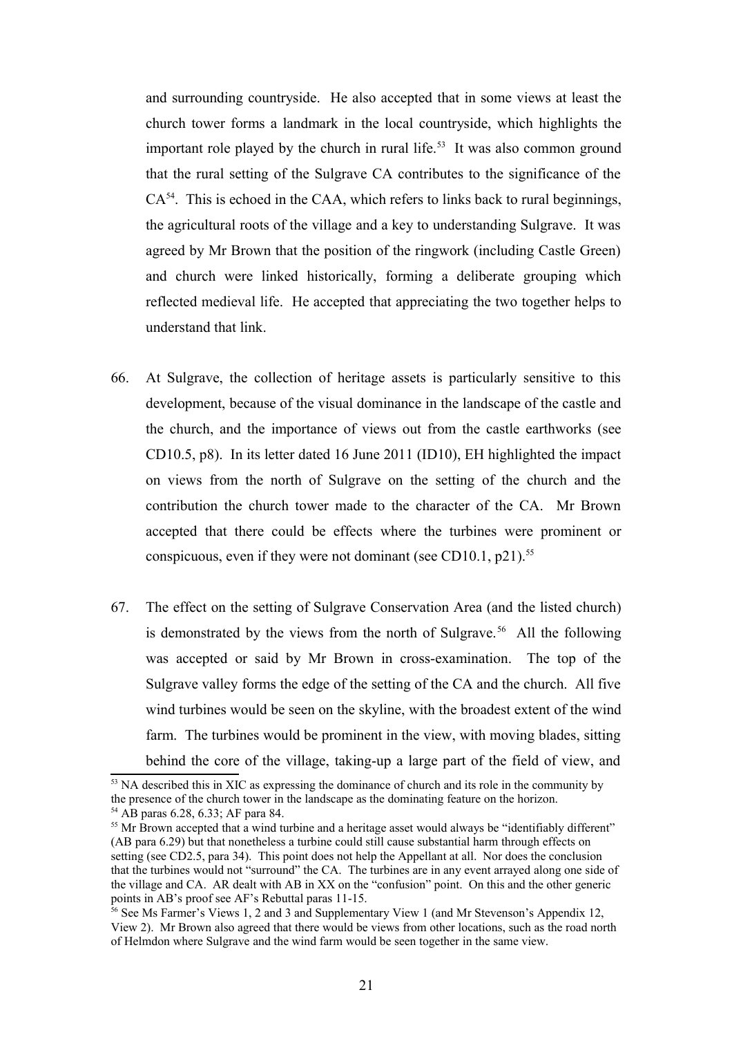and surrounding countryside. He also accepted that in some views at least the church tower forms a landmark in the local countryside, which highlights the important role played by the church in rural life.[53] It was also common ground that the rural setting of the Sulgrave CA contributes to the significance of the CA[54]. This is echoed in the CAA, which refers to links back to rural beginnings, the agricultural roots of the village and a key to understanding Sulgrave. It was agreed by Mr Brown that the position of the ringwork (including Castle Green) and church were linked historically, forming a deliberate grouping which reflected medieval life. He accepted that appreciating the two together helps to understand that link.

66. At Sulgrave, the collection of heritage assets is particularly sensitive to this development, because of the visual dominance in the landscape of the castle and the church, and the importance of views out from the castle earthworks (see CD10.5, p8). In its letter dated 16 June 2011 (ID10), EH highlighted the impact on views from the north of Sulgrave on the setting of the church and the contribution the church tower made to the character of the CA. Mr Brown accepted that there could be effects where the turbines were prominent or conspicuous, even if they were not dominant (see CD10.1, p21).[55]

67. The effect on the setting of Sulgrave Conservation Area (and the listed church) is demonstrated by the views from the north of Sulgrave.[56] All the following was accepted or said by Mr Brown in cross-examination. The top of the Sulgrave valley forms the edge of the setting of the CA and the church. All five wind turbines would be seen on the skyline, with the broadest extent of the wind farm. The turbines would be prominent in the view, with moving blades, sitting behind the core of the village, taking-up a large part of the field of view, and

---

[53] NA described this in XIC as expressing the dominance of church and its role in the community by the presence of the church tower in the landscape as the dominating feature on the horizon.

[54] AB paras 6.28, 6.33; AF para 84.

[55] Mr Brown accepted that a wind turbine and a heritage asset would always be "identifiably different" (AB para 6.29) but that nonetheless a turbine could still cause substantial harm through effects on setting (see CD2.5, para 34). This point does not help the Appellant at all. Nor does the conclusion that the turbines would not "surround" the CA. The turbines are in any event arrayed along one side of the village and CA. AR dealt with AB in XX on the "confusion" point. On this and the other generic points in AB's proof see AF's Rebuttal paras 11-15.

[56] See Ms Farmer's Views 1, 2 and 3 and Supplementary View 1 (and Mr Stevenson's Appendix 12, View 2). Mr Brown also agreed that there would be views from other locations, such as the road north of Helmdon where Sulgrave and the wind farm would be seen together in the same view.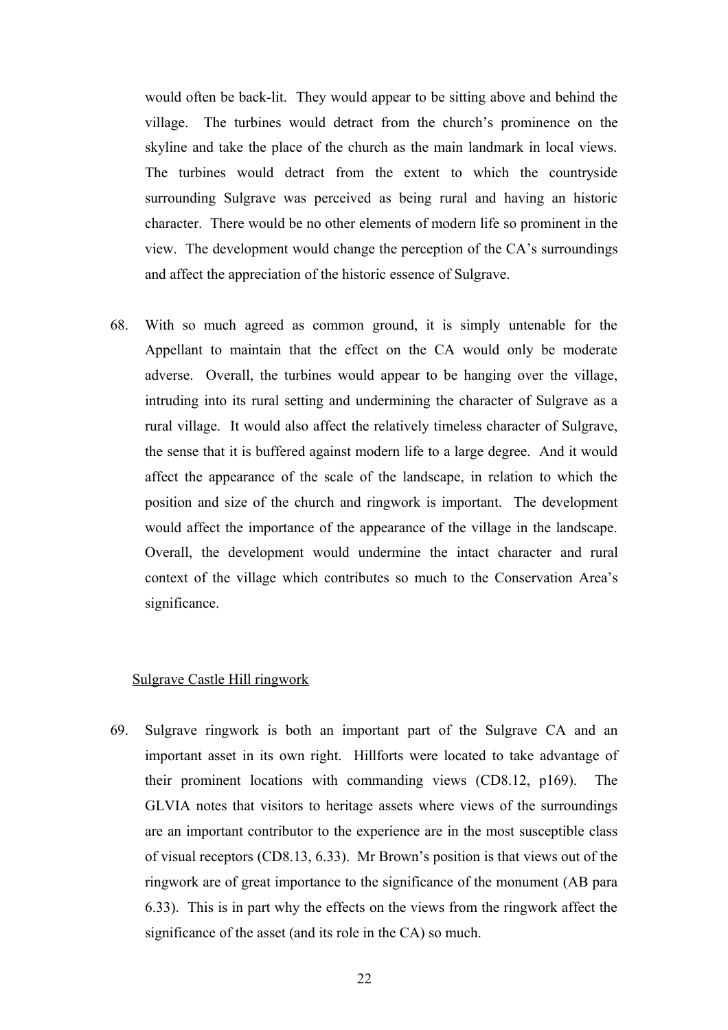would often be back-lit. They would appear to be sitting above and behind the village. The turbines would detract from the church's prominence on the skyline and take the place of the church as the main landmark in local views. The turbines would detract from the extent to which the countryside surrounding Sulgrave was perceived as being rural and having an historic character. There would be no other elements of modern life so prominent in the view. The development would change the perception of the CA's surroundings and affect the appreciation of the historic essence of Sulgrave.

68. With so much agreed as common ground, it is simply untenable for the Appellant to maintain that the effect on the CA would only be moderate adverse. Overall, the turbines would appear to be hanging over the village, intruding into its rural setting and undermining the character of Sulgrave as a rural village. It would also affect the relatively timeless character of Sulgrave, the sense that it is buffered against modern life to a large degree. And it would affect the appearance of the scale of the landscape, in relation to which the position and size of the church and ringwork is important. The development would affect the importance of the appearance of the village in the landscape. Overall, the development would undermine the intact character and rural context of the village which contributes so much to the Conservation Area's significance.

<u>Sulgrave Castle Hill ringwork</u>

69. Sulgrave ringwork is both an important part of the Sulgrave CA and an important asset in its own right. Hillforts were located to take advantage of their prominent locations with commanding views (CD8.12, p169). The GLVIA notes that visitors to heritage assets where views of the surroundings are an important contributor to the experience are in the most susceptible class of visual receptors (CD8.13, 6.33). Mr Brown's position is that views out of the ringwork are of great importance to the significance of the monument (AB para 6.33). This is in part why the effects on the views from the ringwork affect the significance of the asset (and its role in the CA) so much.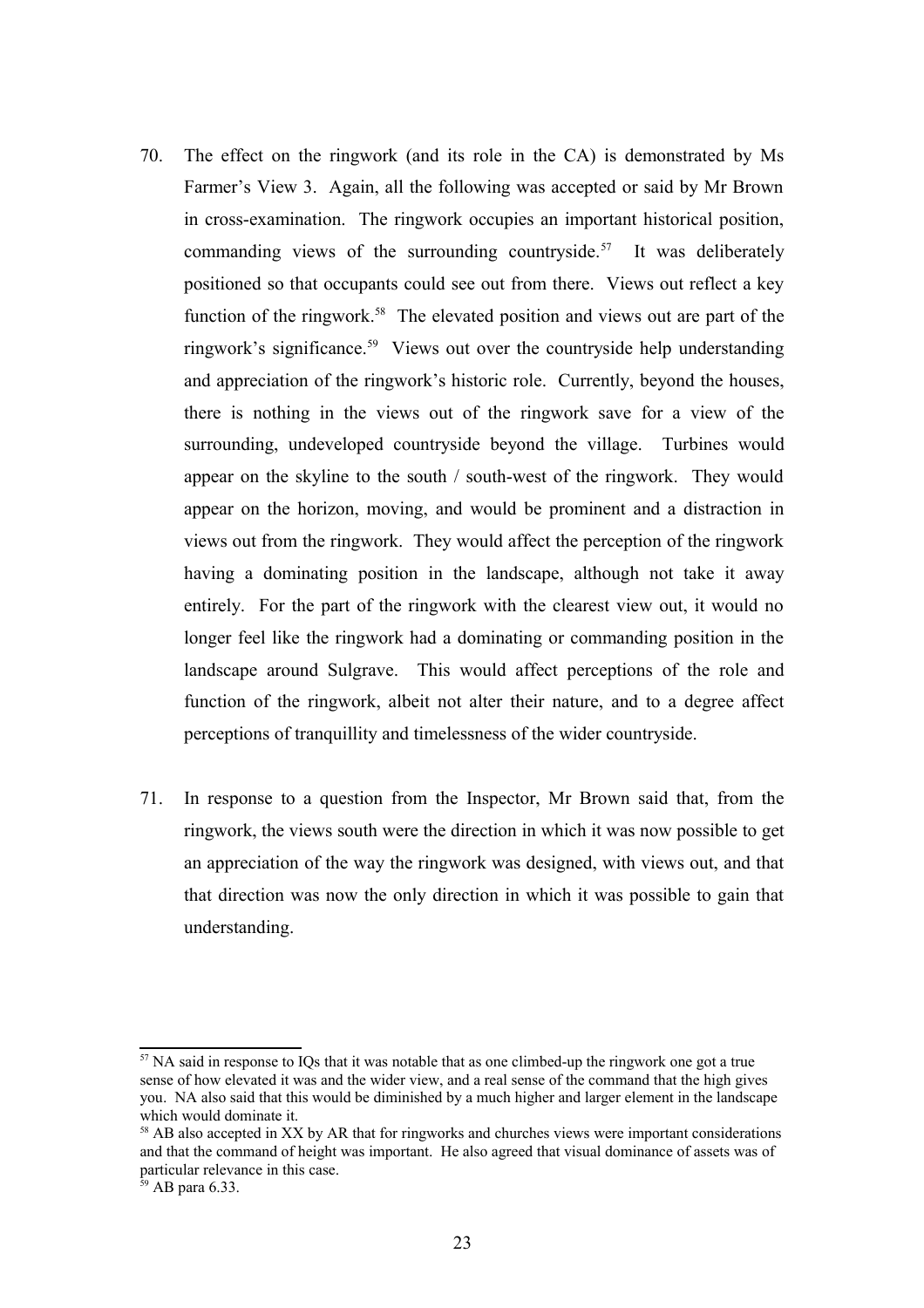70. The effect on the ringwork (and its role in the CA) is demonstrated by Ms Farmer's View 3. Again, all the following was accepted or said by Mr Brown in cross-examination. The ringwork occupies an important historical position, commanding views of the surrounding countryside.[57] It was deliberately positioned so that occupants could see out from there. Views out reflect a key function of the ringwork.[58] The elevated position and views out are part of the ringwork's significance.[59] Views out over the countryside help understanding and appreciation of the ringwork's historic role. Currently, beyond the houses, there is nothing in the views out of the ringwork save for a view of the surrounding, undeveloped countryside beyond the village. Turbines would appear on the skyline to the south / south-west of the ringwork. They would appear on the horizon, moving, and would be prominent and a distraction in views out from the ringwork. They would affect the perception of the ringwork having a dominating position in the landscape, although not take it away entirely. For the part of the ringwork with the clearest view out, it would no longer feel like the ringwork had a dominating or commanding position in the landscape around Sulgrave. This would affect perceptions of the role and function of the ringwork, albeit not alter their nature, and to a degree affect perceptions of tranquillity and timelessness of the wider countryside.

71. In response to a question from the Inspector, Mr Brown said that, from the ringwork, the views south were the direction in which it was now possible to get an appreciation of the way the ringwork was designed, with views out, and that that direction was now the only direction in which it was possible to gain that understanding.

---

[57] NA said in response to IQs that it was notable that as one climbed-up the ringwork one got a true sense of how elevated it was and the wider view, and a real sense of the command that the high gives you. NA also said that this would be diminished by a much higher and larger element in the landscape which would dominate it.

[58] AB also accepted in XX by AR that for ringworks and churches views were important considerations and that the command of height was important. He also agreed that visual dominance of assets was of particular relevance in this case.

[59] AB para 6.33.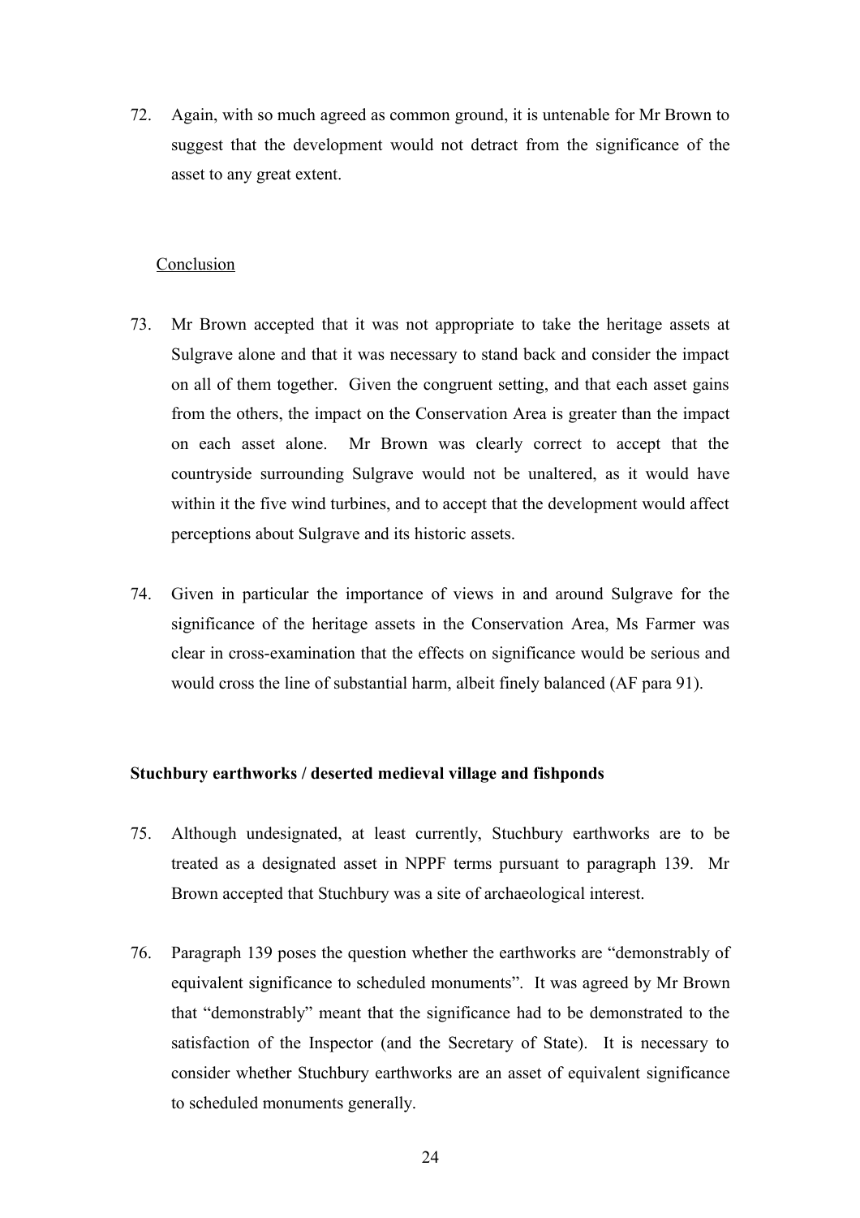72. Again, with so much agreed as common ground, it is untenable for Mr Brown to suggest that the development would not detract from the significance of the asset to any great extent.

<u>Conclusion</u>

73. Mr Brown accepted that it was not appropriate to take the heritage assets at Sulgrave alone and that it was necessary to stand back and consider the impact on all of them together. Given the congruent setting, and that each asset gains from the others, the impact on the Conservation Area is greater than the impact on each asset alone. Mr Brown was clearly correct to accept that the countryside surrounding Sulgrave would not be unaltered, as it would have within it the five wind turbines, and to accept that the development would affect perceptions about Sulgrave and its historic assets.

74. Given in particular the importance of views in and around Sulgrave for the significance of the heritage assets in the Conservation Area, Ms Farmer was clear in cross-examination that the effects on significance would be serious and would cross the line of substantial harm, albeit finely balanced (AF para 91).

**Stuchbury earthworks / deserted medieval village and fishponds**

75. Although undesignated, at least currently, Stuchbury earthworks are to be treated as a designated asset in NPPF terms pursuant to paragraph 139. Mr Brown accepted that Stuchbury was a site of archaeological interest.

76. Paragraph 139 poses the question whether the earthworks are "demonstrably of equivalent significance to scheduled monuments". It was agreed by Mr Brown that "demonstrably" meant that the significance had to be demonstrated to the satisfaction of the Inspector (and the Secretary of State). It is necessary to consider whether Stuchbury earthworks are an asset of equivalent significance to scheduled monuments generally.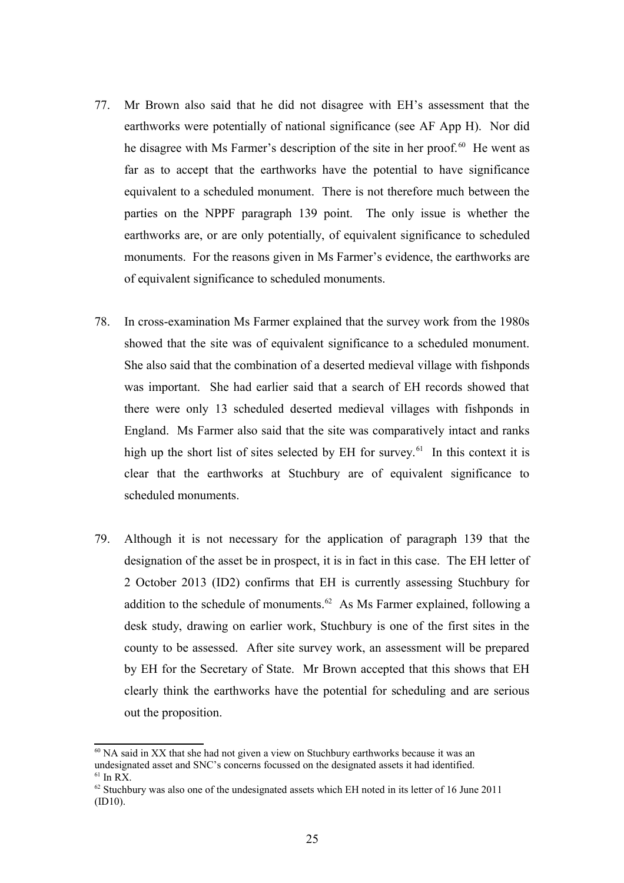77. Mr Brown also said that he did not disagree with EH's assessment that the earthworks were potentially of national significance (see AF App H). Nor did he disagree with Ms Farmer's description of the site in her proof.[60] He went as far as to accept that the earthworks have the potential to have significance equivalent to a scheduled monument. There is not therefore much between the parties on the NPPF paragraph 139 point. The only issue is whether the earthworks are, or are only potentially, of equivalent significance to scheduled monuments. For the reasons given in Ms Farmer's evidence, the earthworks are of equivalent significance to scheduled monuments.

78. In cross-examination Ms Farmer explained that the survey work from the 1980s showed that the site was of equivalent significance to a scheduled monument. She also said that the combination of a deserted medieval village with fishponds was important. She had earlier said that a search of EH records showed that there were only 13 scheduled deserted medieval villages with fishponds in England. Ms Farmer also said that the site was comparatively intact and ranks high up the short list of sites selected by EH for survey.[61] In this context it is clear that the earthworks at Stuchbury are of equivalent significance to scheduled monuments.

79. Although it is not necessary for the application of paragraph 139 that the designation of the asset be in prospect, it is in fact in this case. The EH letter of 2 October 2013 (ID2) confirms that EH is currently assessing Stuchbury for addition to the schedule of monuments.[62] As Ms Farmer explained, following a desk study, drawing on earlier work, Stuchbury is one of the first sites in the county to be assessed. After site survey work, an assessment will be prepared by EH for the Secretary of State. Mr Brown accepted that this shows that EH clearly think the earthworks have the potential for scheduling and are serious out the proposition.

---

[60] NA said in XX that she had not given a view on Stuchbury earthworks because it was an undesignated asset and SNC's concerns focussed on the designated assets it had identified.

[61] In RX.

[62] Stuchbury was also one of the undesignated assets which EH noted in its letter of 16 June 2011 (ID10).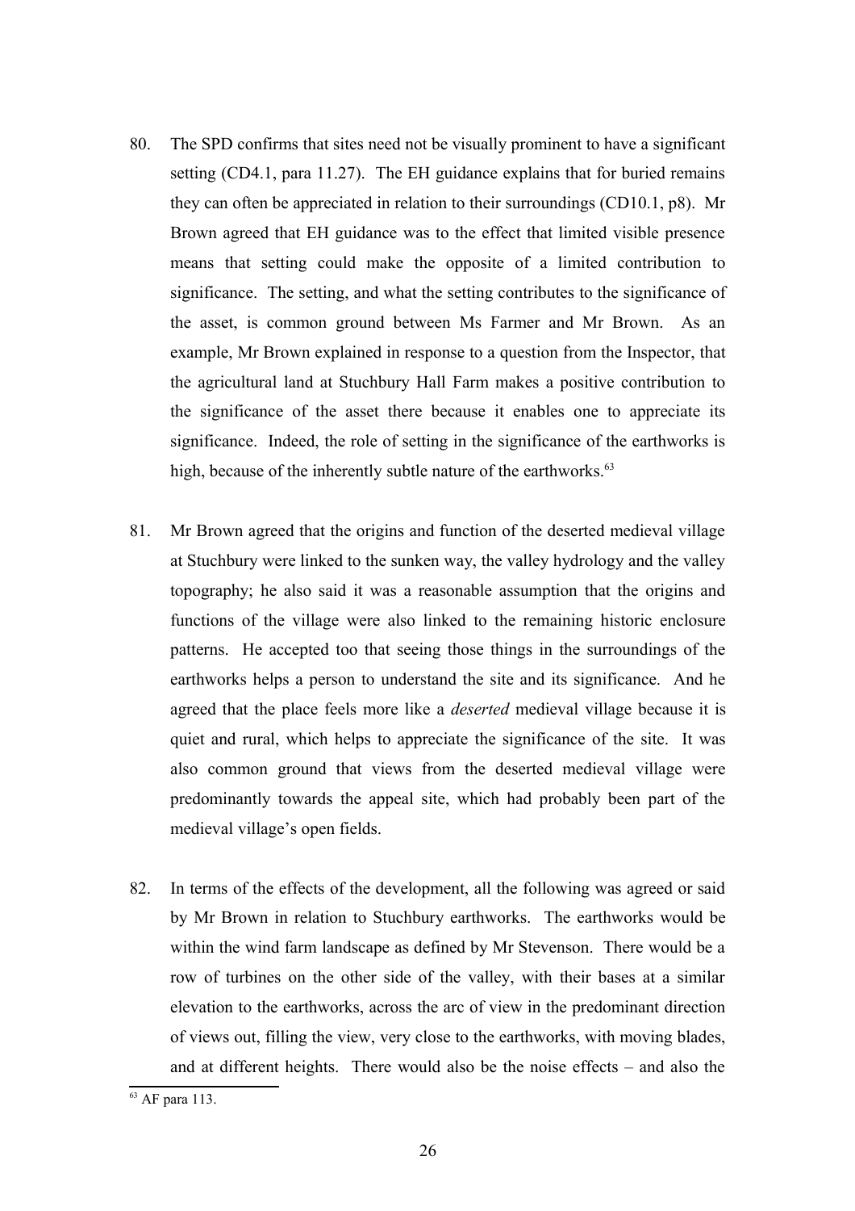80. The SPD confirms that sites need not be visually prominent to have a significant setting (CD4.1, para 11.27). The EH guidance explains that for buried remains they can often be appreciated in relation to their surroundings (CD10.1, p8). Mr Brown agreed that EH guidance was to the effect that limited visible presence means that setting could make the opposite of a limited contribution to significance. The setting, and what the setting contributes to the significance of the asset, is common ground between Ms Farmer and Mr Brown. As an example, Mr Brown explained in response to a question from the Inspector, that the agricultural land at Stuchbury Hall Farm makes a positive contribution to the significance of the asset there because it enables one to appreciate its significance. Indeed, the role of setting in the significance of the earthworks is high, because of the inherently subtle nature of the earthworks.[63]

81. Mr Brown agreed that the origins and function of the deserted medieval village at Stuchbury were linked to the sunken way, the valley hydrology and the valley topography; he also said it was a reasonable assumption that the origins and functions of the village were also linked to the remaining historic enclosure patterns. He accepted too that seeing those things in the surroundings of the earthworks helps a person to understand the site and its significance. And he agreed that the place feels more like a *deserted* medieval village because it is quiet and rural, which helps to appreciate the significance of the site. It was also common ground that views from the deserted medieval village were predominantly towards the appeal site, which had probably been part of the medieval village's open fields.

82. In terms of the effects of the development, all the following was agreed or said by Mr Brown in relation to Stuchbury earthworks. The earthworks would be within the wind farm landscape as defined by Mr Stevenson. There would be a row of turbines on the other side of the valley, with their bases at a similar elevation to the earthworks, across the arc of view in the predominant direction of views out, filling the view, very close to the earthworks, with moving blades, and at different heights. There would also be the noise effects – and also the

[63] AF para 113.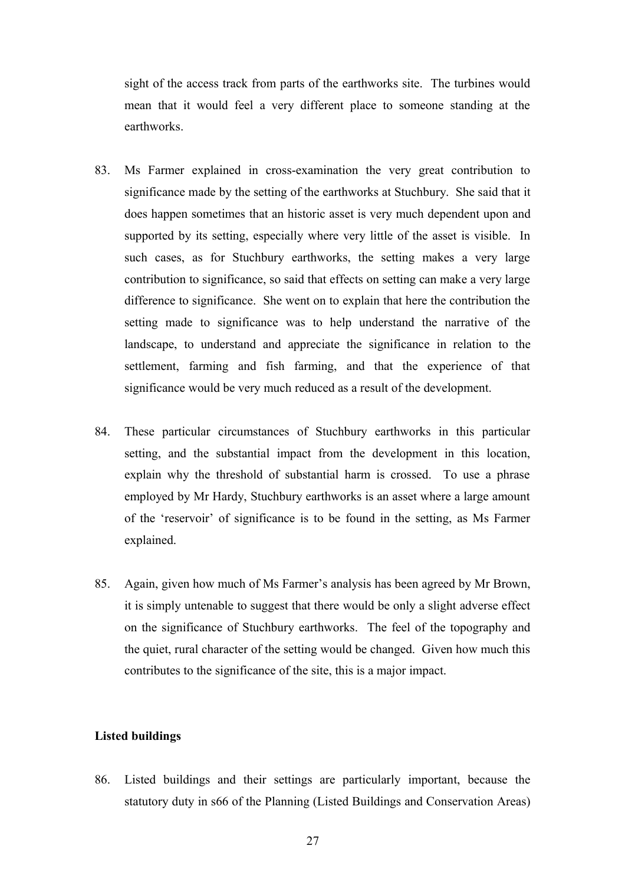sight of the access track from parts of the earthworks site. The turbines would mean that it would feel a very different place to someone standing at the earthworks.

83. Ms Farmer explained in cross-examination the very great contribution to significance made by the setting of the earthworks at Stuchbury. She said that it does happen sometimes that an historic asset is very much dependent upon and supported by its setting, especially where very little of the asset is visible. In such cases, as for Stuchbury earthworks, the setting makes a very large contribution to significance, so said that effects on setting can make a very large difference to significance. She went on to explain that here the contribution the setting made to significance was to help understand the narrative of the landscape, to understand and appreciate the significance in relation to the settlement, farming and fish farming, and that the experience of that significance would be very much reduced as a result of the development.

84. These particular circumstances of Stuchbury earthworks in this particular setting, and the substantial impact from the development in this location, explain why the threshold of substantial harm is crossed. To use a phrase employed by Mr Hardy, Stuchbury earthworks is an asset where a large amount of the 'reservoir' of significance is to be found in the setting, as Ms Farmer explained.

85. Again, given how much of Ms Farmer's analysis has been agreed by Mr Brown, it is simply untenable to suggest that there would be only a slight adverse effect on the significance of Stuchbury earthworks. The feel of the topography and the quiet, rural character of the setting would be changed. Given how much this contributes to the significance of the site, this is a major impact.

**Listed buildings**

86. Listed buildings and their settings are particularly important, because the statutory duty in s66 of the Planning (Listed Buildings and Conservation Areas)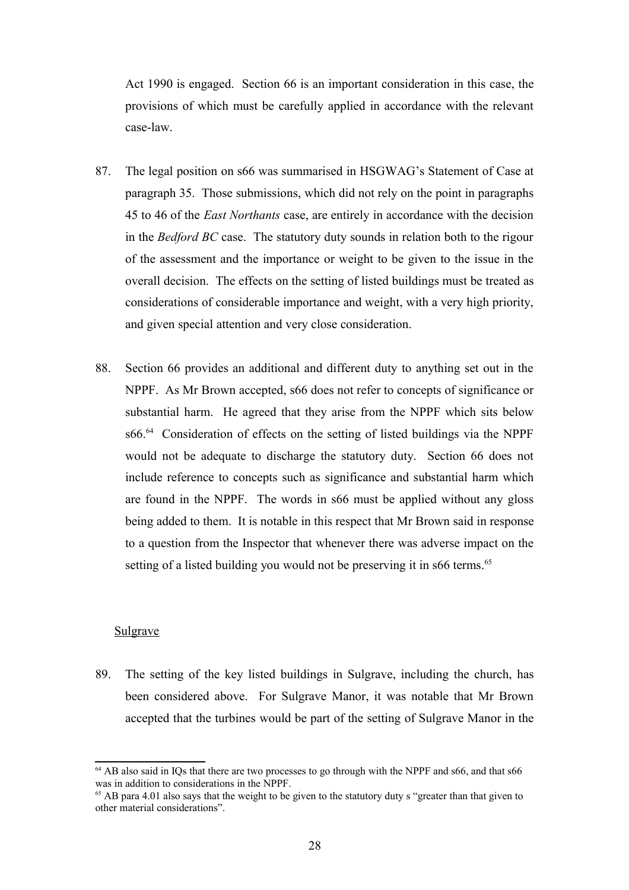Act 1990 is engaged. Section 66 is an important consideration in this case, the provisions of which must be carefully applied in accordance with the relevant case-law.

87. The legal position on s66 was summarised in HSGWAG's Statement of Case at paragraph 35. Those submissions, which did not rely on the point in paragraphs 45 to 46 of the *East Northants* case, are entirely in accordance with the decision in the *Bedford BC* case. The statutory duty sounds in relation both to the rigour of the assessment and the importance or weight to be given to the issue in the overall decision. The effects on the setting of listed buildings must be treated as considerations of considerable importance and weight, with a very high priority, and given special attention and very close consideration.

88. Section 66 provides an additional and different duty to anything set out in the NPPF. As Mr Brown accepted, s66 does not refer to concepts of significance or substantial harm. He agreed that they arise from the NPPF which sits below s66.[64] Consideration of effects on the setting of listed buildings via the NPPF would not be adequate to discharge the statutory duty. Section 66 does not include reference to concepts such as significance and substantial harm which are found in the NPPF. The words in s66 must be applied without any gloss being added to them. It is notable in this respect that Mr Brown said in response to a question from the Inspector that whenever there was adverse impact on the setting of a listed building you would not be preserving it in s66 terms.[65]

Sulgrave

89. The setting of the key listed buildings in Sulgrave, including the church, has been considered above. For Sulgrave Manor, it was notable that Mr Brown accepted that the turbines would be part of the setting of Sulgrave Manor in the

[64] AB also said in IQs that there are two processes to go through with the NPPF and s66, and that s66 was in addition to considerations in the NPPF.

[65] AB para 4.01 also says that the weight to be given to the statutory duty s "greater than that given to other material considerations".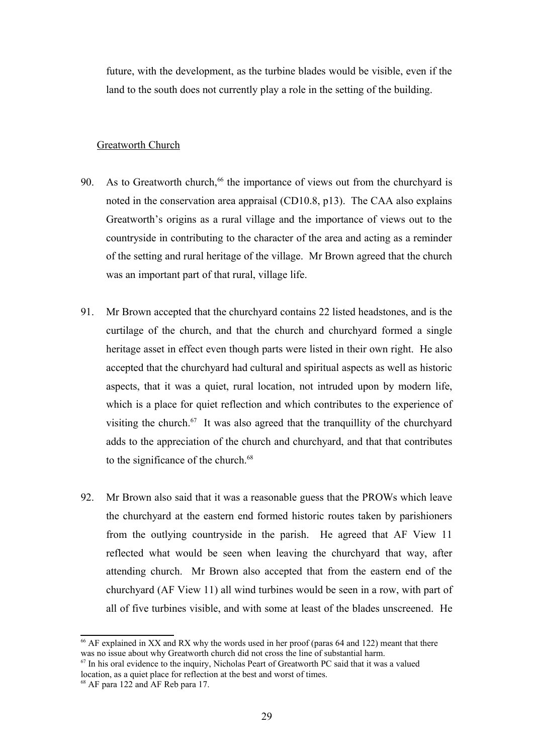future, with the development, as the turbine blades would be visible, even if the land to the south does not currently play a role in the setting of the building.

Greatworth Church

90. As to Greatworth church,[66] the importance of views out from the churchyard is noted in the conservation area appraisal (CD10.8, p13). The CAA also explains Greatworth's origins as a rural village and the importance of views out to the countryside in contributing to the character of the area and acting as a reminder of the setting and rural heritage of the village. Mr Brown agreed that the church was an important part of that rural, village life.

91. Mr Brown accepted that the churchyard contains 22 listed headstones, and is the curtilage of the church, and that the church and churchyard formed a single heritage asset in effect even though parts were listed in their own right. He also accepted that the churchyard had cultural and spiritual aspects as well as historic aspects, that it was a quiet, rural location, not intruded upon by modern life, which is a place for quiet reflection and which contributes to the experience of visiting the church.[67] It was also agreed that the tranquillity of the churchyard adds to the appreciation of the church and churchyard, and that that contributes to the significance of the church.[68]

92. Mr Brown also said that it was a reasonable guess that the PROWs which leave the churchyard at the eastern end formed historic routes taken by parishioners from the outlying countryside in the parish. He agreed that AF View 11 reflected what would be seen when leaving the churchyard that way, after attending church. Mr Brown also accepted that from the eastern end of the churchyard (AF View 11) all wind turbines would be seen in a row, with part of all of five turbines visible, and with some at least of the blades unscreened. He

[66] AF explained in XX and RX why the words used in her proof (paras 64 and 122) meant that there was no issue about why Greatworth church did not cross the line of substantial harm.

[67] In his oral evidence to the inquiry, Nicholas Peart of Greatworth PC said that it was a valued location, as a quiet place for reflection at the best and worst of times.

[68] AF para 122 and AF Reb para 17.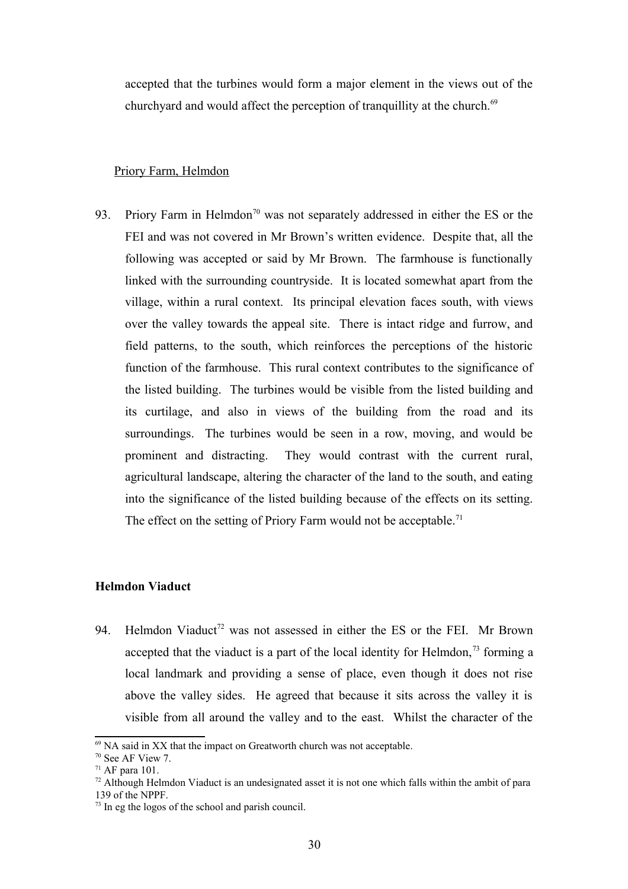accepted that the turbines would form a major element in the views out of the churchyard and would affect the perception of tranquillity at the church.[69]

Priory Farm, Helmdon

93. Priory Farm in Helmdon[70] was not separately addressed in either the ES or the FEI and was not covered in Mr Brown's written evidence. Despite that, all the following was accepted or said by Mr Brown. The farmhouse is functionally linked with the surrounding countryside. It is located somewhat apart from the village, within a rural context. Its principal elevation faces south, with views over the valley towards the appeal site. There is intact ridge and furrow, and field patterns, to the south, which reinforces the perceptions of the historic function of the farmhouse. This rural context contributes to the significance of the listed building. The turbines would be visible from the listed building and its curtilage, and also in views of the building from the road and its surroundings. The turbines would be seen in a row, moving, and would be prominent and distracting. They would contrast with the current rural, agricultural landscape, altering the character of the land to the south, and eating into the significance of the listed building because of the effects on its setting. The effect on the setting of Priory Farm would not be acceptable.[71]

**Helmdon Viaduct**

94. Helmdon Viaduct[72] was not assessed in either the ES or the FEI. Mr Brown accepted that the viaduct is a part of the local identity for Helmdon,[73] forming a local landmark and providing a sense of place, even though it does not rise above the valley sides. He agreed that because it sits across the valley it is visible from all around the valley and to the east. Whilst the character of the

---

[69] NA said in XX that the impact on Greatworth church was not acceptable.

[70] See AF View 7.

[71] AF para 101.

[72] Although Helmdon Viaduct is an undesignated asset it is not one which falls within the ambit of para 139 of the NPPF.

[73] In eg the logos of the school and parish council.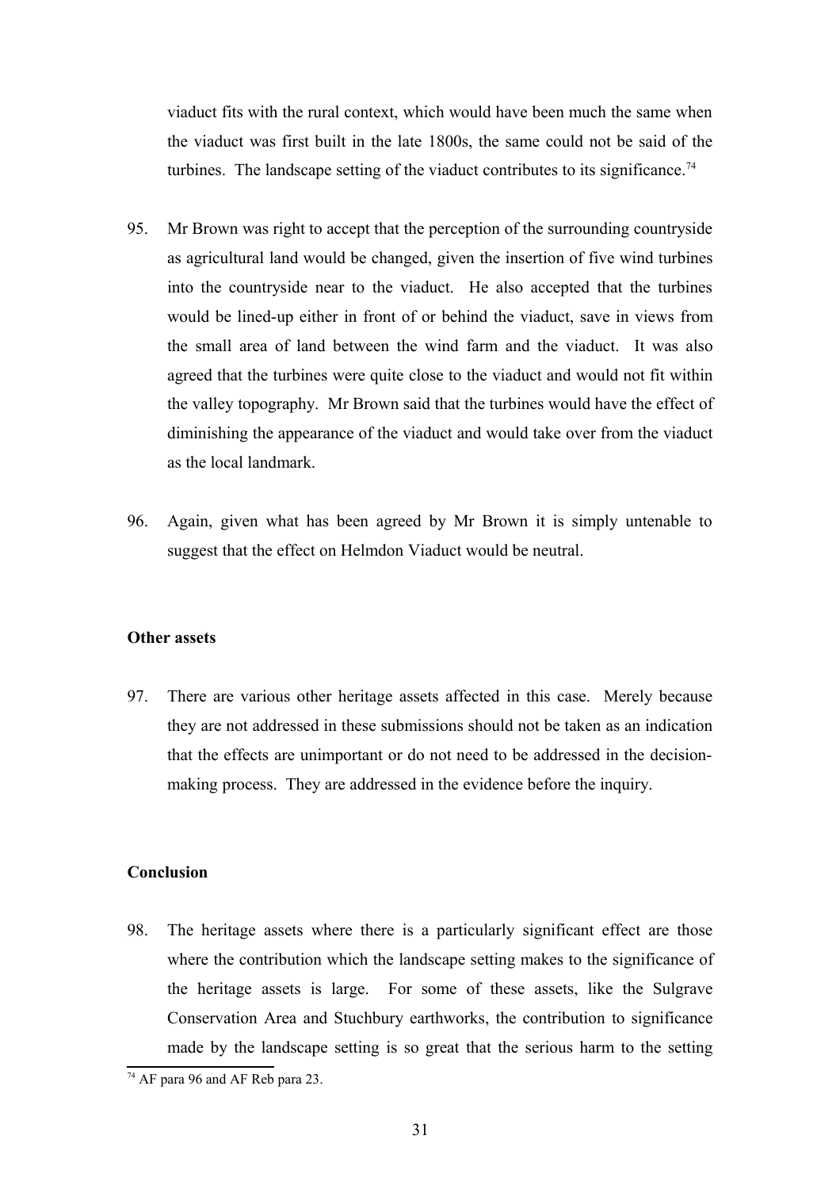viaduct fits with the rural context, which would have been much the same when the viaduct was first built in the late 1800s, the same could not be said of the turbines. The landscape setting of the viaduct contributes to its significance.[74]

95. Mr Brown was right to accept that the perception of the surrounding countryside as agricultural land would be changed, given the insertion of five wind turbines into the countryside near to the viaduct. He also accepted that the turbines would be lined-up either in front of or behind the viaduct, save in views from the small area of land between the wind farm and the viaduct. It was also agreed that the turbines were quite close to the viaduct and would not fit within the valley topography. Mr Brown said that the turbines would have the effect of diminishing the appearance of the viaduct and would take over from the viaduct as the local landmark.

96. Again, given what has been agreed by Mr Brown it is simply untenable to suggest that the effect on Helmdon Viaduct would be neutral.

**Other assets**

97. There are various other heritage assets affected in this case. Merely because they are not addressed in these submissions should not be taken as an indication that the effects are unimportant or do not need to be addressed in the decision-making process. They are addressed in the evidence before the inquiry.

**Conclusion**

98. The heritage assets where there is a particularly significant effect are those where the contribution which the landscape setting makes to the significance of the heritage assets is large. For some of these assets, like the Sulgrave Conservation Area and Stuchbury earthworks, the contribution to significance made by the landscape setting is so great that the serious harm to the setting

[74] AF para 96 and AF Reb para 23.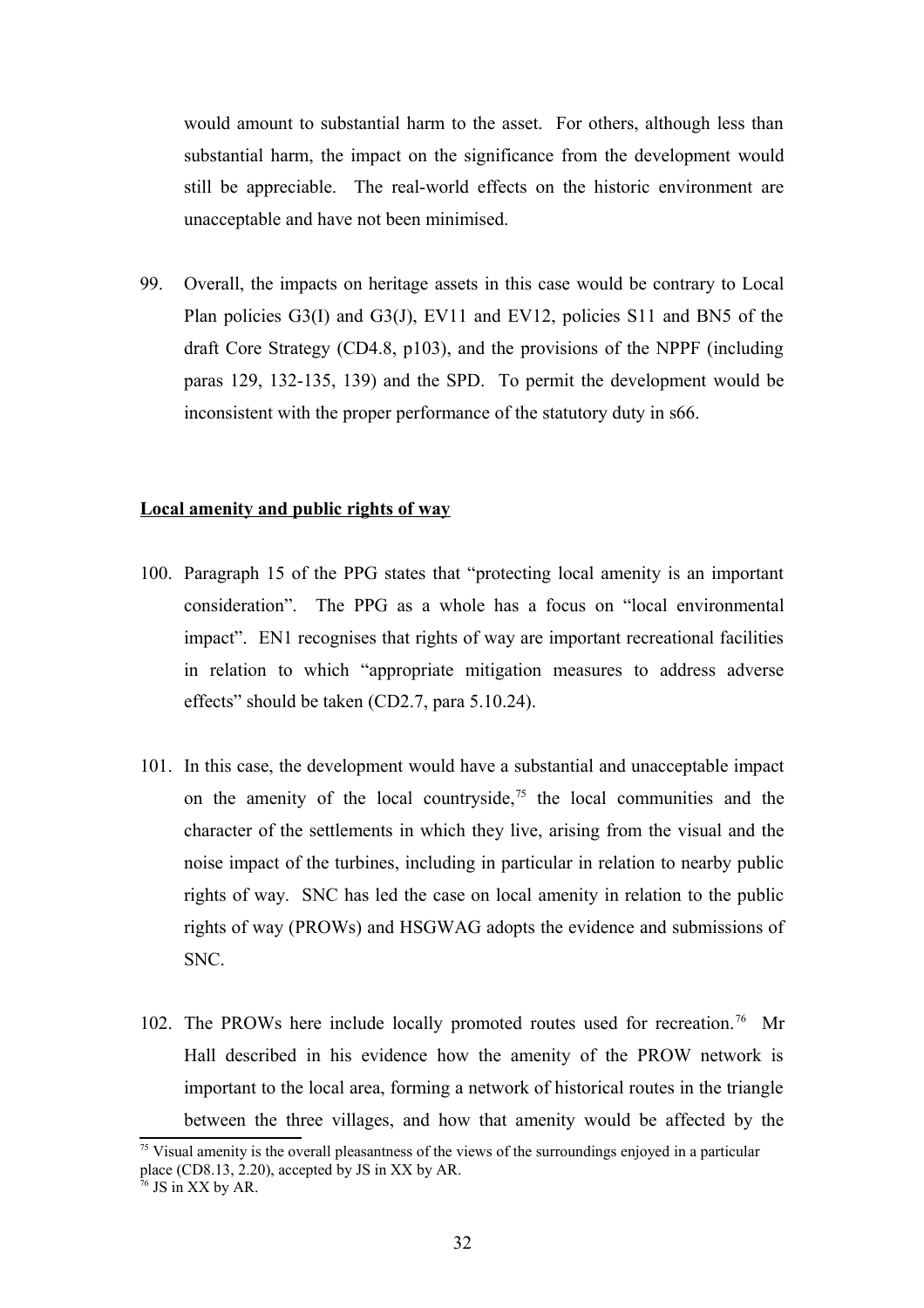would amount to substantial harm to the asset. For others, although less than substantial harm, the impact on the significance from the development would still be appreciable. The real-world effects on the historic environment are unacceptable and have not been minimised.

99. Overall, the impacts on heritage assets in this case would be contrary to Local Plan policies G3(I) and G3(J), EV11 and EV12, policies S11 and BN5 of the draft Core Strategy (CD4.8, p103), and the provisions of the NPPF (including paras 129, 132-135, 139) and the SPD. To permit the development would be inconsistent with the proper performance of the statutory duty in s66.

**Local amenity and public rights of way**

100. Paragraph 15 of the PPG states that "protecting local amenity is an important consideration". The PPG as a whole has a focus on "local environmental impact". EN1 recognises that rights of way are important recreational facilities in relation to which "appropriate mitigation measures to address adverse effects" should be taken (CD2.7, para 5.10.24).

101. In this case, the development would have a substantial and unacceptable impact on the amenity of the local countryside,[75] the local communities and the character of the settlements in which they live, arising from the visual and the noise impact of the turbines, including in particular in relation to nearby public rights of way. SNC has led the case on local amenity in relation to the public rights of way (PROWs) and HSGWAG adopts the evidence and submissions of SNC.

102. The PROWs here include locally promoted routes used for recreation.[76] Mr Hall described in his evidence how the amenity of the PROW network is important to the local area, forming a network of historical routes in the triangle between the three villages, and how that amenity would be affected by the

[75] Visual amenity is the overall pleasantness of the views of the surroundings enjoyed in a particular place (CD8.13, 2.20), accepted by JS in XX by AR.

[76] JS in XX by AR.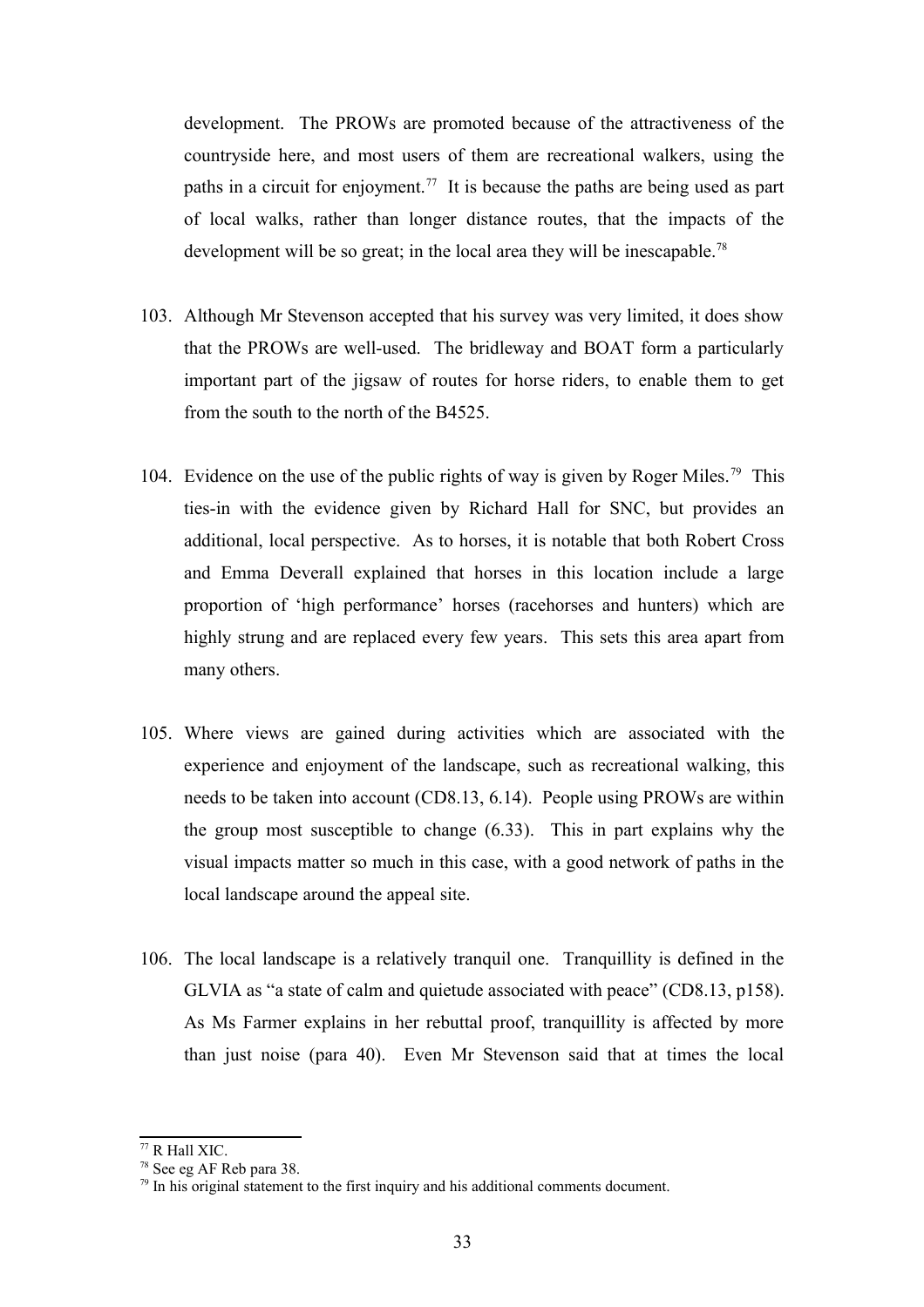development. The PROWs are promoted because of the attractiveness of the countryside here, and most users of them are recreational walkers, using the paths in a circuit for enjoyment.[77] It is because the paths are being used as part of local walks, rather than longer distance routes, that the impacts of the development will be so great; in the local area they will be inescapable.[78]

103. Although Mr Stevenson accepted that his survey was very limited, it does show that the PROWs are well-used. The bridleway and BOAT form a particularly important part of the jigsaw of routes for horse riders, to enable them to get from the south to the north of the B4525.

104. Evidence on the use of the public rights of way is given by Roger Miles.[79] This ties-in with the evidence given by Richard Hall for SNC, but provides an additional, local perspective. As to horses, it is notable that both Robert Cross and Emma Deverall explained that horses in this location include a large proportion of 'high performance' horses (racehorses and hunters) which are highly strung and are replaced every few years. This sets this area apart from many others.

105. Where views are gained during activities which are associated with the experience and enjoyment of the landscape, such as recreational walking, this needs to be taken into account (CD8.13, 6.14). People using PROWs are within the group most susceptible to change (6.33). This in part explains why the visual impacts matter so much in this case, with a good network of paths in the local landscape around the appeal site.

106. The local landscape is a relatively tranquil one. Tranquillity is defined in the GLVIA as "a state of calm and quietude associated with peace" (CD8.13, p158). As Ms Farmer explains in her rebuttal proof, tranquillity is affected by more than just noise (para 40). Even Mr Stevenson said that at times the local

---

[77] R Hall XIC.

[78] See eg AF Reb para 38.

[79] In his original statement to the first inquiry and his additional comments document.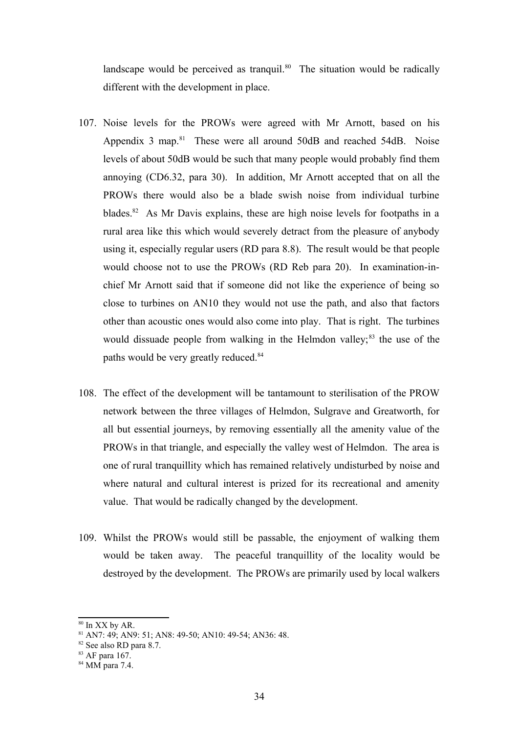landscape would be perceived as tranquil.[80] The situation would be radically different with the development in place.

107. Noise levels for the PROWs were agreed with Mr Arnott, based on his Appendix 3 map.[81] These were all around 50dB and reached 54dB. Noise levels of about 50dB would be such that many people would probably find them annoying (CD6.32, para 30). In addition, Mr Arnott accepted that on all the PROWs there would also be a blade swish noise from individual turbine blades.[82] As Mr Davis explains, these are high noise levels for footpaths in a rural area like this which would severely detract from the pleasure of anybody using it, especially regular users (RD para 8.8). The result would be that people would choose not to use the PROWs (RD Reb para 20). In examination-in-chief Mr Arnott said that if someone did not like the experience of being so close to turbines on AN10 they would not use the path, and also that factors other than acoustic ones would also come into play. That is right. The turbines would dissuade people from walking in the Helmdon valley;[83] the use of the paths would be very greatly reduced.[84]

108. The effect of the development will be tantamount to sterilisation of the PROW network between the three villages of Helmdon, Sulgrave and Greatworth, for all but essential journeys, by removing essentially all the amenity value of the PROWs in that triangle, and especially the valley west of Helmdon. The area is one of rural tranquillity which has remained relatively undisturbed by noise and where natural and cultural interest is prized for its recreational and amenity value. That would be radically changed by the development.

109. Whilst the PROWs would still be passable, the enjoyment of walking them would be taken away. The peaceful tranquillity of the locality would be destroyed by the development. The PROWs are primarily used by local walkers

---

[80] In XX by AR.

[81] AN7: 49; AN9: 51; AN8: 49-50; AN10: 49-54; AN36: 48.

[82] See also RD para 8.7.

[83] AF para 167.

[84] MM para 7.4.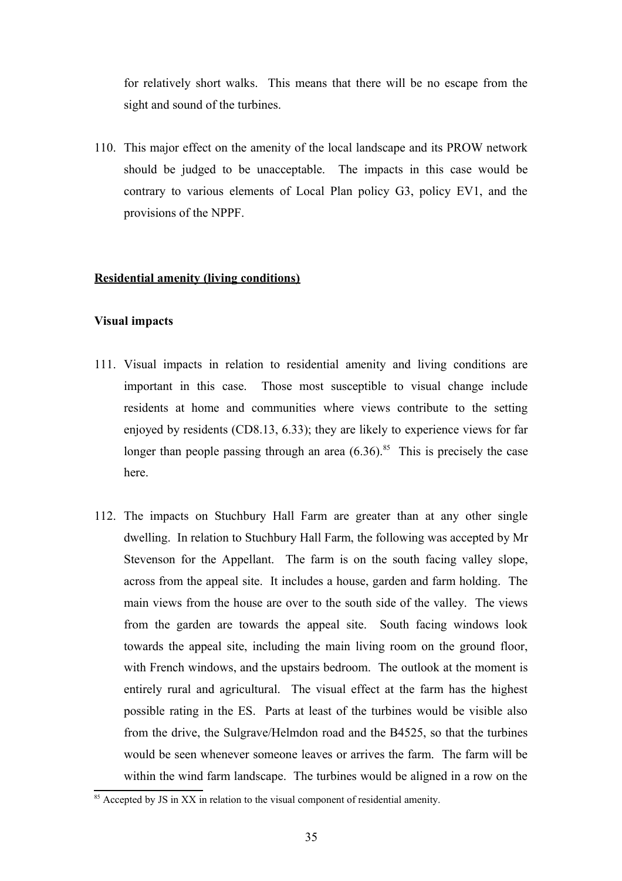for relatively short walks. This means that there will be no escape from the sight and sound of the turbines.

110. This major effect on the amenity of the local landscape and its PROW network should be judged to be unacceptable. The impacts in this case would be contrary to various elements of Local Plan policy G3, policy EV1, and the provisions of the NPPF.

**Residential amenity (living conditions)**

**Visual impacts**

111. Visual impacts in relation to residential amenity and living conditions are important in this case. Those most susceptible to visual change include residents at home and communities where views contribute to the setting enjoyed by residents (CD8.13, 6.33); they are likely to experience views for far longer than people passing through an area (6.36).[85] This is precisely the case here.

112. The impacts on Stuchbury Hall Farm are greater than at any other single dwelling. In relation to Stuchbury Hall Farm, the following was accepted by Mr Stevenson for the Appellant. The farm is on the south facing valley slope, across from the appeal site. It includes a house, garden and farm holding. The main views from the house are over to the south side of the valley. The views from the garden are towards the appeal site. South facing windows look towards the appeal site, including the main living room on the ground floor, with French windows, and the upstairs bedroom. The outlook at the moment is entirely rural and agricultural. The visual effect at the farm has the highest possible rating in the ES. Parts at least of the turbines would be visible also from the drive, the Sulgrave/Helmdon road and the B4525, so that the turbines would be seen whenever someone leaves or arrives the farm. The farm will be within the wind farm landscape. The turbines would be aligned in a row on the

[85] Accepted by JS in XX in relation to the visual component of residential amenity.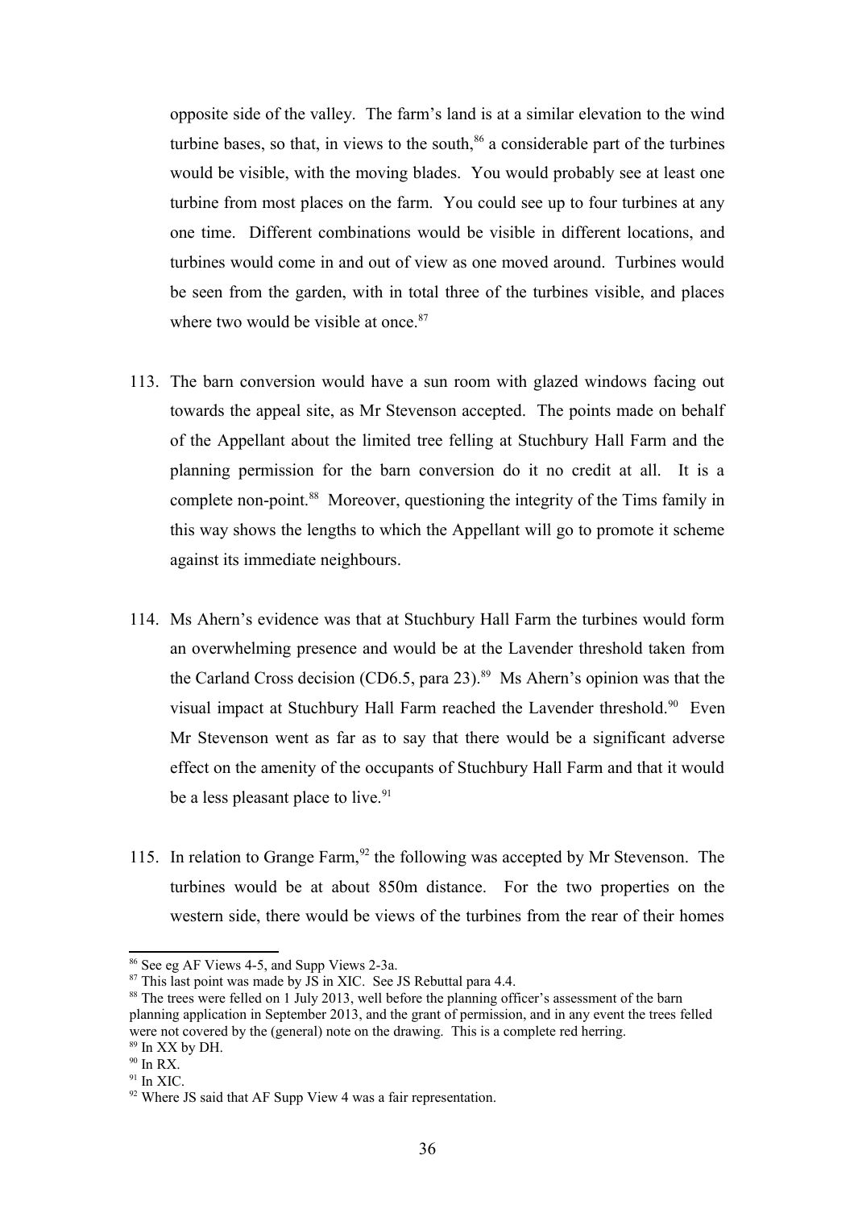opposite side of the valley. The farm's land is at a similar elevation to the wind turbine bases, so that, in views to the south,[86] a considerable part of the turbines would be visible, with the moving blades. You would probably see at least one turbine from most places on the farm. You could see up to four turbines at any one time. Different combinations would be visible in different locations, and turbines would come in and out of view as one moved around. Turbines would be seen from the garden, with in total three of the turbines visible, and places where two would be visible at once.[87]

113. The barn conversion would have a sun room with glazed windows facing out towards the appeal site, as Mr Stevenson accepted. The points made on behalf of the Appellant about the limited tree felling at Stuchbury Hall Farm and the planning permission for the barn conversion do it no credit at all. It is a complete non-point.[88] Moreover, questioning the integrity of the Tims family in this way shows the lengths to which the Appellant will go to promote it scheme against its immediate neighbours.

114. Ms Ahern's evidence was that at Stuchbury Hall Farm the turbines would form an overwhelming presence and would be at the Lavender threshold taken from the Carland Cross decision (CD6.5, para 23).[89] Ms Ahern's opinion was that the visual impact at Stuchbury Hall Farm reached the Lavender threshold.[90] Even Mr Stevenson went as far as to say that there would be a significant adverse effect on the amenity of the occupants of Stuchbury Hall Farm and that it would be a less pleasant place to live.[91]

115. In relation to Grange Farm,[92] the following was accepted by Mr Stevenson. The turbines would be at about 850m distance. For the two properties on the western side, there would be views of the turbines from the rear of their homes

---

[86] See eg AF Views 4-5, and Supp Views 2-3a.

[87] This last point was made by JS in XIC. See JS Rebuttal para 4.4.

[88] The trees were felled on 1 July 2013, well before the planning officer's assessment of the barn planning application in September 2013, and the grant of permission, and in any event the trees felled were not covered by the (general) note on the drawing. This is a complete red herring.

[89] In XX by DH.

[90] In RX.

[91] In XIC.

[92] Where JS said that AF Supp View 4 was a fair representation.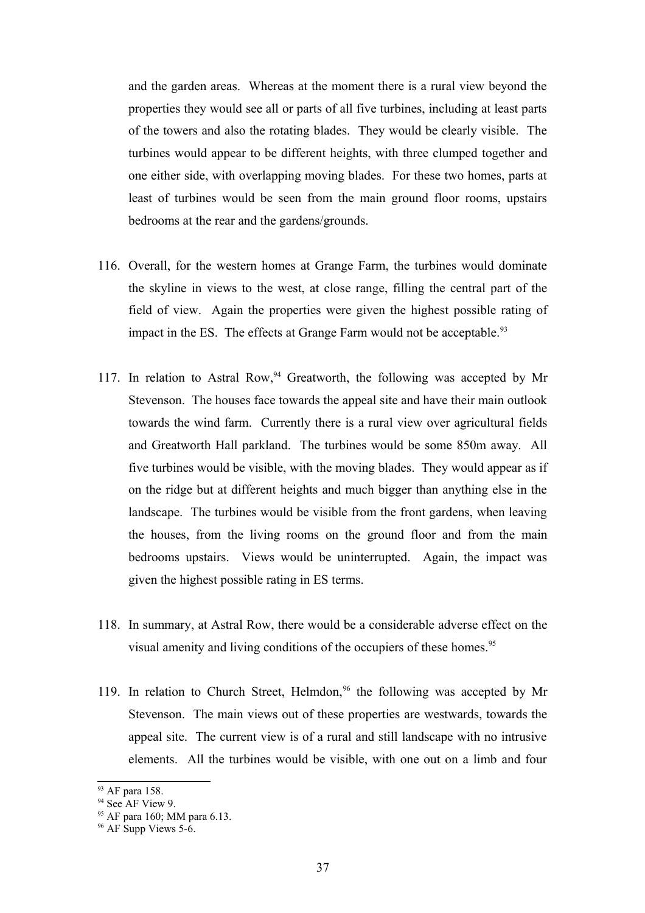and the garden areas. Whereas at the moment there is a rural view beyond the properties they would see all or parts of all five turbines, including at least parts of the towers and also the rotating blades. They would be clearly visible. The turbines would appear to be different heights, with three clumped together and one either side, with overlapping moving blades. For these two homes, parts at least of turbines would be seen from the main ground floor rooms, upstairs bedrooms at the rear and the gardens/grounds.

116. Overall, for the western homes at Grange Farm, the turbines would dominate the skyline in views to the west, at close range, filling the central part of the field of view. Again the properties were given the highest possible rating of impact in the ES. The effects at Grange Farm would not be acceptable.[93]

117. In relation to Astral Row,[94] Greatworth, the following was accepted by Mr Stevenson. The houses face towards the appeal site and have their main outlook towards the wind farm. Currently there is a rural view over agricultural fields and Greatworth Hall parkland. The turbines would be some 850m away. All five turbines would be visible, with the moving blades. They would appear as if on the ridge but at different heights and much bigger than anything else in the landscape. The turbines would be visible from the front gardens, when leaving the houses, from the living rooms on the ground floor and from the main bedrooms upstairs. Views would be uninterrupted. Again, the impact was given the highest possible rating in ES terms.

118. In summary, at Astral Row, there would be a considerable adverse effect on the visual amenity and living conditions of the occupiers of these homes.[95]

119. In relation to Church Street, Helmdon,[96] the following was accepted by Mr Stevenson. The main views out of these properties are westwards, towards the appeal site. The current view is of a rural and still landscape with no intrusive elements. All the turbines would be visible, with one out on a limb and four

---

[93] AF para 158.
[94] See AF View 9.
[95] AF para 160; MM para 6.13.
[96] AF Supp Views 5-6.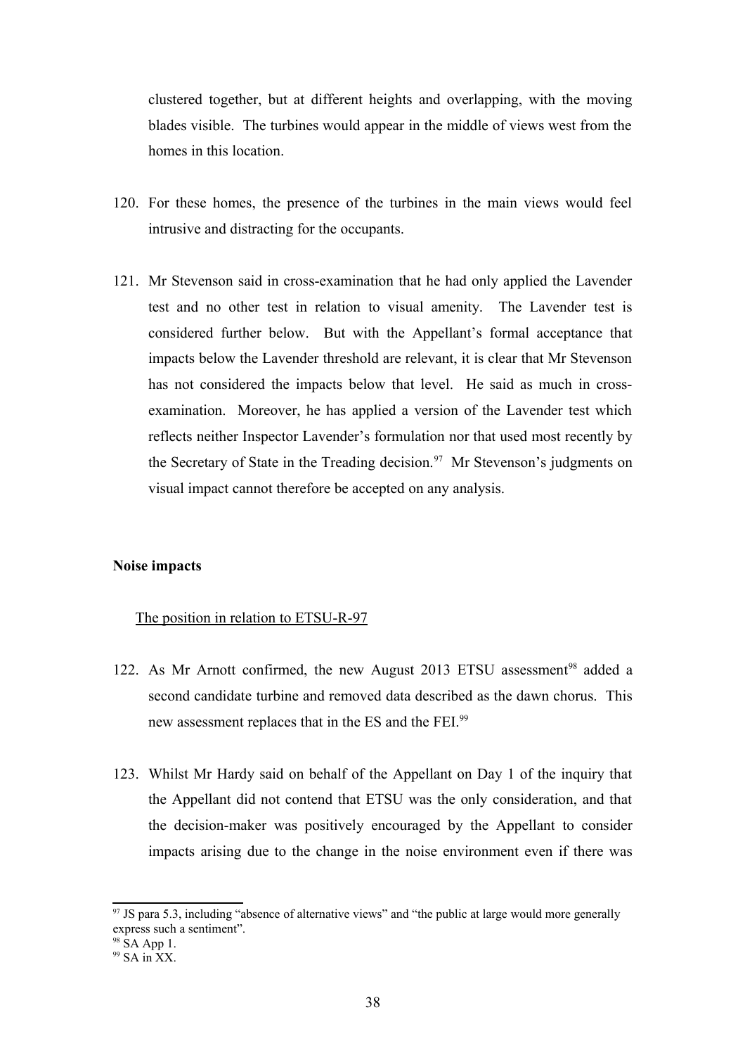clustered together, but at different heights and overlapping, with the moving blades visible. The turbines would appear in the middle of views west from the homes in this location.

120. For these homes, the presence of the turbines in the main views would feel intrusive and distracting for the occupants.

121. Mr Stevenson said in cross-examination that he had only applied the Lavender test and no other test in relation to visual amenity. The Lavender test is considered further below. But with the Appellant's formal acceptance that impacts below the Lavender threshold are relevant, it is clear that Mr Stevenson has not considered the impacts below that level. He said as much in cross-examination. Moreover, he has applied a version of the Lavender test which reflects neither Inspector Lavender's formulation nor that used most recently by the Secretary of State in the Treading decision.[97] Mr Stevenson's judgments on visual impact cannot therefore be accepted on any analysis.

**Noise impacts**

The position in relation to ETSU-R-97

122. As Mr Arnott confirmed, the new August 2013 ETSU assessment[98] added a second candidate turbine and removed data described as the dawn chorus. This new assessment replaces that in the ES and the FEI.[99]

123. Whilst Mr Hardy said on behalf of the Appellant on Day 1 of the inquiry that the Appellant did not contend that ETSU was the only consideration, and that the decision-maker was positively encouraged by the Appellant to consider impacts arising due to the change in the noise environment even if there was

[97] JS para 5.3, including "absence of alternative views" and "the public at large would more generally express such a sentiment".

[98] SA App 1.

[99] SA in XX.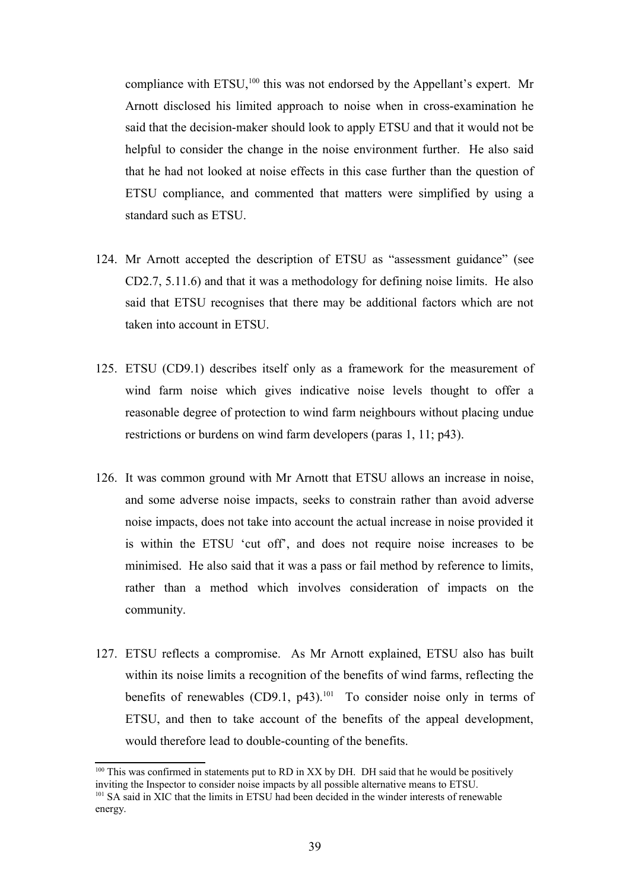compliance with ETSU,[100] this was not endorsed by the Appellant's expert. Mr Arnott disclosed his limited approach to noise when in cross-examination he said that the decision-maker should look to apply ETSU and that it would not be helpful to consider the change in the noise environment further. He also said that he had not looked at noise effects in this case further than the question of ETSU compliance, and commented that matters were simplified by using a standard such as ETSU.

124. Mr Arnott accepted the description of ETSU as "assessment guidance" (see CD2.7, 5.11.6) and that it was a methodology for defining noise limits. He also said that ETSU recognises that there may be additional factors which are not taken into account in ETSU.

125. ETSU (CD9.1) describes itself only as a framework for the measurement of wind farm noise which gives indicative noise levels thought to offer a reasonable degree of protection to wind farm neighbours without placing undue restrictions or burdens on wind farm developers (paras 1, 11; p43).

126. It was common ground with Mr Arnott that ETSU allows an increase in noise, and some adverse noise impacts, seeks to constrain rather than avoid adverse noise impacts, does not take into account the actual increase in noise provided it is within the ETSU 'cut off', and does not require noise increases to be minimised. He also said that it was a pass or fail method by reference to limits, rather than a method which involves consideration of impacts on the community.

127. ETSU reflects a compromise. As Mr Arnott explained, ETSU also has built within its noise limits a recognition of the benefits of wind farms, reflecting the benefits of renewables (CD9.1, p43).[101] To consider noise only in terms of ETSU, and then to take account of the benefits of the appeal development, would therefore lead to double-counting of the benefits.

---

[100] This was confirmed in statements put to RD in XX by DH. DH said that he would be positively inviting the Inspector to consider noise impacts by all possible alternative means to ETSU.

[101] SA said in XIC that the limits in ETSU had been decided in the winder interests of renewable energy.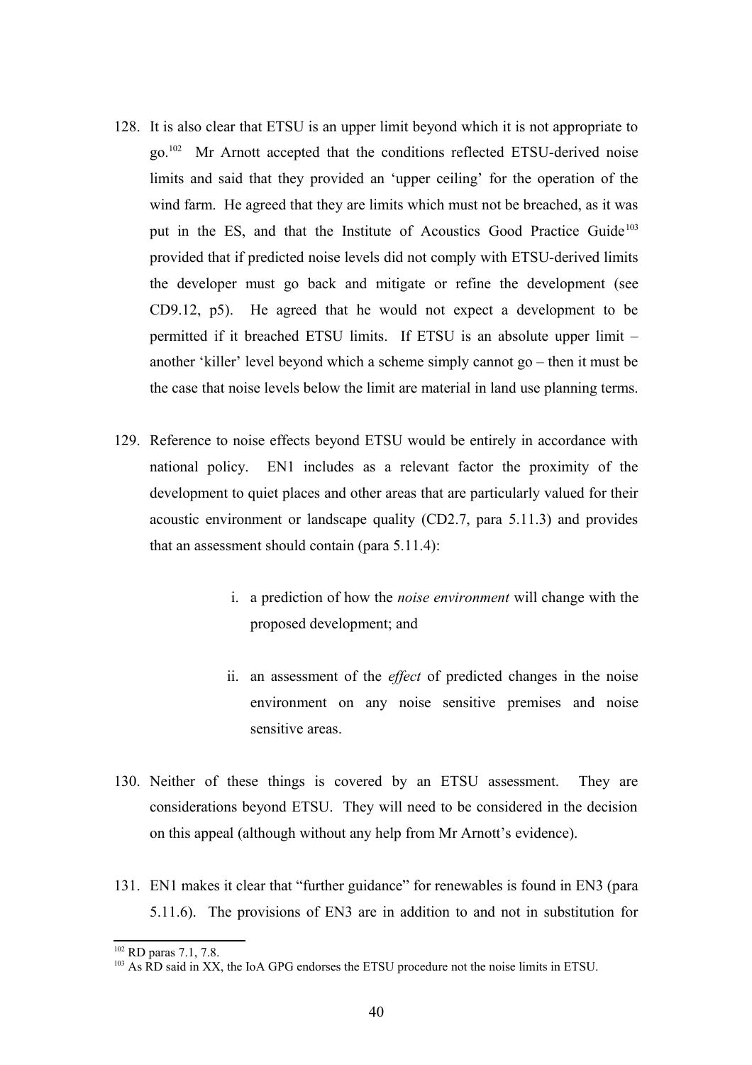128. It is also clear that ETSU is an upper limit beyond which it is not appropriate to go.[102] Mr Arnott accepted that the conditions reflected ETSU-derived noise limits and said that they provided an 'upper ceiling' for the operation of the wind farm. He agreed that they are limits which must not be breached, as it was put in the ES, and that the Institute of Acoustics Good Practice Guide[103] provided that if predicted noise levels did not comply with ETSU-derived limits the developer must go back and mitigate or refine the development (see CD9.12, p5). He agreed that he would not expect a development to be permitted if it breached ETSU limits. If ETSU is an absolute upper limit – another 'killer' level beyond which a scheme simply cannot go – then it must be the case that noise levels below the limit are material in land use planning terms.

129. Reference to noise effects beyond ETSU would be entirely in accordance with national policy. EN1 includes as a relevant factor the proximity of the development to quiet places and other areas that are particularly valued for their acoustic environment or landscape quality (CD2.7, para 5.11.3) and provides that an assessment should contain (para 5.11.4):

    i. a prediction of how the *noise environment* will change with the proposed development; and

    ii. an assessment of the *effect* of predicted changes in the noise environment on any noise sensitive premises and noise sensitive areas.

130. Neither of these things is covered by an ETSU assessment. They are considerations beyond ETSU. They will need to be considered in the decision on this appeal (although without any help from Mr Arnott's evidence).

131. EN1 makes it clear that "further guidance" for renewables is found in EN3 (para 5.11.6). The provisions of EN3 are in addition to and not in substitution for

---

[102] RD paras 7.1, 7.8.

[103] As RD said in XX, the IoA GPG endorses the ETSU procedure not the noise limits in ETSU.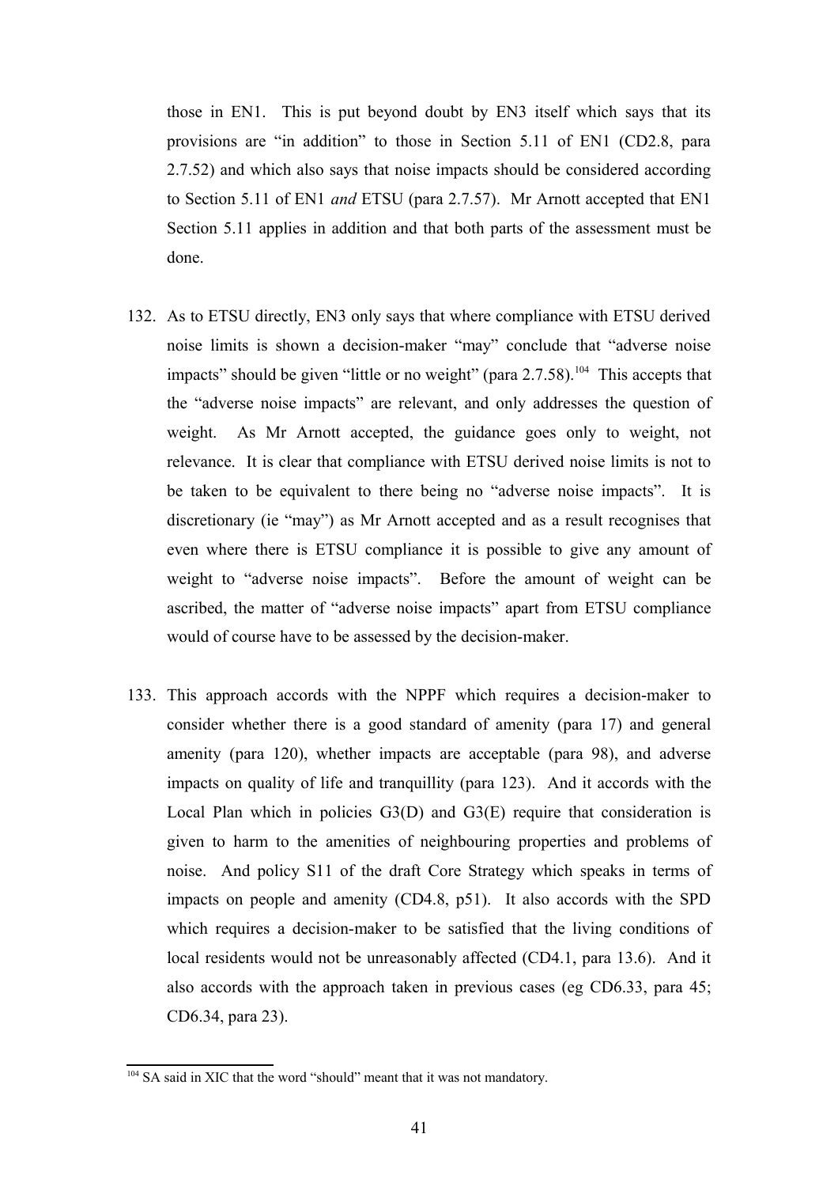those in EN1. This is put beyond doubt by EN3 itself which says that its provisions are "in addition" to those in Section 5.11 of EN1 (CD2.8, para 2.7.52) and which also says that noise impacts should be considered according to Section 5.11 of EN1 *and* ETSU (para 2.7.57). Mr Arnott accepted that EN1 Section 5.11 applies in addition and that both parts of the assessment must be done.

132. As to ETSU directly, EN3 only says that where compliance with ETSU derived noise limits is shown a decision-maker "may" conclude that "adverse noise impacts" should be given "little or no weight" (para 2.7.58).[104] This accepts that the "adverse noise impacts" are relevant, and only addresses the question of weight. As Mr Arnott accepted, the guidance goes only to weight, not relevance. It is clear that compliance with ETSU derived noise limits is not to be taken to be equivalent to there being no "adverse noise impacts". It is discretionary (ie "may") as Mr Arnott accepted and as a result recognises that even where there is ETSU compliance it is possible to give any amount of weight to "adverse noise impacts". Before the amount of weight can be ascribed, the matter of "adverse noise impacts" apart from ETSU compliance would of course have to be assessed by the decision-maker.

133. This approach accords with the NPPF which requires a decision-maker to consider whether there is a good standard of amenity (para 17) and general amenity (para 120), whether impacts are acceptable (para 98), and adverse impacts on quality of life and tranquillity (para 123). And it accords with the Local Plan which in policies G3(D) and G3(E) require that consideration is given to harm to the amenities of neighbouring properties and problems of noise. And policy S11 of the draft Core Strategy which speaks in terms of impacts on people and amenity (CD4.8, p51). It also accords with the SPD which requires a decision-maker to be satisfied that the living conditions of local residents would not be unreasonably affected (CD4.1, para 13.6). And it also accords with the approach taken in previous cases (eg CD6.33, para 45; CD6.34, para 23).

[104] SA said in XIC that the word "should" meant that it was not mandatory.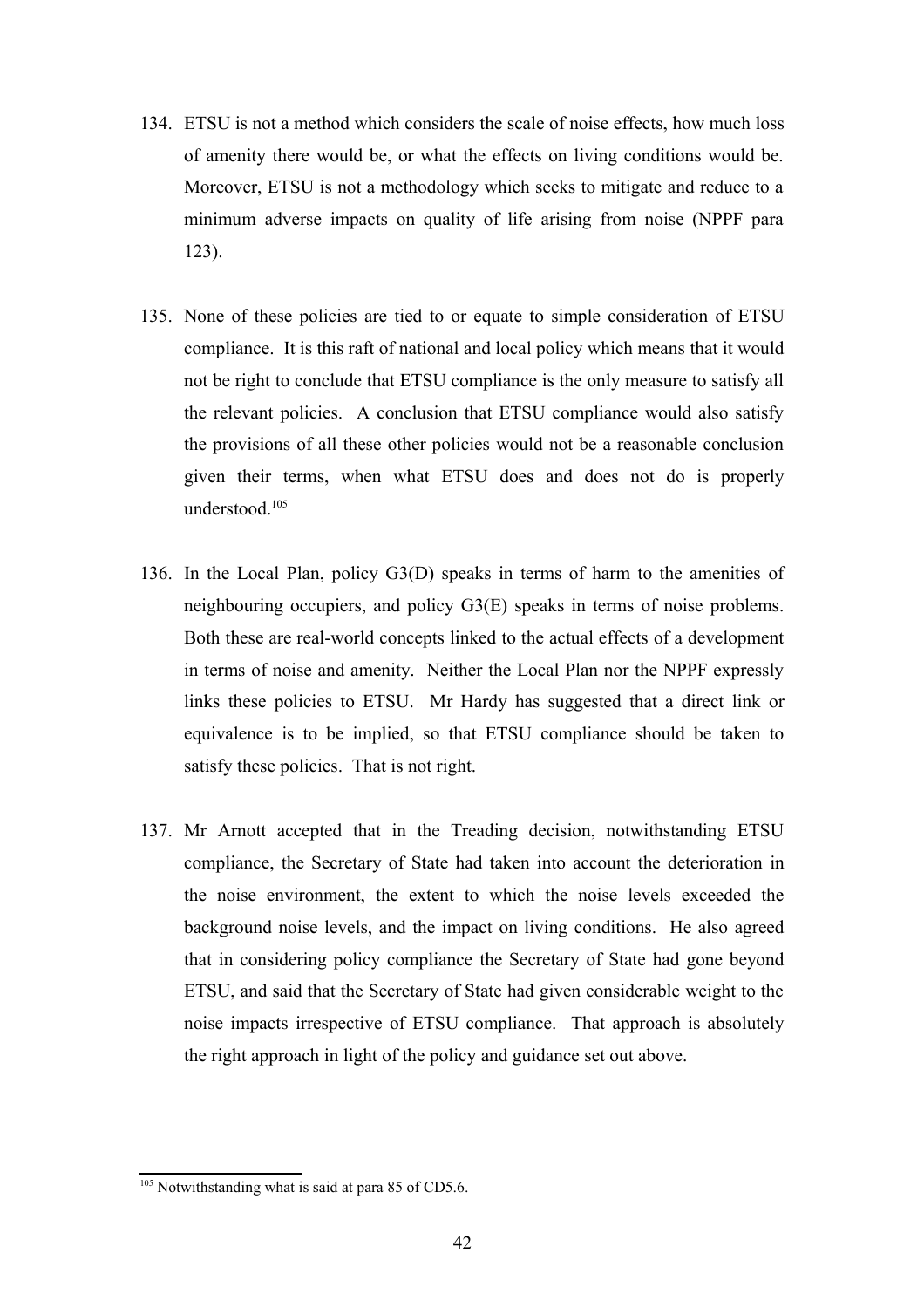134. ETSU is not a method which considers the scale of noise effects, how much loss of amenity there would be, or what the effects on living conditions would be. Moreover, ETSU is not a methodology which seeks to mitigate and reduce to a minimum adverse impacts on quality of life arising from noise (NPPF para 123).

135. None of these policies are tied to or equate to simple consideration of ETSU compliance. It is this raft of national and local policy which means that it would not be right to conclude that ETSU compliance is the only measure to satisfy all the relevant policies. A conclusion that ETSU compliance would also satisfy the provisions of all these other policies would not be a reasonable conclusion given their terms, when what ETSU does and does not do is properly understood.[105]

136. In the Local Plan, policy G3(D) speaks in terms of harm to the amenities of neighbouring occupiers, and policy G3(E) speaks in terms of noise problems. Both these are real-world concepts linked to the actual effects of a development in terms of noise and amenity. Neither the Local Plan nor the NPPF expressly links these policies to ETSU. Mr Hardy has suggested that a direct link or equivalence is to be implied, so that ETSU compliance should be taken to satisfy these policies. That is not right.

137. Mr Arnott accepted that in the Treading decision, notwithstanding ETSU compliance, the Secretary of State had taken into account the deterioration in the noise environment, the extent to which the noise levels exceeded the background noise levels, and the impact on living conditions. He also agreed that in considering policy compliance the Secretary of State had gone beyond ETSU, and said that the Secretary of State had given considerable weight to the noise impacts irrespective of ETSU compliance. That approach is absolutely the right approach in light of the policy and guidance set out above.

---

[105] Notwithstanding what is said at para 85 of CD5.6.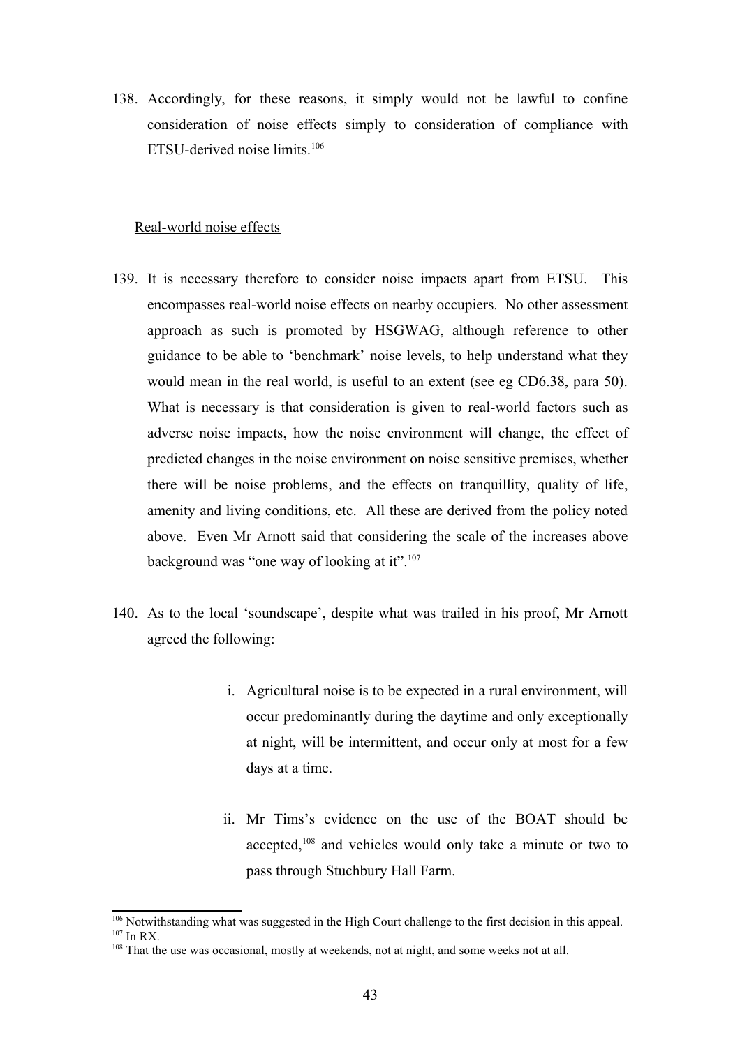138. Accordingly, for these reasons, it simply would not be lawful to confine consideration of noise effects simply to consideration of compliance with ETSU-derived noise limits.[106]

<u>Real-world noise effects</u>

139. It is necessary therefore to consider noise impacts apart from ETSU. This encompasses real-world noise effects on nearby occupiers. No other assessment approach as such is promoted by HSGWAG, although reference to other guidance to be able to 'benchmark' noise levels, to help understand what they would mean in the real world, is useful to an extent (see eg CD6.38, para 50). What is necessary is that consideration is given to real-world factors such as adverse noise impacts, how the noise environment will change, the effect of predicted changes in the noise environment on noise sensitive premises, whether there will be noise problems, and the effects on tranquillity, quality of life, amenity and living conditions, etc. All these are derived from the policy noted above. Even Mr Arnott said that considering the scale of the increases above background was "one way of looking at it".[107]

140. As to the local 'soundscape', despite what was trailed in his proof, Mr Arnott agreed the following:

   i. Agricultural noise is to be expected in a rural environment, will occur predominantly during the daytime and only exceptionally at night, will be intermittent, and occur only at most for a few days at a time.

   ii. Mr Tims's evidence on the use of the BOAT should be accepted,[108] and vehicles would only take a minute or two to pass through Stuchbury Hall Farm.

---

[106] Notwithstanding what was suggested in the High Court challenge to the first decision in this appeal.

[107] In RX.

[108] That the use was occasional, mostly at weekends, not at night, and some weeks not at all.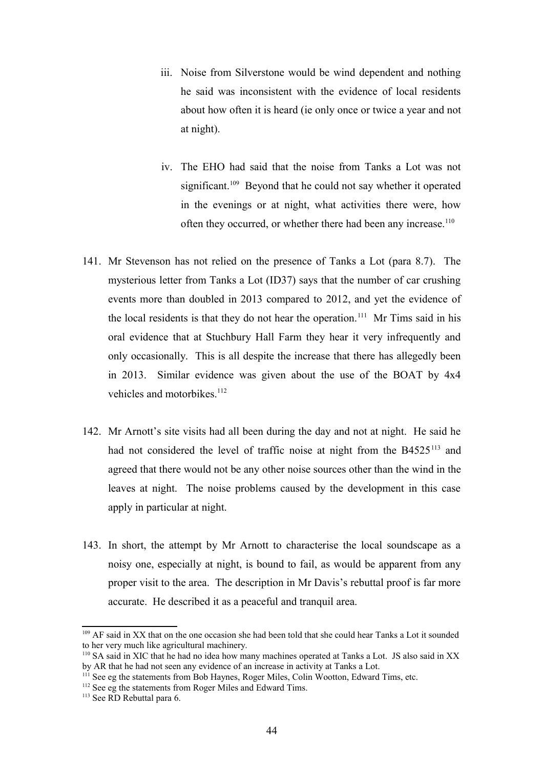iii. Noise from Silverstone would be wind dependent and nothing he said was inconsistent with the evidence of local residents about how often it is heard (ie only once or twice a year and not at night).

iv. The EHO had said that the noise from Tanks a Lot was not significant.[109] Beyond that he could not say whether it operated in the evenings or at night, what activities there were, how often they occurred, or whether there had been any increase.[110]

141. Mr Stevenson has not relied on the presence of Tanks a Lot (para 8.7). The mysterious letter from Tanks a Lot (ID37) says that the number of car crushing events more than doubled in 2013 compared to 2012, and yet the evidence of the local residents is that they do not hear the operation.[111] Mr Tims said in his oral evidence that at Stuchbury Hall Farm they hear it very infrequently and only occasionally. This is all despite the increase that there has allegedly been in 2013. Similar evidence was given about the use of the BOAT by 4x4 vehicles and motorbikes.[112]

142. Mr Arnott's site visits had all been during the day and not at night. He said he had not considered the level of traffic noise at night from the B4525[113] and agreed that there would not be any other noise sources other than the wind in the leaves at night. The noise problems caused by the development in this case apply in particular at night.

143. In short, the attempt by Mr Arnott to characterise the local soundscape as a noisy one, especially at night, is bound to fail, as would be apparent from any proper visit to the area. The description in Mr Davis's rebuttal proof is far more accurate. He described it as a peaceful and tranquil area.

---

[109] AF said in XX that on the one occasion she had been told that she could hear Tanks a Lot it sounded to her very much like agricultural machinery.

[110] SA said in XIC that he had no idea how many machines operated at Tanks a Lot. JS also said in XX by AR that he had not seen any evidence of an increase in activity at Tanks a Lot.

[111] See eg the statements from Bob Haynes, Roger Miles, Colin Wootton, Edward Tims, etc.

[112] See eg the statements from Roger Miles and Edward Tims.

[113] See RD Rebuttal para 6.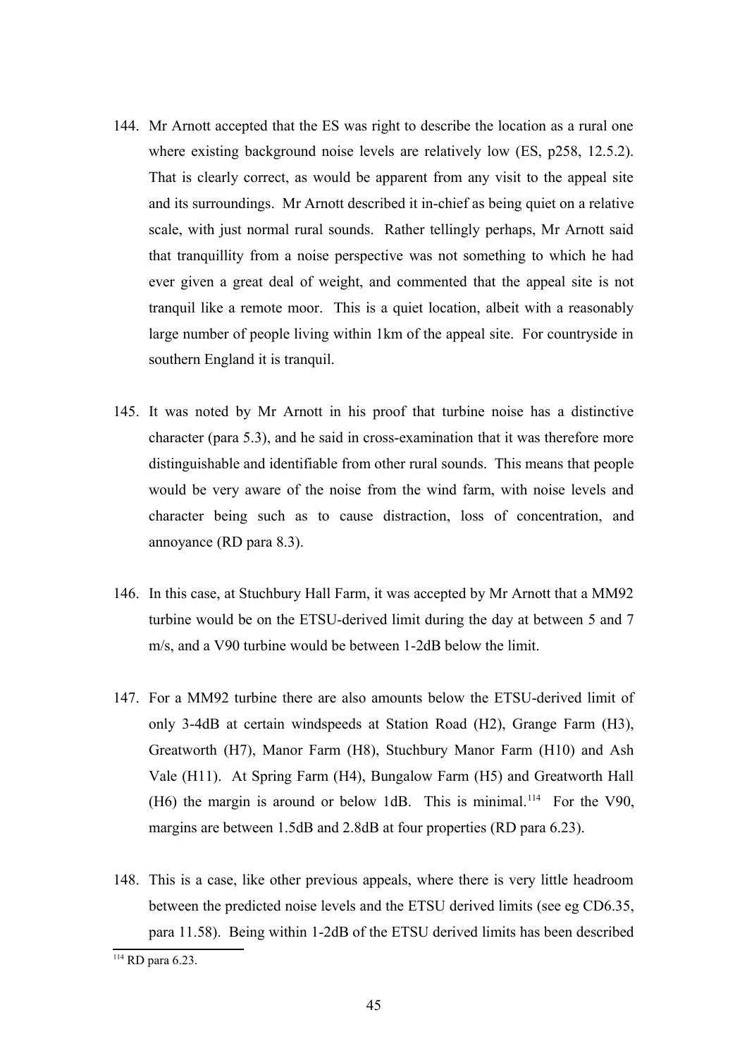144. Mr Arnott accepted that the ES was right to describe the location as a rural one where existing background noise levels are relatively low (ES, p258, 12.5.2). That is clearly correct, as would be apparent from any visit to the appeal site and its surroundings. Mr Arnott described it in-chief as being quiet on a relative scale, with just normal rural sounds. Rather tellingly perhaps, Mr Arnott said that tranquillity from a noise perspective was not something to which he had ever given a great deal of weight, and commented that the appeal site is not tranquil like a remote moor. This is a quiet location, albeit with a reasonably large number of people living within 1km of the appeal site. For countryside in southern England it is tranquil.

145. It was noted by Mr Arnott in his proof that turbine noise has a distinctive character (para 5.3), and he said in cross-examination that it was therefore more distinguishable and identifiable from other rural sounds. This means that people would be very aware of the noise from the wind farm, with noise levels and character being such as to cause distraction, loss of concentration, and annoyance (RD para 8.3).

146. In this case, at Stuchbury Hall Farm, it was accepted by Mr Arnott that a MM92 turbine would be on the ETSU-derived limit during the day at between 5 and 7 m/s, and a V90 turbine would be between 1-2dB below the limit.

147. For a MM92 turbine there are also amounts below the ETSU-derived limit of only 3-4dB at certain windspeeds at Station Road (H2), Grange Farm (H3), Greatworth (H7), Manor Farm (H8), Stuchbury Manor Farm (H10) and Ash Vale (H11). At Spring Farm (H4), Bungalow Farm (H5) and Greatworth Hall (H6) the margin is around or below 1dB. This is minimal.[114] For the V90, margins are between 1.5dB and 2.8dB at four properties (RD para 6.23).

148. This is a case, like other previous appeals, where there is very little headroom between the predicted noise levels and the ETSU derived limits (see eg CD6.35, para 11.58). Being within 1-2dB of the ETSU derived limits has been described

[114] RD para 6.23.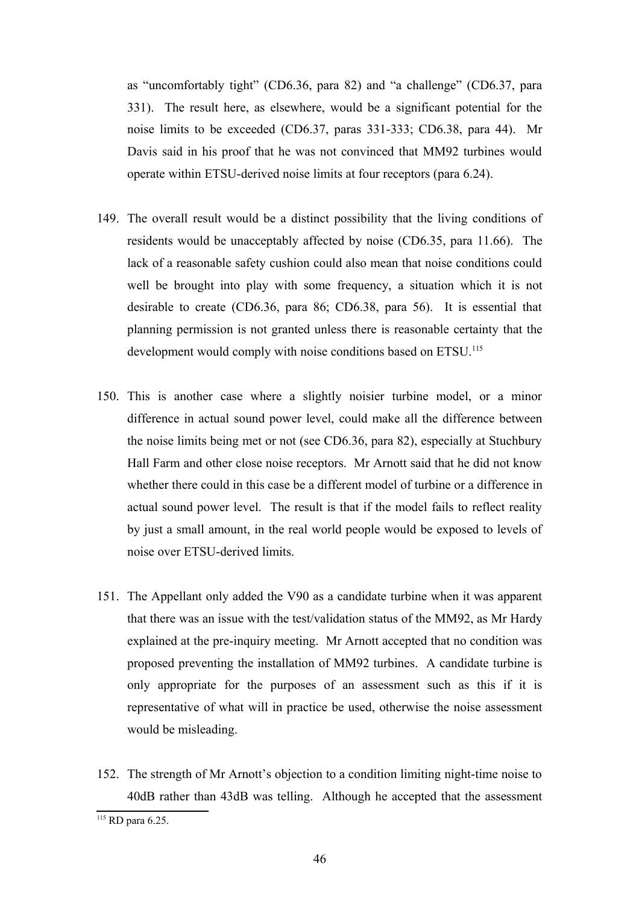as "uncomfortably tight" (CD6.36, para 82) and "a challenge" (CD6.37, para 331). The result here, as elsewhere, would be a significant potential for the noise limits to be exceeded (CD6.37, paras 331-333; CD6.38, para 44). Mr Davis said in his proof that he was not convinced that MM92 turbines would operate within ETSU-derived noise limits at four receptors (para 6.24).

149. The overall result would be a distinct possibility that the living conditions of residents would be unacceptably affected by noise (CD6.35, para 11.66). The lack of a reasonable safety cushion could also mean that noise conditions could well be brought into play with some frequency, a situation which it is not desirable to create (CD6.36, para 86; CD6.38, para 56). It is essential that planning permission is not granted unless there is reasonable certainty that the development would comply with noise conditions based on ETSU.[115]

150. This is another case where a slightly noisier turbine model, or a minor difference in actual sound power level, could make all the difference between the noise limits being met or not (see CD6.36, para 82), especially at Stuchbury Hall Farm and other close noise receptors. Mr Arnott said that he did not know whether there could in this case be a different model of turbine or a difference in actual sound power level. The result is that if the model fails to reflect reality by just a small amount, in the real world people would be exposed to levels of noise over ETSU-derived limits.

151. The Appellant only added the V90 as a candidate turbine when it was apparent that there was an issue with the test/validation status of the MM92, as Mr Hardy explained at the pre-inquiry meeting. Mr Arnott accepted that no condition was proposed preventing the installation of MM92 turbines. A candidate turbine is only appropriate for the purposes of an assessment such as this if it is representative of what will in practice be used, otherwise the noise assessment would be misleading.

152. The strength of Mr Arnott's objection to a condition limiting night-time noise to 40dB rather than 43dB was telling. Although he accepted that the assessment

[115] RD para 6.25.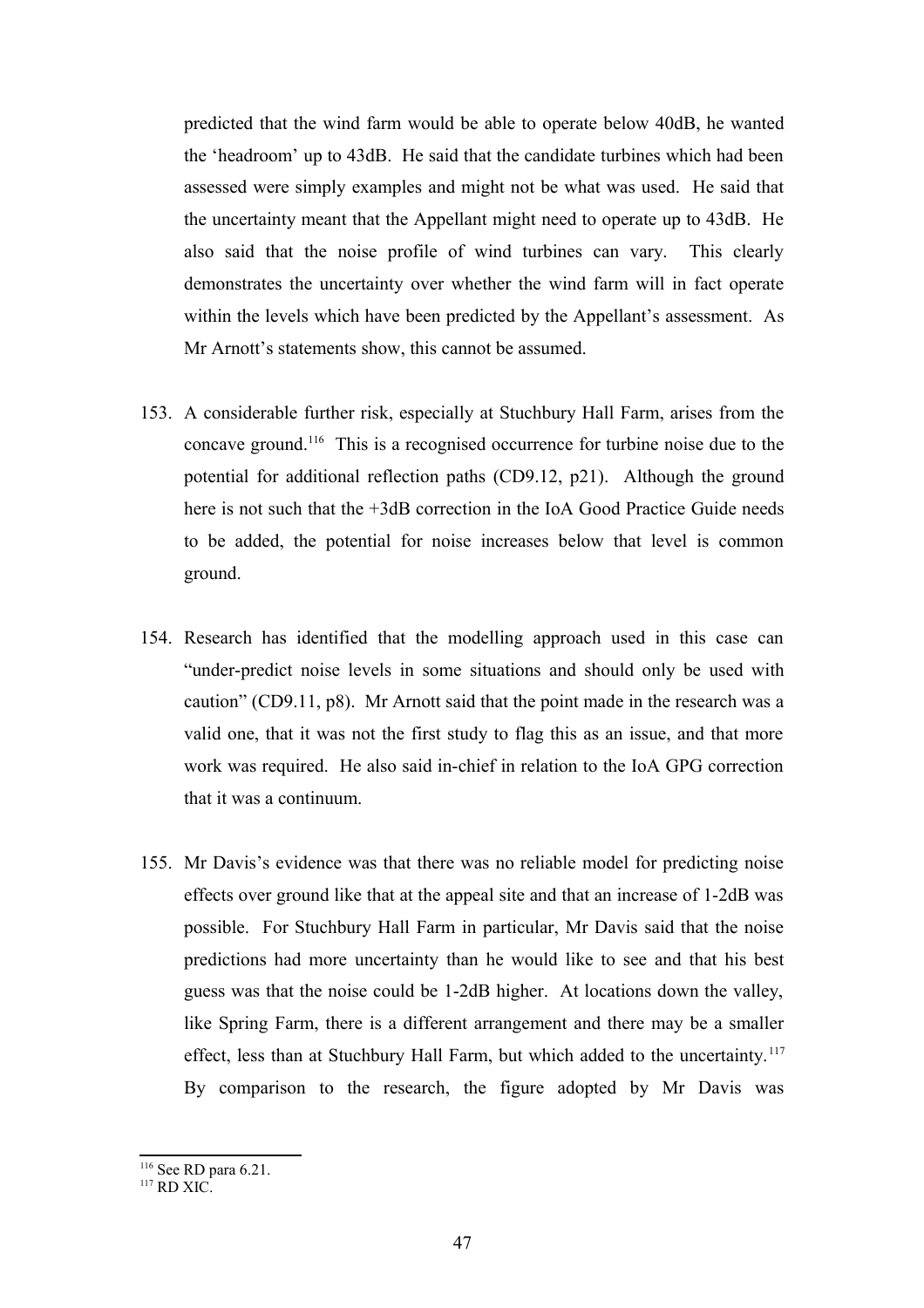predicted that the wind farm would be able to operate below 40dB, he wanted the 'headroom' up to 43dB. He said that the candidate turbines which had been assessed were simply examples and might not be what was used. He said that the uncertainty meant that the Appellant might need to operate up to 43dB. He also said that the noise profile of wind turbines can vary. This clearly demonstrates the uncertainty over whether the wind farm will in fact operate within the levels which have been predicted by the Appellant's assessment. As Mr Arnott's statements show, this cannot be assumed.

153. A considerable further risk, especially at Stuchbury Hall Farm, arises from the concave ground.[116] This is a recognised occurrence for turbine noise due to the potential for additional reflection paths (CD9.12, p21). Although the ground here is not such that the +3dB correction in the IoA Good Practice Guide needs to be added, the potential for noise increases below that level is common ground.

154. Research has identified that the modelling approach used in this case can "under-predict noise levels in some situations and should only be used with caution" (CD9.11, p8). Mr Arnott said that the point made in the research was a valid one, that it was not the first study to flag this as an issue, and that more work was required. He also said in-chief in relation to the IoA GPG correction that it was a continuum.

155. Mr Davis's evidence was that there was no reliable model for predicting noise effects over ground like that at the appeal site and that an increase of 1-2dB was possible. For Stuchbury Hall Farm in particular, Mr Davis said that the noise predictions had more uncertainty than he would like to see and that his best guess was that the noise could be 1-2dB higher. At locations down the valley, like Spring Farm, there is a different arrangement and there may be a smaller effect, less than at Stuchbury Hall Farm, but which added to the uncertainty.[117] By comparison to the research, the figure adopted by Mr Davis was

[116] See RD para 6.21.
[117] RD XIC.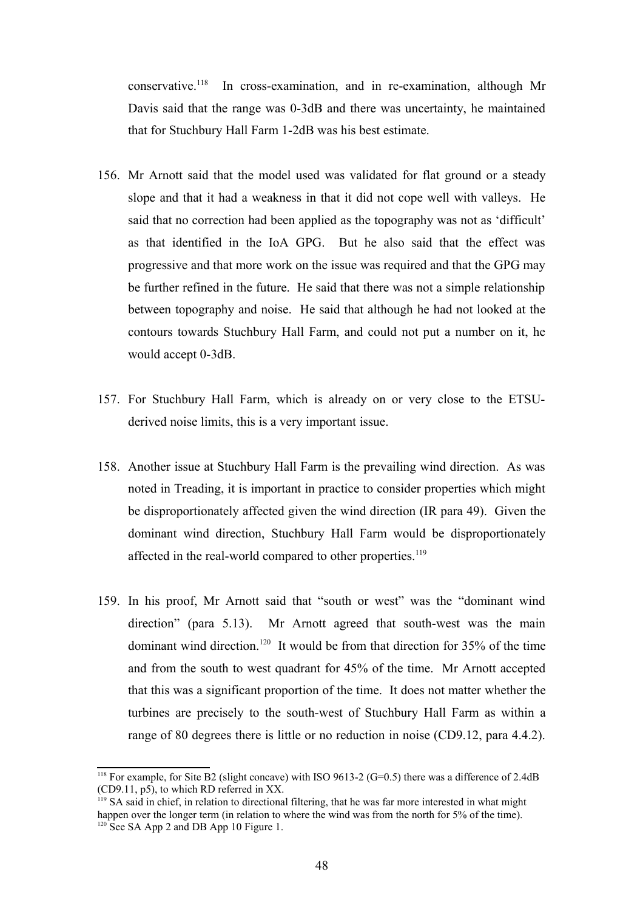conservative.[118] In cross-examination, and in re-examination, although Mr Davis said that the range was 0-3dB and there was uncertainty, he maintained that for Stuchbury Hall Farm 1-2dB was his best estimate.

156. Mr Arnott said that the model used was validated for flat ground or a steady slope and that it had a weakness in that it did not cope well with valleys. He said that no correction had been applied as the topography was not as 'difficult' as that identified in the IoA GPG. But he also said that the effect was progressive and that more work on the issue was required and that the GPG may be further refined in the future. He said that there was not a simple relationship between topography and noise. He said that although he had not looked at the contours towards Stuchbury Hall Farm, and could not put a number on it, he would accept 0-3dB.

157. For Stuchbury Hall Farm, which is already on or very close to the ETSU-derived noise limits, this is a very important issue.

158. Another issue at Stuchbury Hall Farm is the prevailing wind direction. As was noted in Treading, it is important in practice to consider properties which might be disproportionately affected given the wind direction (IR para 49). Given the dominant wind direction, Stuchbury Hall Farm would be disproportionately affected in the real-world compared to other properties.[119]

159. In his proof, Mr Arnott said that "south or west" was the "dominant wind direction" (para 5.13). Mr Arnott agreed that south-west was the main dominant wind direction.[120] It would be from that direction for 35% of the time and from the south to west quadrant for 45% of the time. Mr Arnott accepted that this was a significant proportion of the time. It does not matter whether the turbines are precisely to the south-west of Stuchbury Hall Farm as within a range of 80 degrees there is little or no reduction in noise (CD9.12, para 4.4.2).

---

[118] For example, for Site B2 (slight concave) with ISO 9613-2 (G=0.5) there was a difference of 2.4dB (CD9.11, p5), to which RD referred in XX.

[119] SA said in chief, in relation to directional filtering, that he was far more interested in what might happen over the longer term (in relation to where the wind was from the north for 5% of the time).

[120] See SA App 2 and DB App 10 Figure 1.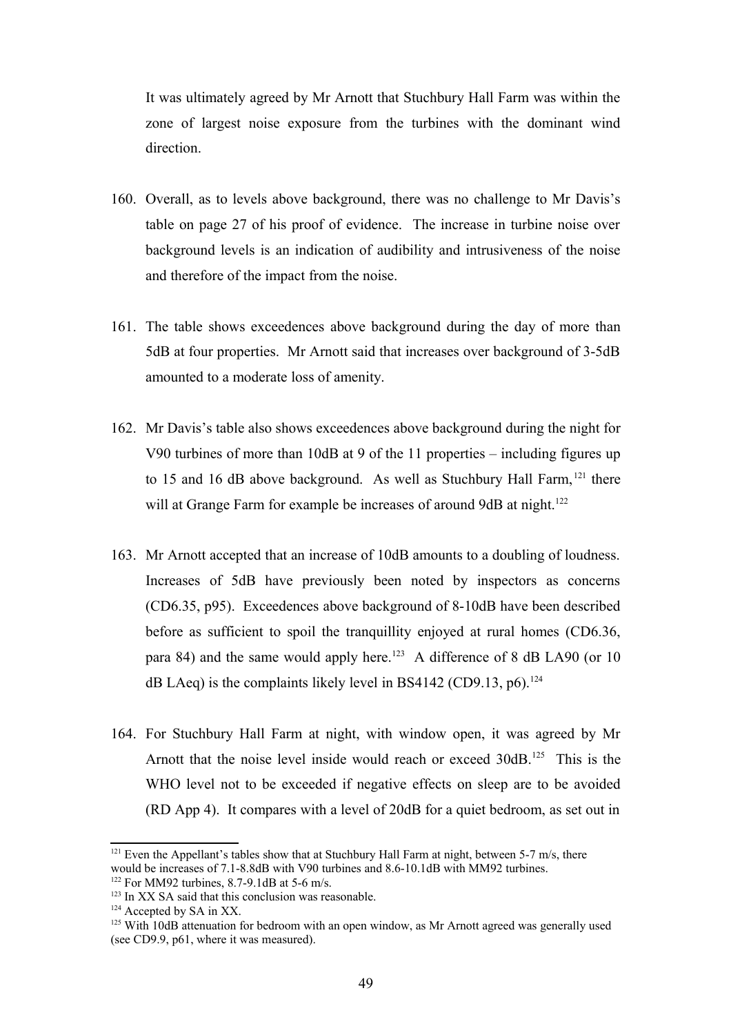It was ultimately agreed by Mr Arnott that Stuchbury Hall Farm was within the zone of largest noise exposure from the turbines with the dominant wind direction.

160. Overall, as to levels above background, there was no challenge to Mr Davis's table on page 27 of his proof of evidence. The increase in turbine noise over background levels is an indication of audibility and intrusiveness of the noise and therefore of the impact from the noise.

161. The table shows exceedences above background during the day of more than 5dB at four properties. Mr Arnott said that increases over background of 3-5dB amounted to a moderate loss of amenity.

162. Mr Davis's table also shows exceedences above background during the night for V90 turbines of more than 10dB at 9 of the 11 properties – including figures up to 15 and 16 dB above background. As well as Stuchbury Hall Farm,[121] there will at Grange Farm for example be increases of around 9dB at night.[122]

163. Mr Arnott accepted that an increase of 10dB amounts to a doubling of loudness. Increases of 5dB have previously been noted by inspectors as concerns (CD6.35, p95). Exceedences above background of 8-10dB have been described before as sufficient to spoil the tranquillity enjoyed at rural homes (CD6.36, para 84) and the same would apply here.[123] A difference of 8 dB LA90 (or 10 dB LAeq) is the complaints likely level in BS4142 (CD9.13, p6).[124]

164. For Stuchbury Hall Farm at night, with window open, it was agreed by Mr Arnott that the noise level inside would reach or exceed 30dB.[125] This is the WHO level not to be exceeded if negative effects on sleep are to be avoided (RD App 4). It compares with a level of 20dB for a quiet bedroom, as set out in

---

[121] Even the Appellant's tables show that at Stuchbury Hall Farm at night, between 5-7 m/s, there would be increases of 7.1-8.8dB with V90 turbines and 8.6-10.1dB with MM92 turbines.

[122] For MM92 turbines, 8.7-9.1dB at 5-6 m/s.

[123] In XX SA said that this conclusion was reasonable.

[124] Accepted by SA in XX.

[125] With 10dB attenuation for bedroom with an open window, as Mr Arnott agreed was generally used (see CD9.9, p61, where it was measured).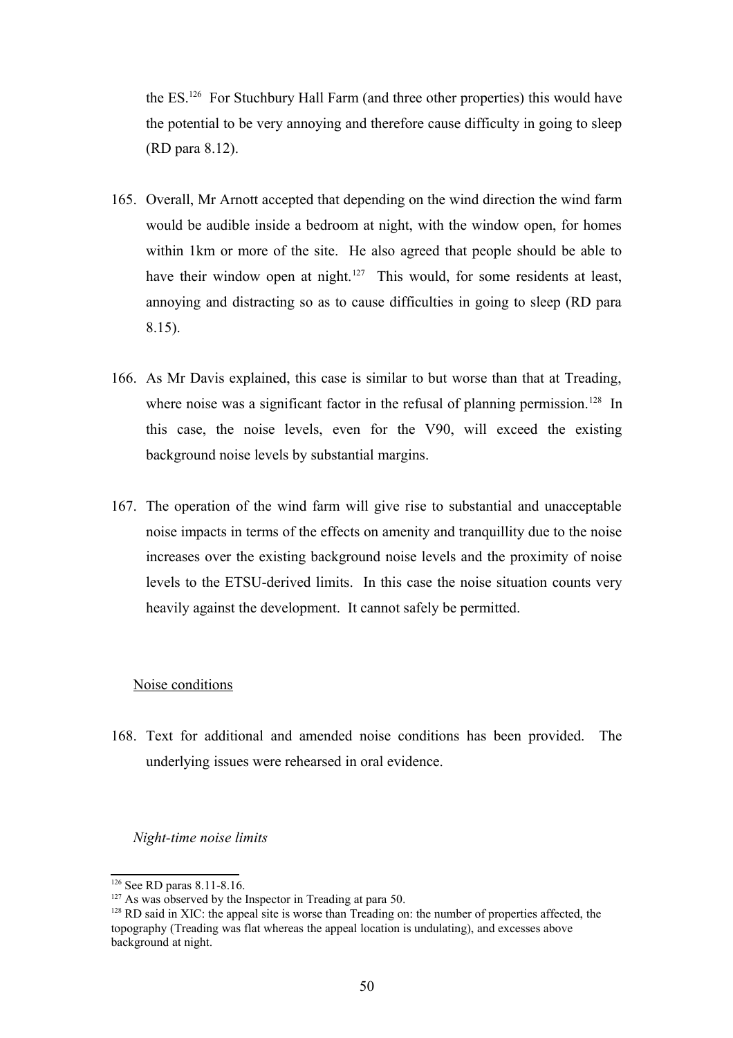the ES.[126] For Stuchbury Hall Farm (and three other properties) this would have the potential to be very annoying and therefore cause difficulty in going to sleep (RD para 8.12).

165. Overall, Mr Arnott accepted that depending on the wind direction the wind farm would be audible inside a bedroom at night, with the window open, for homes within 1km or more of the site. He also agreed that people should be able to have their window open at night.[127] This would, for some residents at least, annoying and distracting so as to cause difficulties in going to sleep (RD para 8.15).

166. As Mr Davis explained, this case is similar to but worse than that at Treading, where noise was a significant factor in the refusal of planning permission.[128] In this case, the noise levels, even for the V90, will exceed the existing background noise levels by substantial margins.

167. The operation of the wind farm will give rise to substantial and unacceptable noise impacts in terms of the effects on amenity and tranquillity due to the noise increases over the existing background noise levels and the proximity of noise levels to the ETSU-derived limits. In this case the noise situation counts very heavily against the development. It cannot safely be permitted.

<u>Noise conditions</u>

168. Text for additional and amended noise conditions has been provided. The underlying issues were rehearsed in oral evidence.

*Night-time noise limits*

---

[126] See RD paras 8.11-8.16.

[127] As was observed by the Inspector in Treading at para 50.

[128] RD said in XIC: the appeal site is worse than Treading on: the number of properties affected, the topography (Treading was flat whereas the appeal location is undulating), and excesses above background at night.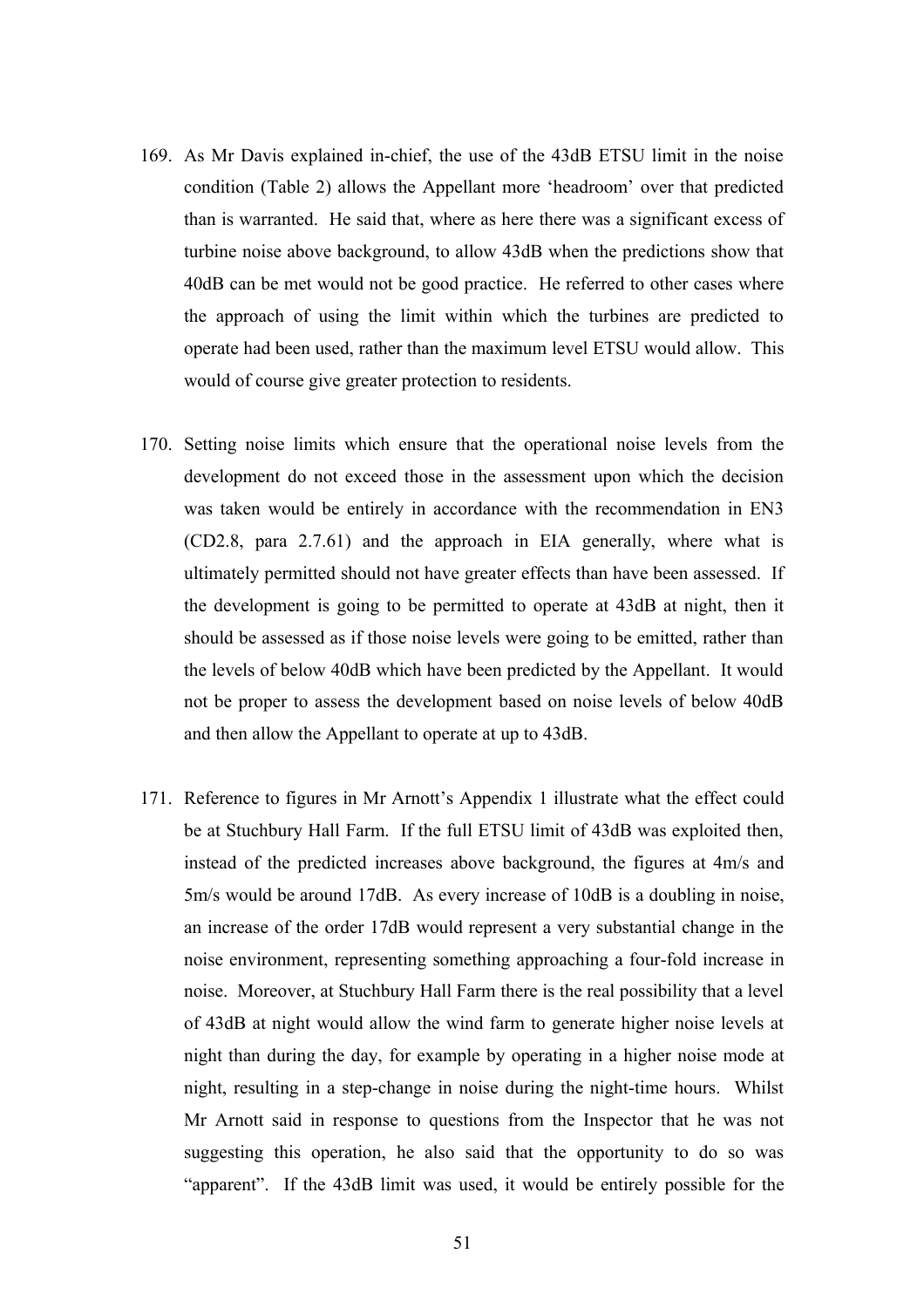169. As Mr Davis explained in-chief, the use of the 43dB ETSU limit in the noise condition (Table 2) allows the Appellant more 'headroom' over that predicted than is warranted. He said that, where as here there was a significant excess of turbine noise above background, to allow 43dB when the predictions show that 40dB can be met would not be good practice. He referred to other cases where the approach of using the limit within which the turbines are predicted to operate had been used, rather than the maximum level ETSU would allow. This would of course give greater protection to residents.

170. Setting noise limits which ensure that the operational noise levels from the development do not exceed those in the assessment upon which the decision was taken would be entirely in accordance with the recommendation in EN3 (CD2.8, para 2.7.61) and the approach in EIA generally, where what is ultimately permitted should not have greater effects than have been assessed. If the development is going to be permitted to operate at 43dB at night, then it should be assessed as if those noise levels were going to be emitted, rather than the levels of below 40dB which have been predicted by the Appellant. It would not be proper to assess the development based on noise levels of below 40dB and then allow the Appellant to operate at up to 43dB.

171. Reference to figures in Mr Arnott's Appendix 1 illustrate what the effect could be at Stuchbury Hall Farm. If the full ETSU limit of 43dB was exploited then, instead of the predicted increases above background, the figures at 4m/s and 5m/s would be around 17dB. As every increase of 10dB is a doubling in noise, an increase of the order 17dB would represent a very substantial change in the noise environment, representing something approaching a four-fold increase in noise. Moreover, at Stuchbury Hall Farm there is the real possibility that a level of 43dB at night would allow the wind farm to generate higher noise levels at night than during the day, for example by operating in a higher noise mode at night, resulting in a step-change in noise during the night-time hours. Whilst Mr Arnott said in response to questions from the Inspector that he was not suggesting this operation, he also said that the opportunity to do so was "apparent". If the 43dB limit was used, it would be entirely possible for the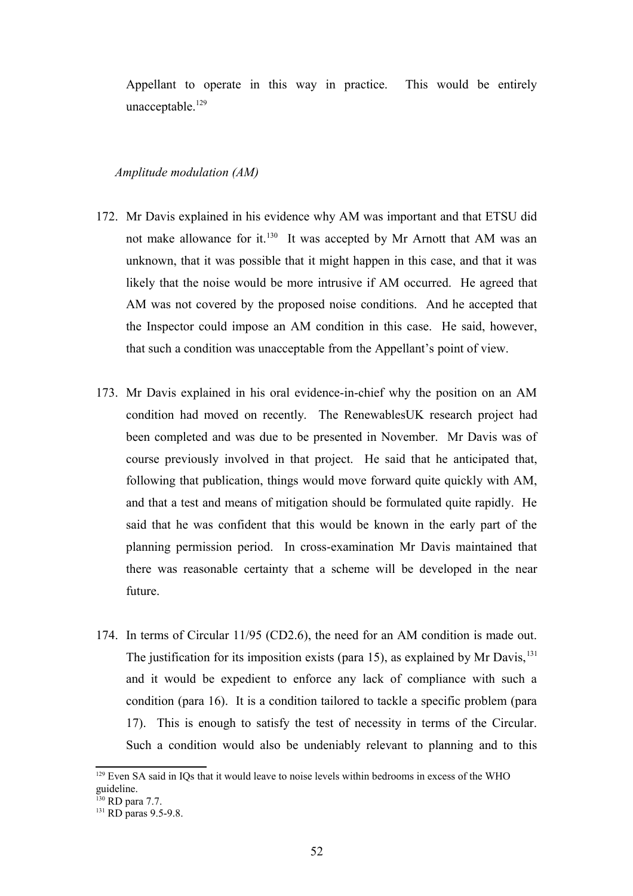Appellant to operate in this way in practice. This would be entirely unacceptable.[129]

*Amplitude modulation (AM)*

172. Mr Davis explained in his evidence why AM was important and that ETSU did not make allowance for it.[130] It was accepted by Mr Arnott that AM was an unknown, that it was possible that it might happen in this case, and that it was likely that the noise would be more intrusive if AM occurred. He agreed that AM was not covered by the proposed noise conditions. And he accepted that the Inspector could impose an AM condition in this case. He said, however, that such a condition was unacceptable from the Appellant's point of view.

173. Mr Davis explained in his oral evidence-in-chief why the position on an AM condition had moved on recently. The RenewablesUK research project had been completed and was due to be presented in November. Mr Davis was of course previously involved in that project. He said that he anticipated that, following that publication, things would move forward quite quickly with AM, and that a test and means of mitigation should be formulated quite rapidly. He said that he was confident that this would be known in the early part of the planning permission period. In cross-examination Mr Davis maintained that there was reasonable certainty that a scheme will be developed in the near future.

174. In terms of Circular 11/95 (CD2.6), the need for an AM condition is made out. The justification for its imposition exists (para 15), as explained by Mr Davis,[131] and it would be expedient to enforce any lack of compliance with such a condition (para 16). It is a condition tailored to tackle a specific problem (para 17). This is enough to satisfy the test of necessity in terms of the Circular. Such a condition would also be undeniably relevant to planning and to this

---

[129] Even SA said in IQs that it would leave to noise levels within bedrooms in excess of the WHO guideline.

[130] RD para 7.7.

[131] RD paras 9.5-9.8.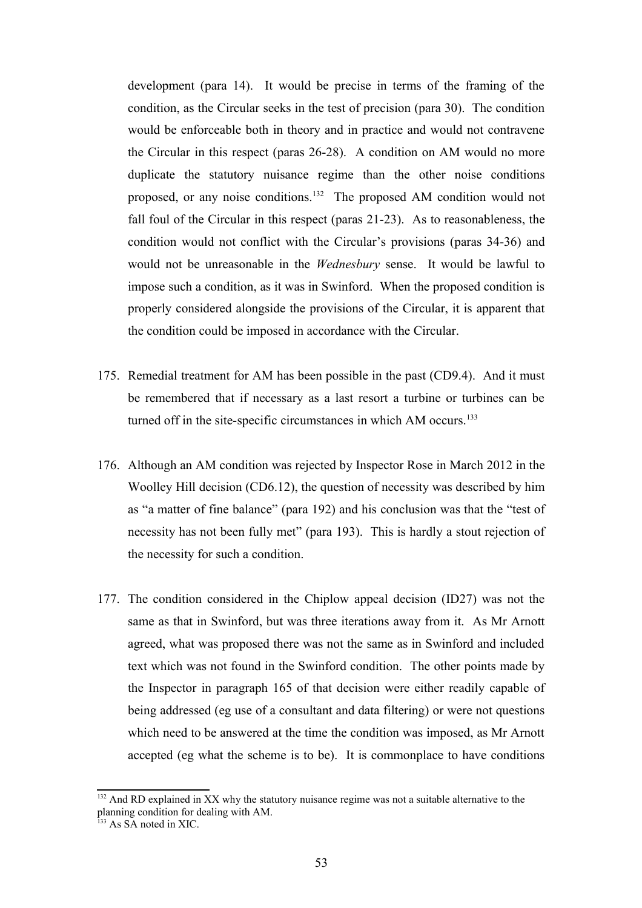development (para 14). It would be precise in terms of the framing of the condition, as the Circular seeks in the test of precision (para 30). The condition would be enforceable both in theory and in practice and would not contravene the Circular in this respect (paras 26-28). A condition on AM would no more duplicate the statutory nuisance regime than the other noise conditions proposed, or any noise conditions.[132] The proposed AM condition would not fall foul of the Circular in this respect (paras 21-23). As to reasonableness, the condition would not conflict with the Circular's provisions (paras 34-36) and would not be unreasonable in the *Wednesbury* sense. It would be lawful to impose such a condition, as it was in Swinford. When the proposed condition is properly considered alongside the provisions of the Circular, it is apparent that the condition could be imposed in accordance with the Circular.

175. Remedial treatment for AM has been possible in the past (CD9.4). And it must be remembered that if necessary as a last resort a turbine or turbines can be turned off in the site-specific circumstances in which AM occurs.[133]

176. Although an AM condition was rejected by Inspector Rose in March 2012 in the Woolley Hill decision (CD6.12), the question of necessity was described by him as "a matter of fine balance" (para 192) and his conclusion was that the "test of necessity has not been fully met" (para 193). This is hardly a stout rejection of the necessity for such a condition.

177. The condition considered in the Chiplow appeal decision (ID27) was not the same as that in Swinford, but was three iterations away from it. As Mr Arnott agreed, what was proposed there was not the same as in Swinford and included text which was not found in the Swinford condition. The other points made by the Inspector in paragraph 165 of that decision were either readily capable of being addressed (eg use of a consultant and data filtering) or were not questions which need to be answered at the time the condition was imposed, as Mr Arnott accepted (eg what the scheme is to be). It is commonplace to have conditions

---

[132] And RD explained in XX why the statutory nuisance regime was not a suitable alternative to the planning condition for dealing with AM.

[133] As SA noted in XIC.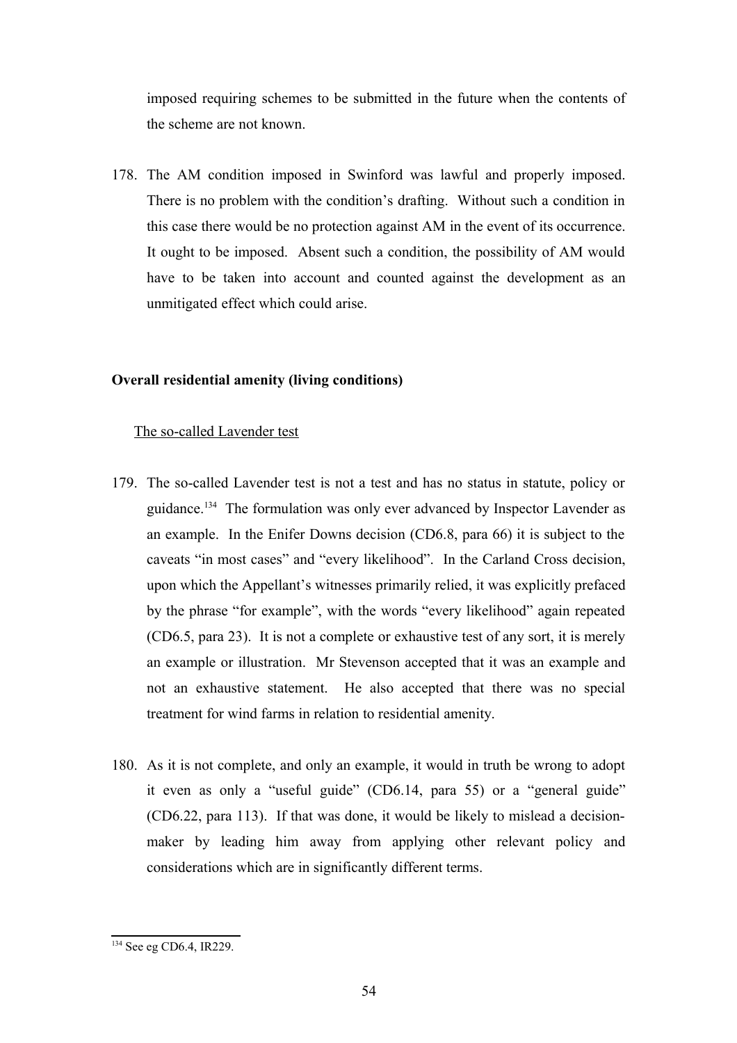imposed requiring schemes to be submitted in the future when the contents of the scheme are not known.

178. The AM condition imposed in Swinford was lawful and properly imposed. There is no problem with the condition's drafting. Without such a condition in this case there would be no protection against AM in the event of its occurrence. It ought to be imposed. Absent such a condition, the possibility of AM would have to be taken into account and counted against the development as an unmitigated effect which could arise.

**Overall residential amenity (living conditions)**

The so-called Lavender test

179. The so-called Lavender test is not a test and has no status in statute, policy or guidance.[134] The formulation was only ever advanced by Inspector Lavender as an example. In the Enifer Downs decision (CD6.8, para 66) it is subject to the caveats "in most cases" and "every likelihood". In the Carland Cross decision, upon which the Appellant's witnesses primarily relied, it was explicitly prefaced by the phrase "for example", with the words "every likelihood" again repeated (CD6.5, para 23). It is not a complete or exhaustive test of any sort, it is merely an example or illustration. Mr Stevenson accepted that it was an example and not an exhaustive statement. He also accepted that there was no special treatment for wind farms in relation to residential amenity.

180. As it is not complete, and only an example, it would in truth be wrong to adopt it even as only a "useful guide" (CD6.14, para 55) or a "general guide" (CD6.22, para 113). If that was done, it would be likely to mislead a decision-maker by leading him away from applying other relevant policy and considerations which are in significantly different terms.

[134] See eg CD6.4, IR229.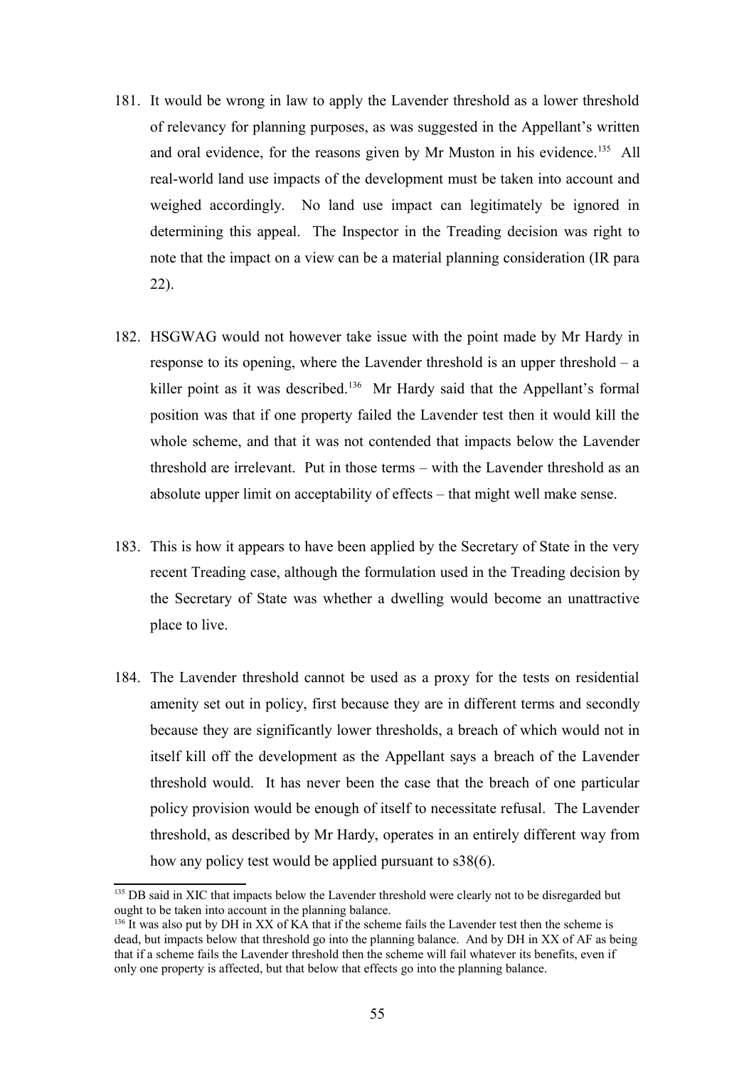181. It would be wrong in law to apply the Lavender threshold as a lower threshold of relevancy for planning purposes, as was suggested in the Appellant's written and oral evidence, for the reasons given by Mr Muston in his evidence.[135] All real-world land use impacts of the development must be taken into account and weighed accordingly. No land use impact can legitimately be ignored in determining this appeal. The Inspector in the Treading decision was right to note that the impact on a view can be a material planning consideration (IR para 22).

182. HSGWAG would not however take issue with the point made by Mr Hardy in response to its opening, where the Lavender threshold is an upper threshold – a killer point as it was described.[136] Mr Hardy said that the Appellant's formal position was that if one property failed the Lavender test then it would kill the whole scheme, and that it was not contended that impacts below the Lavender threshold are irrelevant. Put in those terms – with the Lavender threshold as an absolute upper limit on acceptability of effects – that might well make sense.

183. This is how it appears to have been applied by the Secretary of State in the very recent Treading case, although the formulation used in the Treading decision by the Secretary of State was whether a dwelling would become an unattractive place to live.

184. The Lavender threshold cannot be used as a proxy for the tests on residential amenity set out in policy, first because they are in different terms and secondly because they are significantly lower thresholds, a breach of which would not in itself kill off the development as the Appellant says a breach of the Lavender threshold would. It has never been the case that the breach of one particular policy provision would be enough of itself to necessitate refusal. The Lavender threshold, as described by Mr Hardy, operates in an entirely different way from how any policy test would be applied pursuant to s38(6).

---

[135] DB said in XIC that impacts below the Lavender threshold were clearly not to be disregarded but ought to be taken into account in the planning balance.

[136] It was also put by DH in XX of KA that if the scheme fails the Lavender test then the scheme is dead, but impacts below that threshold go into the planning balance. And by DH in XX of AF as being that if a scheme fails the Lavender threshold then the scheme will fail whatever its benefits, even if only one property is affected, but that below that effects go into the planning balance.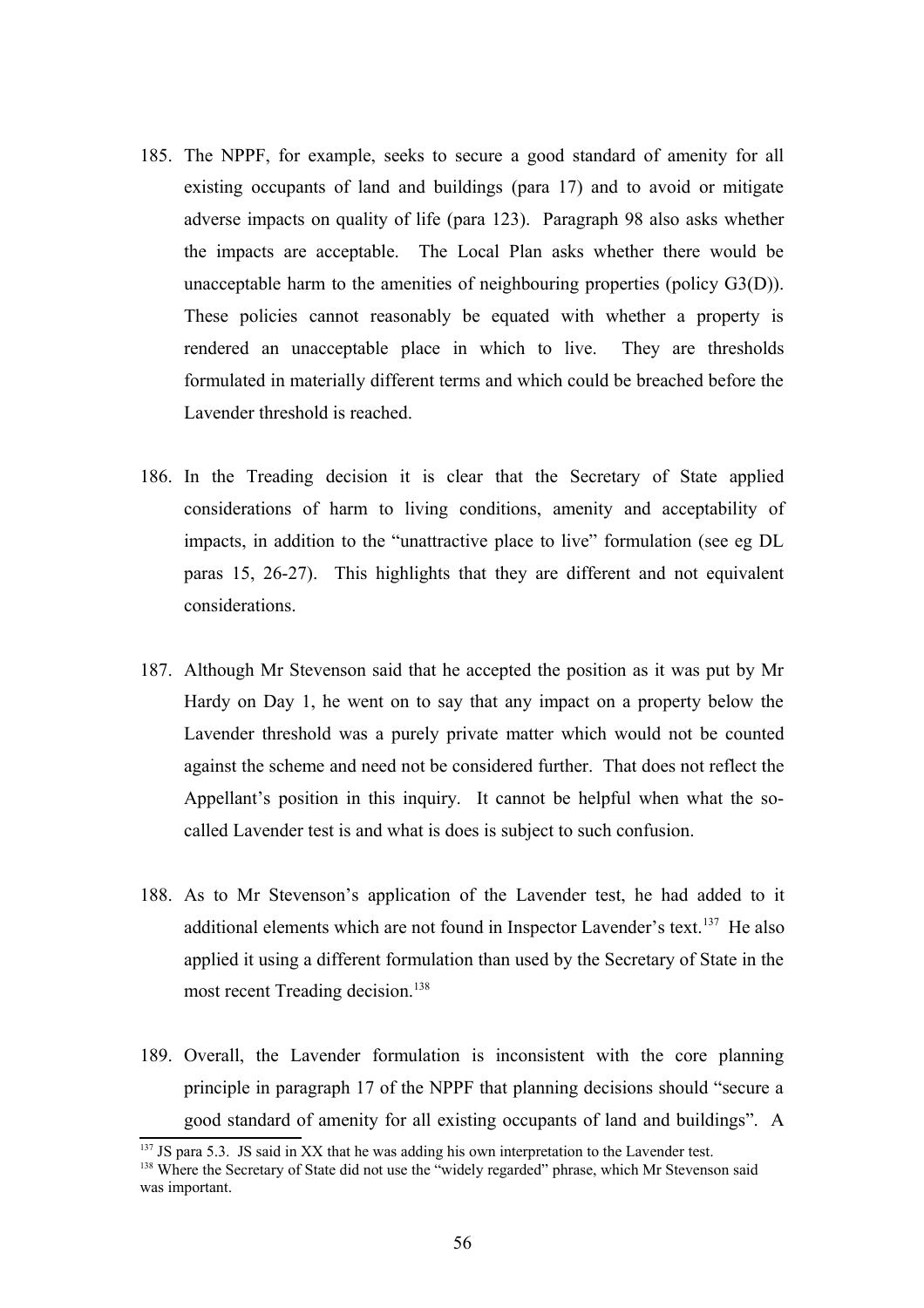185. The NPPF, for example, seeks to secure a good standard of amenity for all existing occupants of land and buildings (para 17) and to avoid or mitigate adverse impacts on quality of life (para 123). Paragraph 98 also asks whether the impacts are acceptable. The Local Plan asks whether there would be unacceptable harm to the amenities of neighbouring properties (policy G3(D)). These policies cannot reasonably be equated with whether a property is rendered an unacceptable place in which to live. They are thresholds formulated in materially different terms and which could be breached before the Lavender threshold is reached.

186. In the Treading decision it is clear that the Secretary of State applied considerations of harm to living conditions, amenity and acceptability of impacts, in addition to the "unattractive place to live" formulation (see eg DL paras 15, 26-27). This highlights that they are different and not equivalent considerations.

187. Although Mr Stevenson said that he accepted the position as it was put by Mr Hardy on Day 1, he went on to say that any impact on a property below the Lavender threshold was a purely private matter which would not be counted against the scheme and need not be considered further. That does not reflect the Appellant's position in this inquiry. It cannot be helpful when what the so-called Lavender test is and what is does is subject to such confusion.

188. As to Mr Stevenson's application of the Lavender test, he had added to it additional elements which are not found in Inspector Lavender's text.[137] He also applied it using a different formulation than used by the Secretary of State in the most recent Treading decision.[138]

189. Overall, the Lavender formulation is inconsistent with the core planning principle in paragraph 17 of the NPPF that planning decisions should "secure a good standard of amenity for all existing occupants of land and buildings". A

[137] JS para 5.3. JS said in XX that he was adding his own interpretation to the Lavender test.

[138] Where the Secretary of State did not use the "widely regarded" phrase, which Mr Stevenson said was important.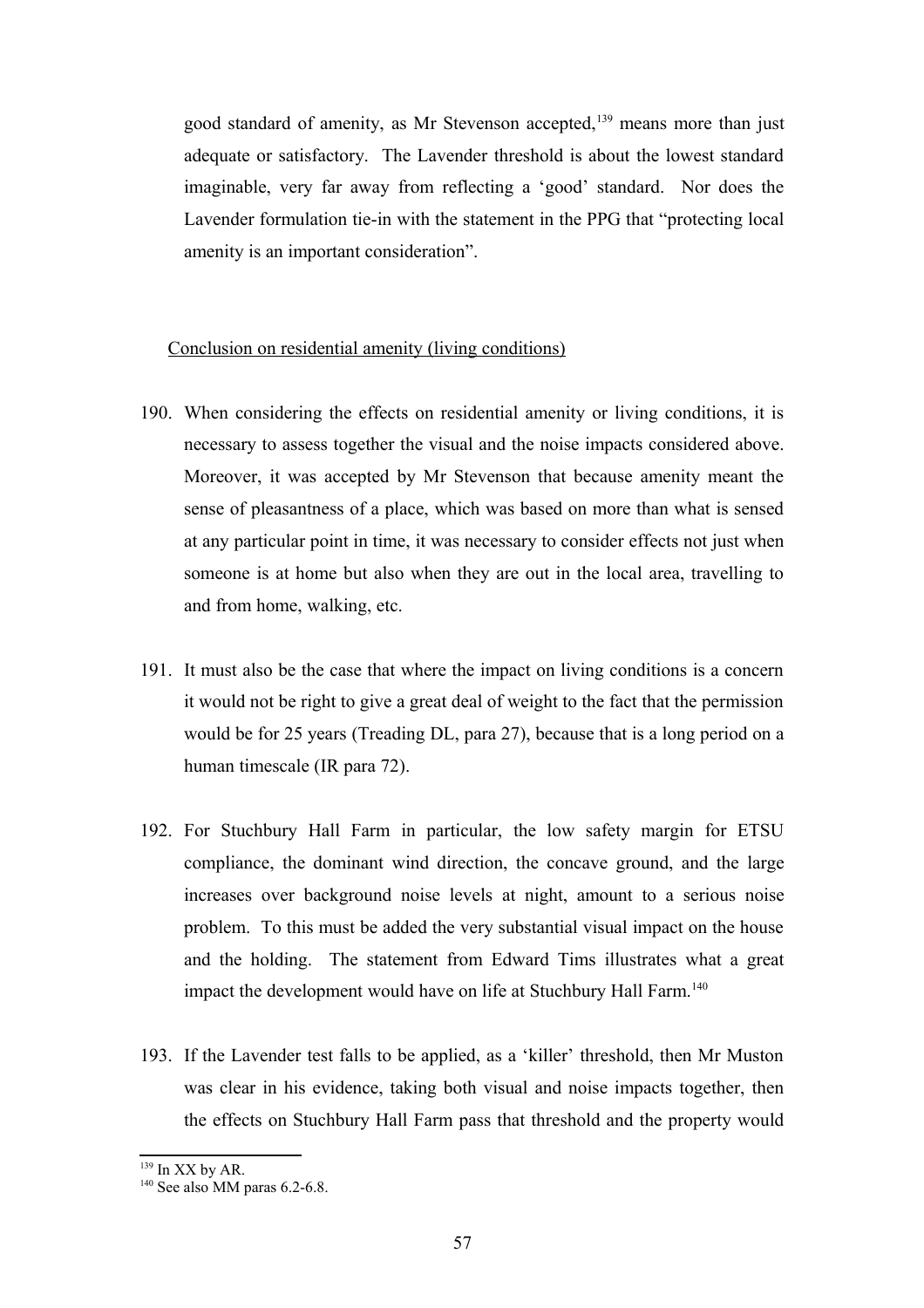good standard of amenity, as Mr Stevenson accepted,[139] means more than just adequate or satisfactory. The Lavender threshold is about the lowest standard imaginable, very far away from reflecting a 'good' standard. Nor does the Lavender formulation tie-in with the statement in the PPG that "protecting local amenity is an important consideration".

Conclusion on residential amenity (living conditions)

190. When considering the effects on residential amenity or living conditions, it is necessary to assess together the visual and the noise impacts considered above. Moreover, it was accepted by Mr Stevenson that because amenity meant the sense of pleasantness of a place, which was based on more than what is sensed at any particular point in time, it was necessary to consider effects not just when someone is at home but also when they are out in the local area, travelling to and from home, walking, etc.

191. It must also be the case that where the impact on living conditions is a concern it would not be right to give a great deal of weight to the fact that the permission would be for 25 years (Treading DL, para 27), because that is a long period on a human timescale (IR para 72).

192. For Stuchbury Hall Farm in particular, the low safety margin for ETSU compliance, the dominant wind direction, the concave ground, and the large increases over background noise levels at night, amount to a serious noise problem. To this must be added the very substantial visual impact on the house and the holding. The statement from Edward Tims illustrates what a great impact the development would have on life at Stuchbury Hall Farm.[140]

193. If the Lavender test falls to be applied, as a 'killer' threshold, then Mr Muston was clear in his evidence, taking both visual and noise impacts together, then the effects on Stuchbury Hall Farm pass that threshold and the property would

[139] In XX by AR.

[140] See also MM paras 6.2-6.8.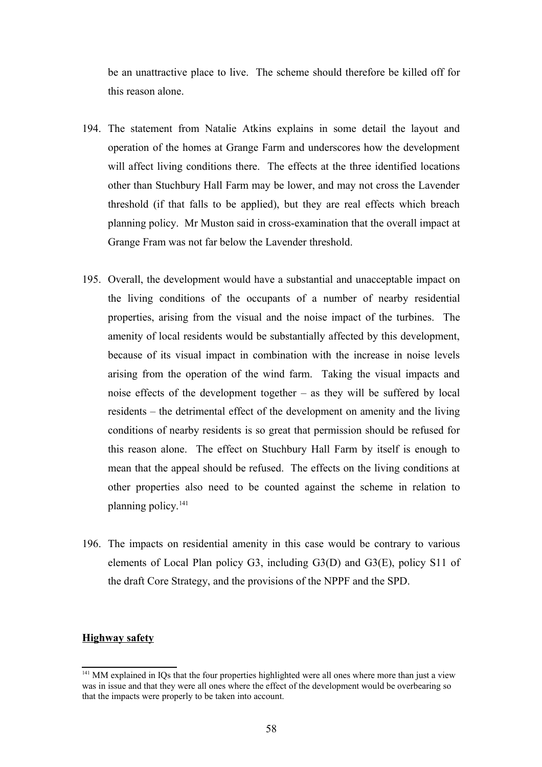be an unattractive place to live. The scheme should therefore be killed off for this reason alone.

194. The statement from Natalie Atkins explains in some detail the layout and operation of the homes at Grange Farm and underscores how the development will affect living conditions there. The effects at the three identified locations other than Stuchbury Hall Farm may be lower, and may not cross the Lavender threshold (if that falls to be applied), but they are real effects which breach planning policy. Mr Muston said in cross-examination that the overall impact at Grange Fram was not far below the Lavender threshold.

195. Overall, the development would have a substantial and unacceptable impact on the living conditions of the occupants of a number of nearby residential properties, arising from the visual and the noise impact of the turbines. The amenity of local residents would be substantially affected by this development, because of its visual impact in combination with the increase in noise levels arising from the operation of the wind farm. Taking the visual impacts and noise effects of the development together – as they will be suffered by local residents – the detrimental effect of the development on amenity and the living conditions of nearby residents is so great that permission should be refused for this reason alone. The effect on Stuchbury Hall Farm by itself is enough to mean that the appeal should be refused. The effects on the living conditions at other properties also need to be counted against the scheme in relation to planning policy.[141]

196. The impacts on residential amenity in this case would be contrary to various elements of Local Plan policy G3, including G3(D) and G3(E), policy S11 of the draft Core Strategy, and the provisions of the NPPF and the SPD.

**Highway safety**

[141] MM explained in IQs that the four properties highlighted were all ones where more than just a view was in issue and that they were all ones where the effect of the development would be overbearing so that the impacts were properly to be taken into account.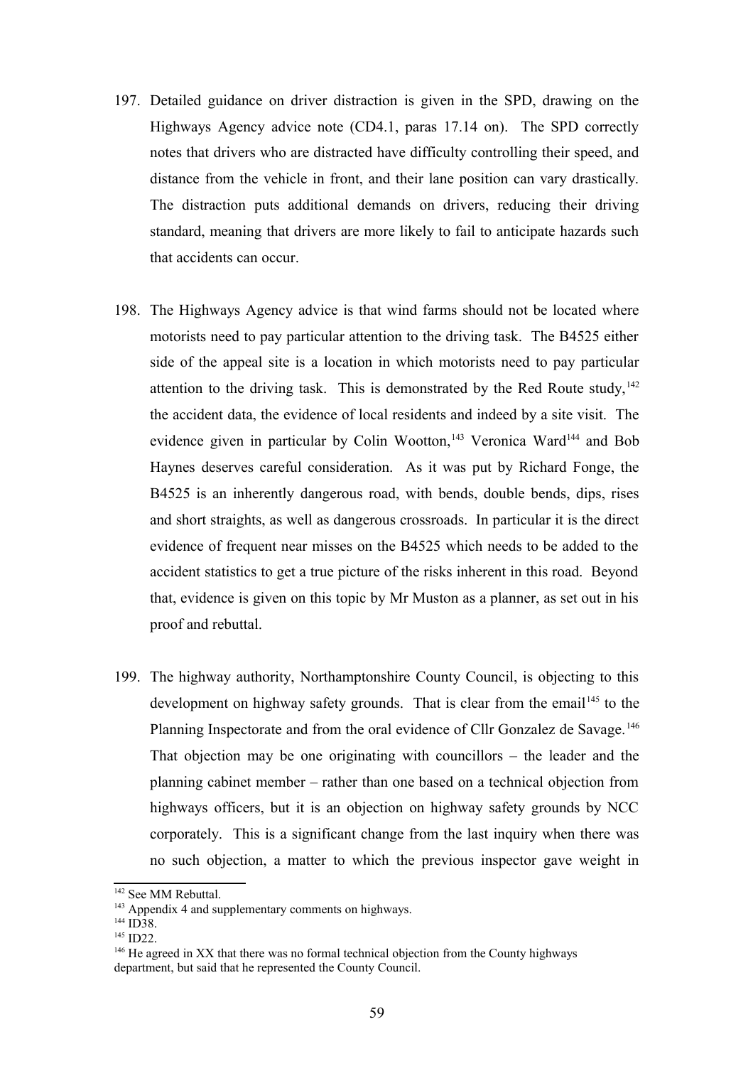197. Detailed guidance on driver distraction is given in the SPD, drawing on the Highways Agency advice note (CD4.1, paras 17.14 on). The SPD correctly notes that drivers who are distracted have difficulty controlling their speed, and distance from the vehicle in front, and their lane position can vary drastically. The distraction puts additional demands on drivers, reducing their driving standard, meaning that drivers are more likely to fail to anticipate hazards such that accidents can occur.

198. The Highways Agency advice is that wind farms should not be located where motorists need to pay particular attention to the driving task. The B4525 either side of the appeal site is a location in which motorists need to pay particular attention to the driving task. This is demonstrated by the Red Route study,[142] the accident data, the evidence of local residents and indeed by a site visit. The evidence given in particular by Colin Wootton,[143] Veronica Ward[144] and Bob Haynes deserves careful consideration. As it was put by Richard Fonge, the B4525 is an inherently dangerous road, with bends, double bends, dips, rises and short straights, as well as dangerous crossroads. In particular it is the direct evidence of frequent near misses on the B4525 which needs to be added to the accident statistics to get a true picture of the risks inherent in this road. Beyond that, evidence is given on this topic by Mr Muston as a planner, as set out in his proof and rebuttal.

199. The highway authority, Northamptonshire County Council, is objecting to this development on highway safety grounds. That is clear from the email[145] to the Planning Inspectorate and from the oral evidence of Cllr Gonzalez de Savage.[146] That objection may be one originating with councillors – the leader and the planning cabinet member – rather than one based on a technical objection from highways officers, but it is an objection on highway safety grounds by NCC corporately. This is a significant change from the last inquiry when there was no such objection, a matter to which the previous inspector gave weight in

---

[142] See MM Rebuttal.

[143] Appendix 4 and supplementary comments on highways.

[144] ID38.

[145] ID22.

[146] He agreed in XX that there was no formal technical objection from the County highways department, but said that he represented the County Council.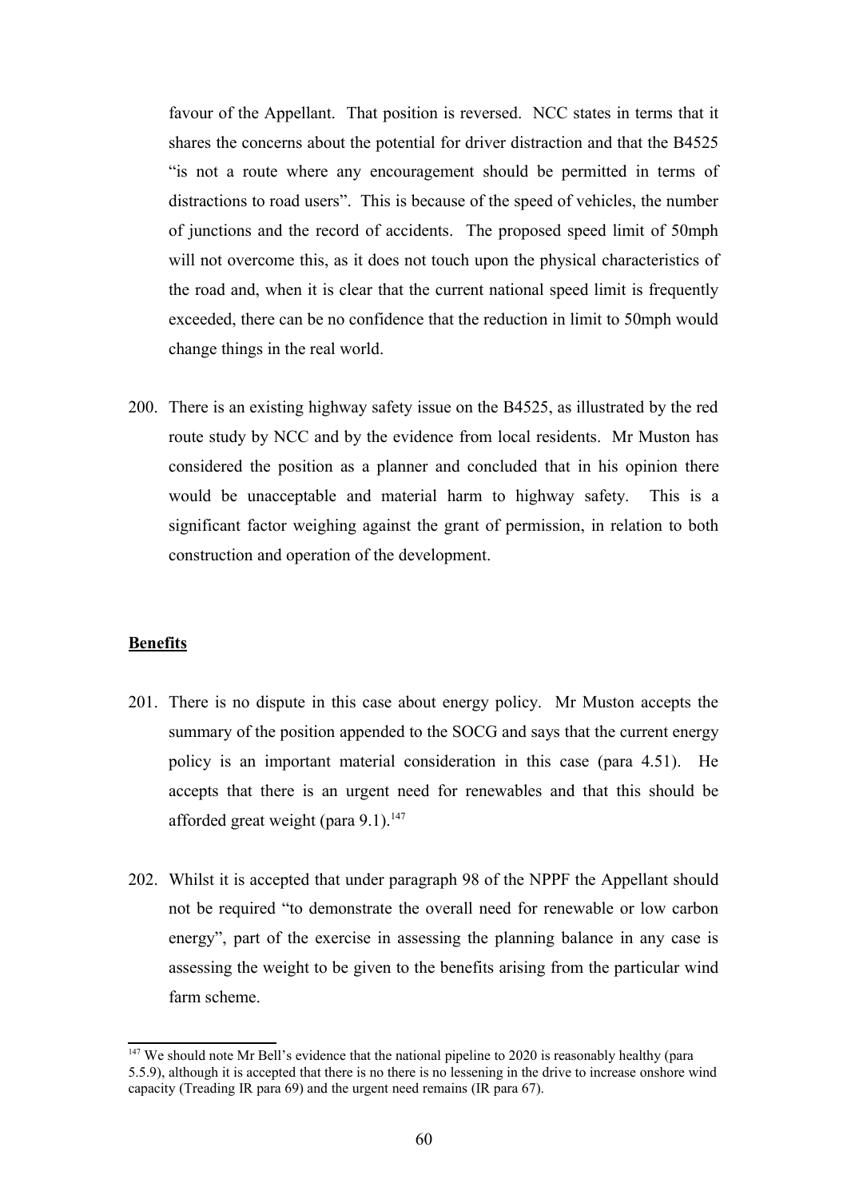favour of the Appellant. That position is reversed. NCC states in terms that it shares the concerns about the potential for driver distraction and that the B4525 "is not a route where any encouragement should be permitted in terms of distractions to road users". This is because of the speed of vehicles, the number of junctions and the record of accidents. The proposed speed limit of 50mph will not overcome this, as it does not touch upon the physical characteristics of the road and, when it is clear that the current national speed limit is frequently exceeded, there can be no confidence that the reduction in limit to 50mph would change things in the real world.

200. There is an existing highway safety issue on the B4525, as illustrated by the red route study by NCC and by the evidence from local residents. Mr Muston has considered the position as a planner and concluded that in his opinion there would be unacceptable and material harm to highway safety. This is a significant factor weighing against the grant of permission, in relation to both construction and operation of the development.

**Benefits**

201. There is no dispute in this case about energy policy. Mr Muston accepts the summary of the position appended to the SOCG and says that the current energy policy is an important material consideration in this case (para 4.51). He accepts that there is an urgent need for renewables and that this should be afforded great weight (para 9.1).[147]

202. Whilst it is accepted that under paragraph 98 of the NPPF the Appellant should not be required "to demonstrate the overall need for renewable or low carbon energy", part of the exercise in assessing the planning balance in any case is assessing the weight to be given to the benefits arising from the particular wind farm scheme.

[147] We should note Mr Bell's evidence that the national pipeline to 2020 is reasonably healthy (para 5.5.9), although it is accepted that there is no there is no lessening in the drive to increase onshore wind capacity (Treading IR para 69) and the urgent need remains (IR para 67).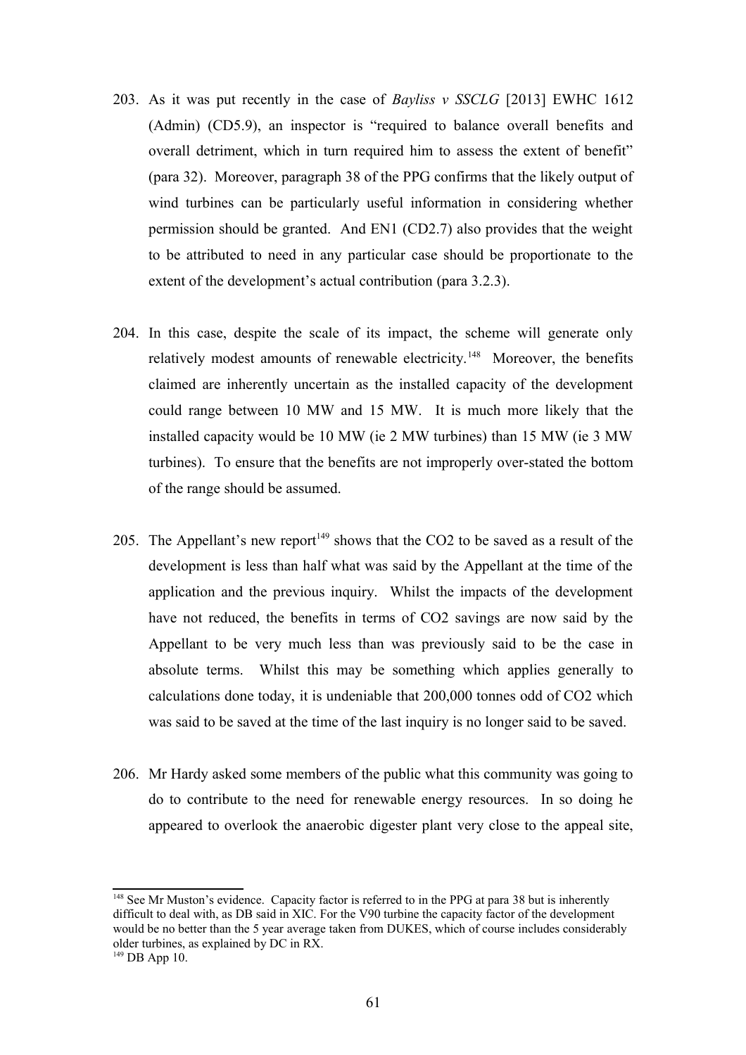203. As it was put recently in the case of *Bayliss v SSCLG* [2013] EWHC 1612 (Admin) (CD5.9), an inspector is "required to balance overall benefits and overall detriment, which in turn required him to assess the extent of benefit" (para 32). Moreover, paragraph 38 of the PPG confirms that the likely output of wind turbines can be particularly useful information in considering whether permission should be granted. And EN1 (CD2.7) also provides that the weight to be attributed to need in any particular case should be proportionate to the extent of the development's actual contribution (para 3.2.3).

204. In this case, despite the scale of its impact, the scheme will generate only relatively modest amounts of renewable electricity.[148] Moreover, the benefits claimed are inherently uncertain as the installed capacity of the development could range between 10 MW and 15 MW. It is much more likely that the installed capacity would be 10 MW (ie 2 MW turbines) than 15 MW (ie 3 MW turbines). To ensure that the benefits are not improperly over-stated the bottom of the range should be assumed.

205. The Appellant's new report[149] shows that the $CO_2$ to be saved as a result of the development is less than half what was said by the Appellant at the time of the application and the previous inquiry. Whilst the impacts of the development have not reduced, the benefits in terms of $CO_2$ savings are now said by the Appellant to be very much less than was previously said to be the case in absolute terms. Whilst this may be something which applies generally to calculations done today, it is undeniable that 200,000 tonnes odd of $CO_2$ which was said to be saved at the time of the last inquiry is no longer said to be saved.

206. Mr Hardy asked some members of the public what this community was going to do to contribute to the need for renewable energy resources. In so doing he appeared to overlook the anaerobic digester plant very close to the appeal site,

---

[148] See Mr Muston's evidence. Capacity factor is referred to in the PPG at para 38 but is inherently difficult to deal with, as DB said in XIC. For the V90 turbine the capacity factor of the development would be no better than the 5 year average taken from DUKES, which of course includes considerably older turbines, as explained by DC in RX.

[149] DB App 10.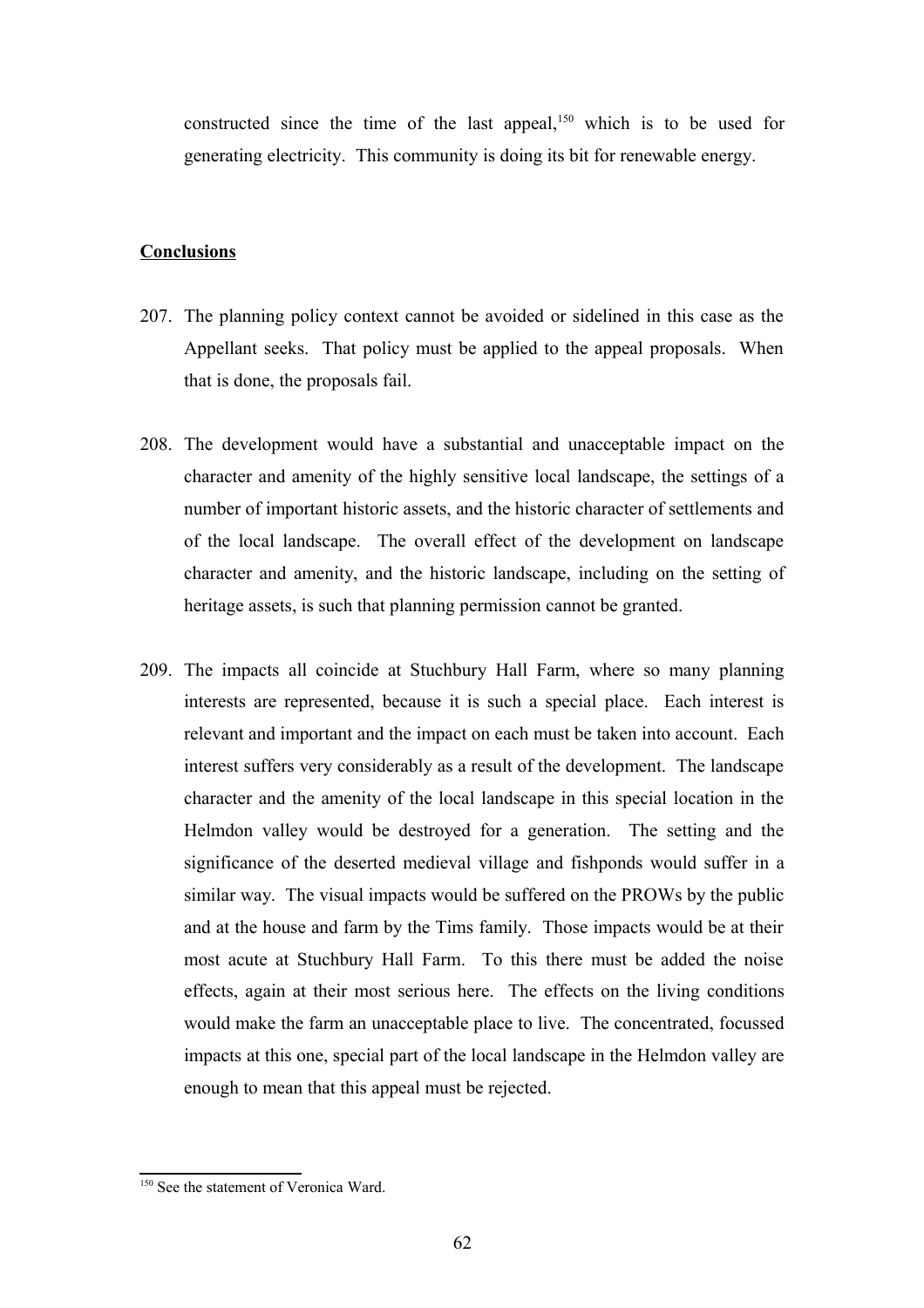constructed since the time of the last appeal,[150] which is to be used for generating electricity. This community is doing its bit for renewable energy.

**<u>Conclusions</u>**

207. The planning policy context cannot be avoided or sidelined in this case as the Appellant seeks. That policy must be applied to the appeal proposals. When that is done, the proposals fail.

208. The development would have a substantial and unacceptable impact on the character and amenity of the highly sensitive local landscape, the settings of a number of important historic assets, and the historic character of settlements and of the local landscape. The overall effect of the development on landscape character and amenity, and the historic landscape, including on the setting of heritage assets, is such that planning permission cannot be granted.

209. The impacts all coincide at Stuchbury Hall Farm, where so many planning interests are represented, because it is such a special place. Each interest is relevant and important and the impact on each must be taken into account. Each interest suffers very considerably as a result of the development. The landscape character and the amenity of the local landscape in this special location in the Helmdon valley would be destroyed for a generation. The setting and the significance of the deserted medieval village and fishponds would suffer in a similar way. The visual impacts would be suffered on the PROWs by the public and at the house and farm by the Tims family. Those impacts would be at their most acute at Stuchbury Hall Farm. To this there must be added the noise effects, again at their most serious here. The effects on the living conditions would make the farm an unacceptable place to live. The concentrated, focussed impacts at this one, special part of the local landscape in the Helmdon valley are enough to mean that this appeal must be rejected.

[150] See the statement of Veronica Ward.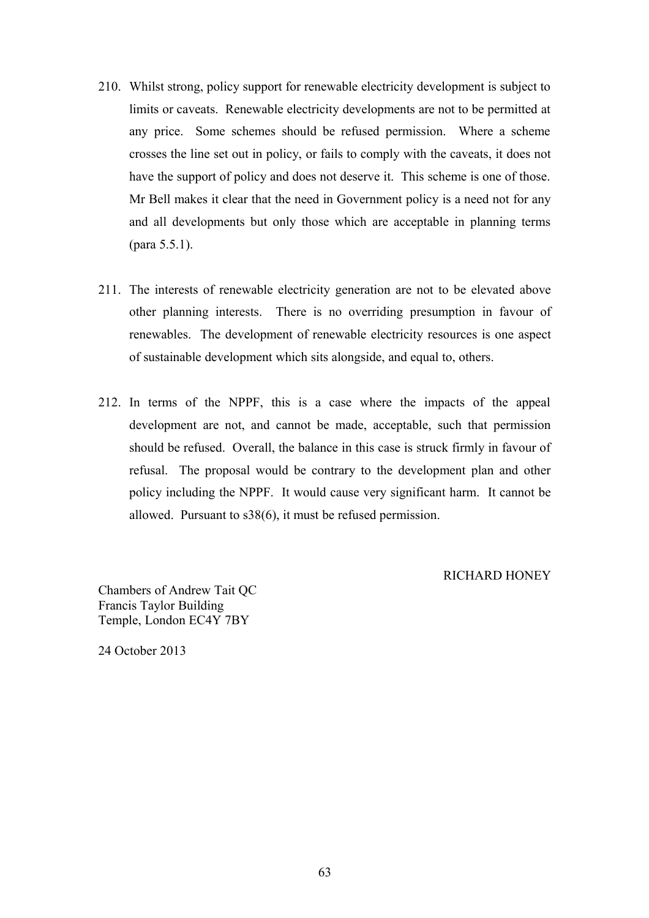210. Whilst strong, policy support for renewable electricity development is subject to limits or caveats. Renewable electricity developments are not to be permitted at any price. Some schemes should be refused permission. Where a scheme crosses the line set out in policy, or fails to comply with the caveats, it does not have the support of policy and does not deserve it. This scheme is one of those. Mr Bell makes it clear that the need in Government policy is a need not for any and all developments but only those which are acceptable in planning terms (para 5.5.1).

211. The interests of renewable electricity generation are not to be elevated above other planning interests. There is no overriding presumption in favour of renewables. The development of renewable electricity resources is one aspect of sustainable development which sits alongside, and equal to, others.

212. In terms of the NPPF, this is a case where the impacts of the appeal development are not, and cannot be made, acceptable, such that permission should be refused. Overall, the balance in this case is struck firmly in favour of refusal. The proposal would be contrary to the development plan and other policy including the NPPF. It would cause very significant harm. It cannot be allowed. Pursuant to s38(6), it must be refused permission.

RICHARD HONEY

Chambers of Andrew Tait QC
Francis Taylor Building
Temple, London EC4Y 7BY

24 October 2013